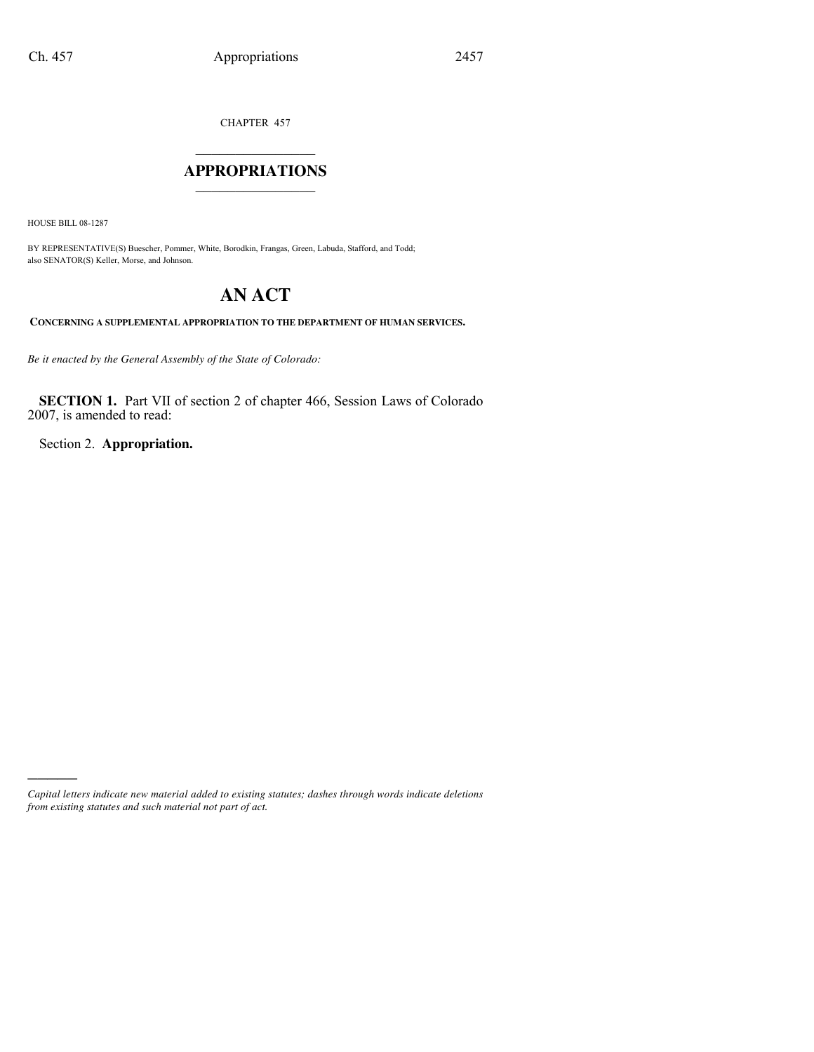CHAPTER 457

# APPROPRIATIONS

HOUSE BILL 08-1287

BY REPRESENTATIVE(S) Buescher, Pommer, White, Borodkin, Frangas, Green, Labuda, Stafford, and Todd;
also SENATOR(S) Keller, Morse, and Johnson.

# AN ACT

**CONCERNING A SUPPLEMENTAL APPROPRIATION TO THE DEPARTMENT OF HUMAN SERVICES.**

*Be it enacted by the General Assembly of the State of Colorado:*

**SECTION 1.** Part VII of section 2 of chapter 466, Session Laws of Colorado 2007, is amended to read:

Section 2. **Appropriation.**

*Capital letters indicate new material added to existing statutes; dashes through words indicate deletions from existing statutes and such material not part of act.*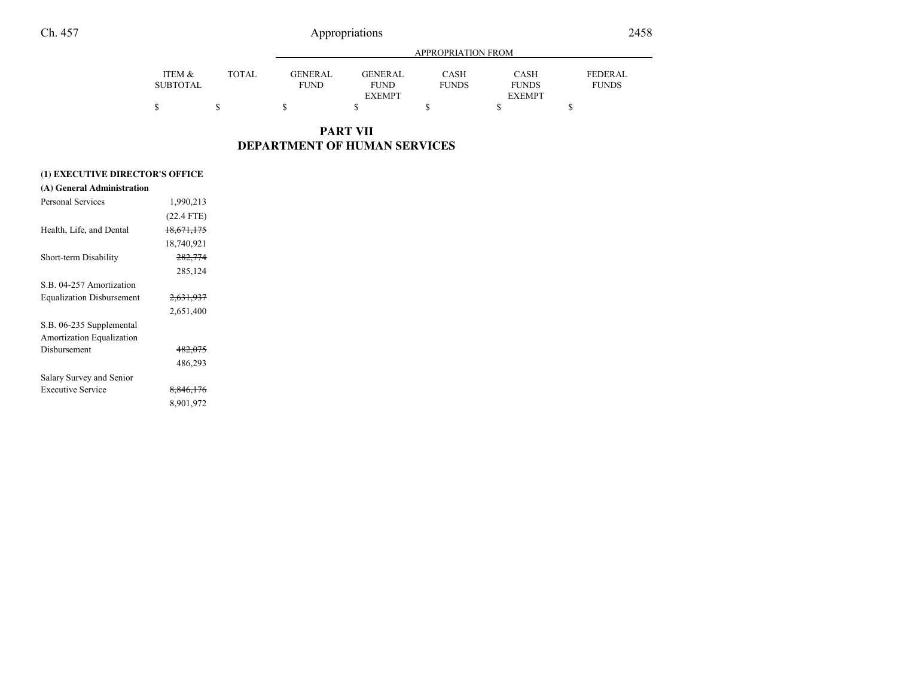## PART VII
## DEPARTMENT OF HUMAN SERVICES

| | ITEM & SUBTOTAL | TOTAL | GENERAL FUND | GENERAL FUND EXEMPT | CASH FUNDS | CASH FUNDS EXEMPT | FEDERAL FUNDS |
|---|---|---|---|---|---|---|---|
| | $ | $ | $ | $ | $ | $ | $ |
| **(1) EXECUTIVE DIRECTOR'S OFFICE** | | | | | | | |
| **(A) General Administration** | | | | | | | |
| Personal Services | 1,990,213 | | | | | | |
| | (22.4 FTE) | | | | | | |
| Health, Life, and Dental | ~~18,671,175~~ | | | | | | |
| | 18,740,921 | | | | | | |
| Short-term Disability | ~~282,774~~ | | | | | | |
| | 285,124 | | | | | | |
| S.B. 04-257 Amortization Equalization Disbursement | ~~2,631,937~~ | | | | | | |
| | 2,651,400 | | | | | | |
| S.B. 06-235 Supplemental Amortization Equalization Disbursement | ~~482,075~~ | | | | | | |
| | 486,293 | | | | | | |
| Salary Survey and Senior Executive Service | ~~8,846,176~~ | | | | | | |
| | 8,901,972 | | | | | | |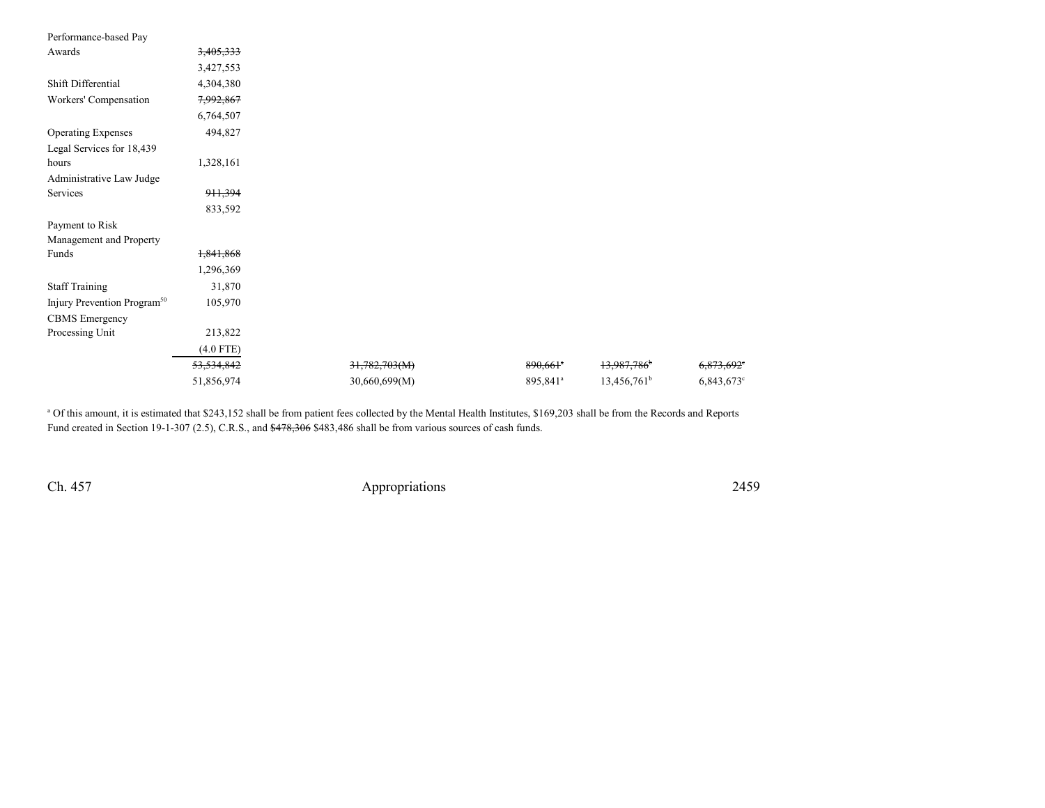| | | | | | |
|---|---|---|---|---|---|
| Performance-based Pay Awards | ~~3,405,333~~ | | | | |
| | 3,427,553 | | | | |
| Shift Differential | 4,304,380 | | | | |
| Workers' Compensation | ~~7,992,867~~ | | | | |
| | 6,764,507 | | | | |
| Operating Expenses | 494,827 | | | | |
| Legal Services for 18,439 hours | 1,328,161 | | | | |
| Administrative Law Judge Services | ~~911,394~~ | | | | |
| | 833,592 | | | | |
| Payment to Risk Management and Property Funds | ~~1,841,868~~ | | | | |
| | 1,296,369 | | | | |
| Staff Training | 31,870 | | | | |
| Injury Prevention Program[50] | 105,970 | | | | |
| CBMS Emergency Processing Unit | 213,822 | | | | |
| | (4.0 FTE) | | | | |
| | ~~53,534,842~~ | ~~31,782,703(M)~~ | ~~890,661[a]~~ | ~~13,987,786[b]~~ | ~~6,873,692[c]~~ |
| | 51,856,974 | 30,660,699(M) | 895,841[a] | 13,456,761[b] | 6,843,673[c] |

[a] Of this amount, it is estimated that $243,152 shall be from patient fees collected by the Mental Health Institutes, $169,203 shall be from the Records and Reports Fund created in Section 19-1-307 (2.5), C.R.S., and ~~$478,306~~ $483,486 shall be from various sources of cash funds.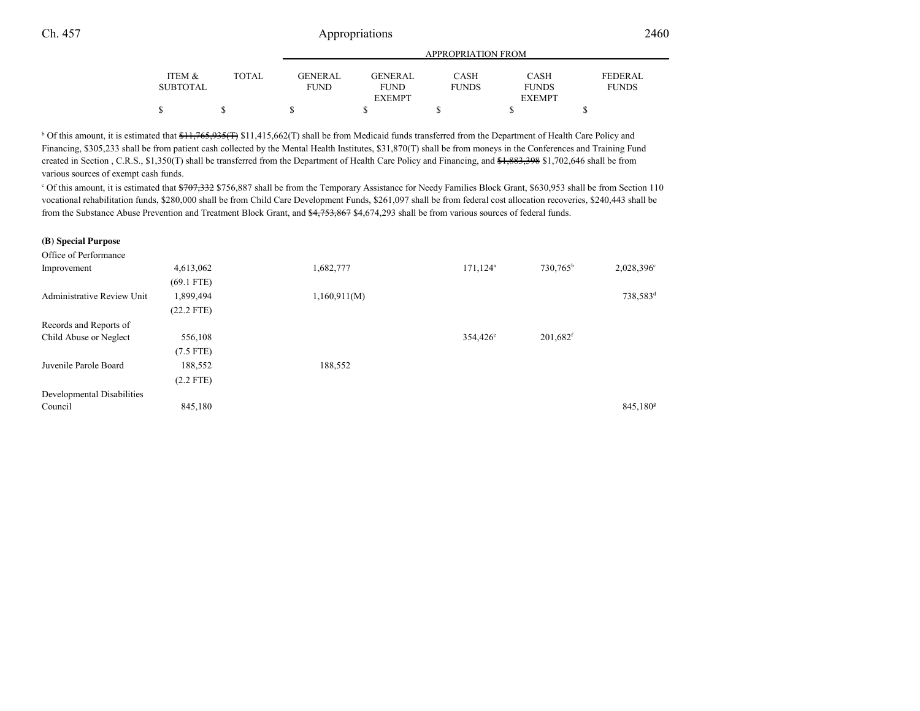| | ITEM & SUBTOTAL | TOTAL | GENERAL FUND | GENERAL FUND EXEMPT | CASH FUNDS | CASH FUNDS EXEMPT | FEDERAL FUNDS |
|---|---|---|---|---|---|---|---|
| | | | | APPROPRIATION FROM | | | |
| | $ | $ | $ | $ | $ | $ | $ |

[b] Of this amount, it is estimated that ~~$11,765,935(T)~~ $11,415,662(T) shall be from Medicaid funds transferred from the Department of Health Care Policy and Financing, $305,233 shall be from patient cash collected by the Mental Health Institutes, $31,870(T) shall be from moneys in the Conferences and Training Fund created in Section , C.R.S., $1,350(T) shall be transferred from the Department of Health Care Policy and Financing, and ~~$1,883,398~~ $1,702,646 shall be from various sources of exempt cash funds.

[c] Of this amount, it is estimated that ~~$707,332~~ $756,887 shall be from the Temporary Assistance for Needy Families Block Grant, $630,953 shall be from Section 110 vocational rehabilitation funds, $280,000 shall be from Child Care Development Funds, $261,097 shall be from federal cost allocation recoveries, $240,443 shall be from the Substance Abuse Prevention and Treatment Block Grant, and ~~$4,753,867~~ $4,674,293 shall be from various sources of federal funds.

**(B) Special Purpose**

| | ITEM & SUBTOTAL | TOTAL | GENERAL FUND | GENERAL FUND EXEMPT | CASH FUNDS | CASH FUNDS EXEMPT | FEDERAL FUNDS |
|---|---|---|---|---|---|---|---|
| Office of Performance Improvement | 4,613,062 | | 1,682,777 | | 171,124[a] | 730,765[b] | 2,028,396[c] |
| | (69.1 FTE) | | | | | | |
| Administrative Review Unit | 1,899,494 | | 1,160,911(M) | | | | 738,583[d] |
| | (22.2 FTE) | | | | | | |
| Records and Reports of Child Abuse or Neglect | 556,108 | | | | 354,426[e] | 201,682[f] | |
| | (7.5 FTE) | | | | | | |
| Juvenile Parole Board | 188,552 | | 188,552 | | | | |
| | (2.2 FTE) | | | | | | |
| Developmental Disabilities Council | 845,180 | | | | | | 845,180[g] |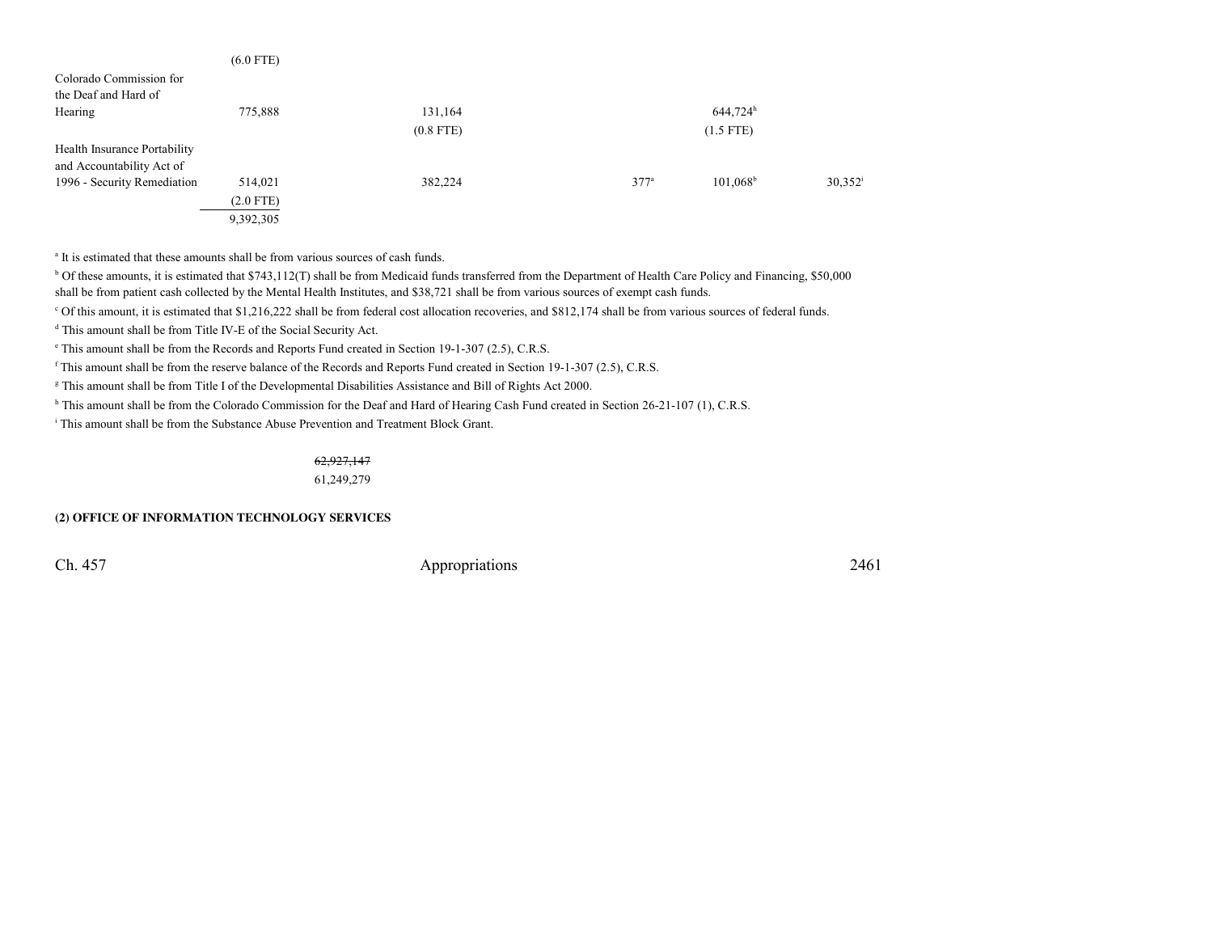| | | | | | | |
|---|---|---|---|---|---|---|
| | (6.0 FTE) | | | | | |
| Colorado Commission for the Deaf and Hard of Hearing | 775,888 | | 131,164 | | 644,724[h] | |
| | | | (0.8 FTE) | | (1.5 FTE) | |
| Health Insurance Portability and Accountability Act of 1996 - Security Remediation | 514,021 | | 382,224 | 377[a] | 101,068[b] | 30,352[i] |
| | (2.0 FTE) | | | | | |
| | 9,392,305 | | | | | |

[a] It is estimated that these amounts shall be from various sources of cash funds.

[b] Of these amounts, it is estimated that $743,112(T) shall be from Medicaid funds transferred from the Department of Health Care Policy and Financing, $50,000 shall be from patient cash collected by the Mental Health Institutes, and $38,721 shall be from various sources of exempt cash funds.

[c] Of this amount, it is estimated that $1,216,222 shall be from federal cost allocation recoveries, and $812,174 shall be from various sources of federal funds.

[d] This amount shall be from Title IV-E of the Social Security Act.

[e] This amount shall be from the Records and Reports Fund created in Section 19-1-307 (2.5), C.R.S.

[f] This amount shall be from the reserve balance of the Records and Reports Fund created in Section 19-1-307 (2.5), C.R.S.

[g] This amount shall be from Title I of the Developmental Disabilities Assistance and Bill of Rights Act 2000.

[h] This amount shall be from the Colorado Commission for the Deaf and Hard of Hearing Cash Fund created in Section 26-21-107 (1), C.R.S.

[i] This amount shall be from the Substance Abuse Prevention and Treatment Block Grant.

~~62,927,147~~
61,249,279

**(2) OFFICE OF INFORMATION TECHNOLOGY SERVICES**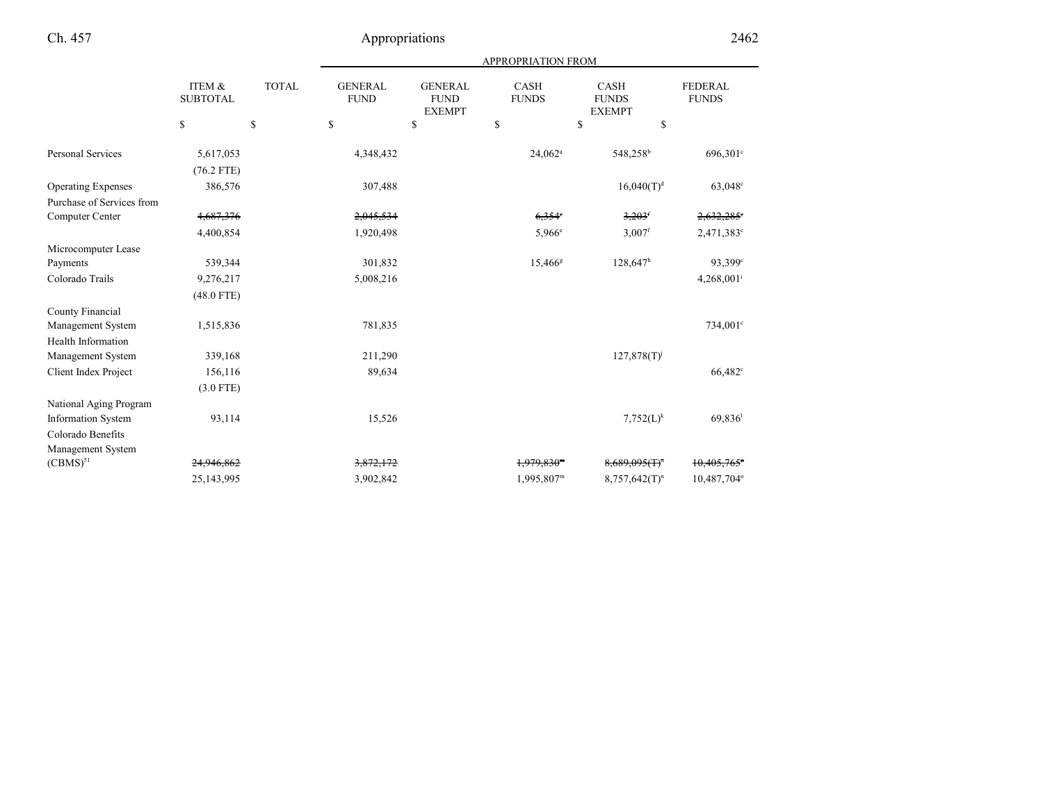| | ITEM & SUBTOTAL | TOTAL | APPROPRIATION FROM | | | | |
|---|---|---|---|---|---|---|---|
| | | | GENERAL FUND | GENERAL FUND EXEMPT | CASH FUNDS | CASH FUNDS EXEMPT | FEDERAL FUNDS |
| | $ | $ | $ | $ | $ | $ | $ |
| Personal Services | 5,617,053 | | 4,348,432 | | 24,062[a] | 548,258[b] | 696,301[c] |
| | (76.2 FTE) | | | | | | |
| Operating Expenses | 386,576 | | 307,488 | | | 16,040(T)[d] | 63,048[c] |
| Purchase of Services from Computer Center | ~~4,687,376~~ | | ~~2,045,534~~ | | ~~6,354[e]~~ | ~~3,203[f]~~ | ~~2,632,285[c]~~ |
| | 4,400,854 | | 1,920,498 | | 5,966[e] | 3,007[f] | 2,471,383[c] |
| Microcomputer Lease Payments | 539,344 | | 301,832 | | 15,466[g] | 128,647[h] | 93,399[c] |
| Colorado Trails | 9,276,217 | | 5,008,216 | | | | 4,268,001[i] |
| | (48.0 FTE) | | | | | | |
| County Financial Management System | 1,515,836 | | 781,835 | | | | 734,001[c] |
| Health Information Management System | 339,168 | | 211,290 | | | 127,878(T)[j] | |
| Client Index Project | 156,116 | | 89,634 | | | | 66,482[c] |
| | (3.0 FTE) | | | | | | |
| National Aging Program Information System | 93,114 | | 15,526 | | | 7,752(L)[k] | 69,836[l] |
| Colorado Benefits Management System (CBMS)[51] | ~~24,946,862~~ | | ~~3,872,172~~ | | ~~1,979,830[m]~~ | ~~8,689,095(T)[n]~~ | ~~10,405,765[o]~~ |
| | 25,143,995 | | 3,902,842 | | 1,995,807[m] | 8,757,642(T)[n] | 10,487,704[o] |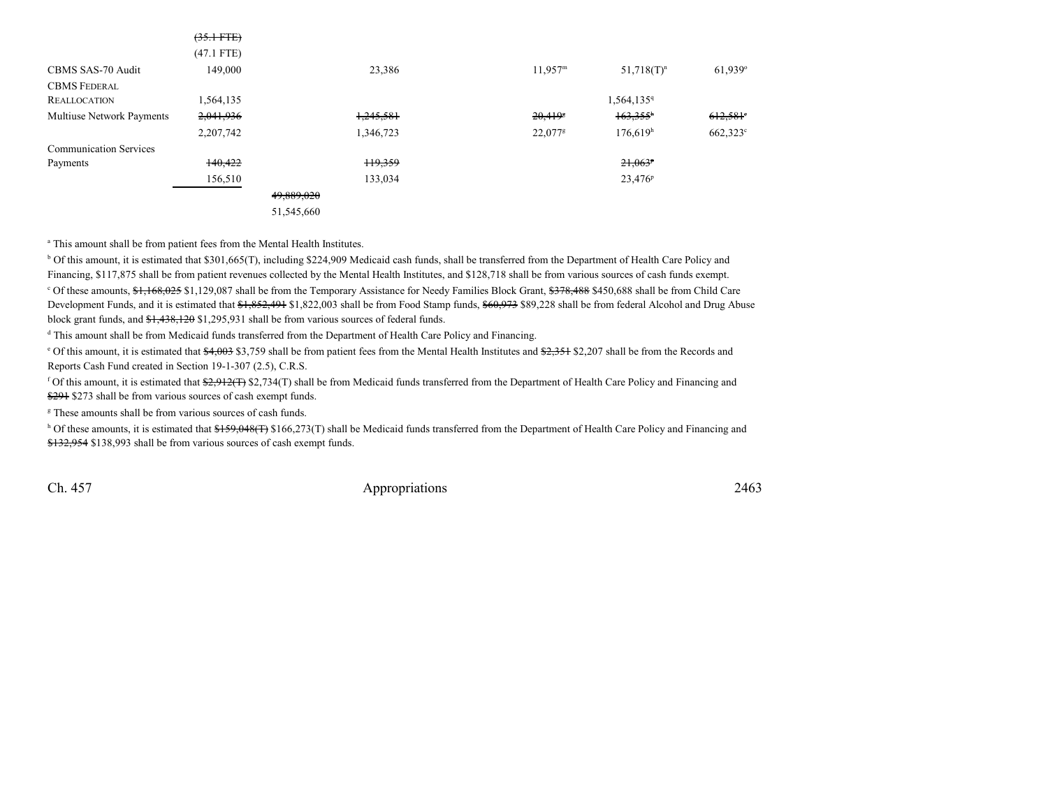| | | | | | | |
|---|---|---|---|---|---|---|
| | ~~(35.1 FTE)~~ | | | | | |
| | (47.1 FTE) | | | | | |
| CBMS SAS-70 Audit | 149,000 | | 23,386 | 11,957[m] | 51,718(T)[n] | 61,939[o] |
| CBMS Federal Reallocation | 1,564,135 | | | | 1,564,135[q] | |
| Multiuse Network Payments | ~~2,041,936~~ | | ~~1,245,581~~ | ~~20,419~~[g] | ~~163,355~~[h] | ~~612,581~~[c] |
| | 2,207,742 | | 1,346,723 | 22,077[g] | 176,619[h] | 662,323[c] |
| Communication Services Payments | ~~140,422~~ | | ~~119,359~~ | | ~~21,063~~[p] | |
| | 156,510 | | 133,034 | | 23,476[p] | |
| | | ~~49,889,020~~ | | | | |
| | | 51,545,660 | | | | |

[a] This amount shall be from patient fees from the Mental Health Institutes.

[b] Of this amount, it is estimated that $301,665(T), including $224,909 Medicaid cash funds, shall be transferred from the Department of Health Care Policy and Financing, $117,875 shall be from patient revenues collected by the Mental Health Institutes, and $128,718 shall be from various sources of cash funds exempt.

[c] Of these amounts, ~~$1,168,025~~ $1,129,087 shall be from the Temporary Assistance for Needy Families Block Grant, ~~$378,488~~ $450,688 shall be from Child Care Development Funds, and it is estimated that ~~$1,852,491~~ $1,822,003 shall be from Food Stamp funds, ~~$60,973~~ $89,228 shall be from federal Alcohol and Drug Abuse block grant funds, and ~~$1,438,120~~ $1,295,931 shall be from various sources of federal funds.

[d] This amount shall be from Medicaid funds transferred from the Department of Health Care Policy and Financing.

[e] Of this amount, it is estimated that ~~$4,003~~ $3,759 shall be from patient fees from the Mental Health Institutes and ~~$2,351~~ $2,207 shall be from the Records and Reports Cash Fund created in Section 19-1-307 (2.5), C.R.S.

[f] Of this amount, it is estimated that ~~$2,912(T)~~ $2,734(T) shall be from Medicaid funds transferred from the Department of Health Care Policy and Financing and ~~$291~~ $273 shall be from various sources of cash exempt funds.

[g] These amounts shall be from various sources of cash funds.

[h] Of these amounts, it is estimated that ~~$159,048(T)~~ $166,273(T) shall be Medicaid funds transferred from the Department of Health Care Policy and Financing and ~~$132,954~~ $138,993 shall be from various sources of cash exempt funds.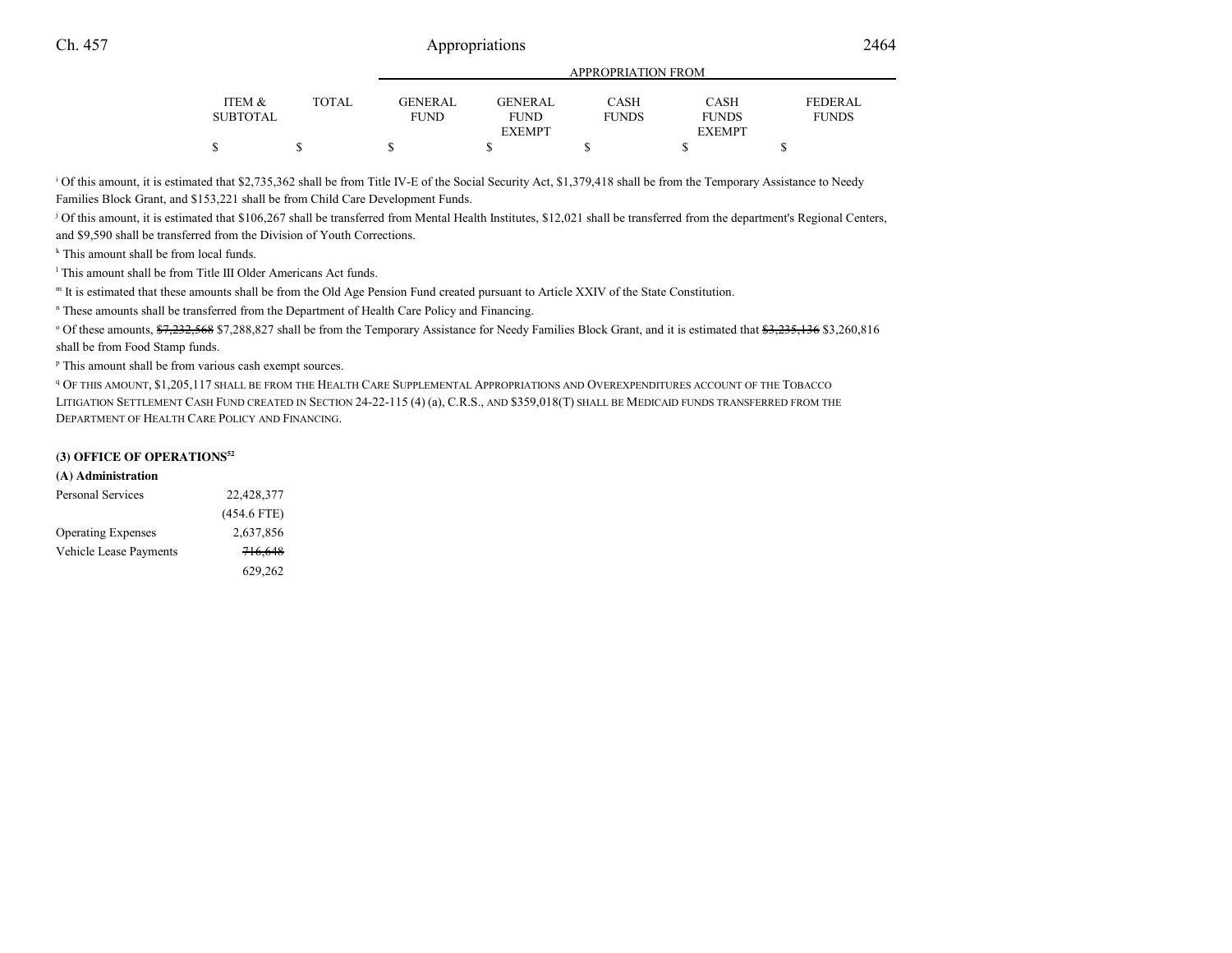| | ITEM & SUBTOTAL | TOTAL | GENERAL FUND | GENERAL FUND EXEMPT | CASH FUNDS | CASH FUNDS EXEMPT | FEDERAL FUNDS |
|---|---|---|---|---|---|---|---|
| | | | APPROPRIATION FROM | | | | |
| | $ | $ | $ | $ | $ | $ | $ |

[i] Of this amount, it is estimated that $2,735,362 shall be from Title IV-E of the Social Security Act, $1,379,418 shall be from the Temporary Assistance to Needy Families Block Grant, and $153,221 shall be from Child Care Development Funds.

[j] Of this amount, it is estimated that $106,267 shall be transferred from Mental Health Institutes, $12,021 shall be transferred from the department's Regional Centers, and $9,590 shall be transferred from the Division of Youth Corrections.

[k] This amount shall be from local funds.

[l] This amount shall be from Title III Older Americans Act funds.

[m] It is estimated that these amounts shall be from the Old Age Pension Fund created pursuant to Article XXIV of the State Constitution.

[n] These amounts shall be transferred from the Department of Health Care Policy and Financing.

[o] Of these amounts, ~~$7,232,568~~ $7,288,827 shall be from the Temporary Assistance for Needy Families Block Grant, and it is estimated that ~~$3,235,136~~ $3,260,816 shall be from Food Stamp funds.

[p] This amount shall be from various cash exempt sources.

[q] OF THIS AMOUNT, $1,205,117 SHALL BE FROM THE HEALTH CARE SUPPLEMENTAL APPROPRIATIONS AND OVEREXPENDITURES ACCOUNT OF THE TOBACCO LITIGATION SETTLEMENT CASH FUND CREATED IN SECTION 24-22-115 (4) (a), C.R.S., AND $359,018(T) SHALL BE MEDICAID FUNDS TRANSFERRED FROM THE DEPARTMENT OF HEALTH CARE POLICY AND FINANCING.

**(3) OFFICE OF OPERATIONS[52]**

**(A) Administration**

| | ITEM & SUBTOTAL | TOTAL | GENERAL FUND | GENERAL FUND EXEMPT | CASH FUNDS | CASH FUNDS EXEMPT | FEDERAL FUNDS |
|---|---|---|---|---|---|---|---|
| Personal Services | 22,428,377 | | | | | | |
| | (454.6 FTE) | | | | | | |
| Operating Expenses | 2,637,856 | | | | | | |
| Vehicle Lease Payments | ~~716,648~~ | | | | | | |
| | 629,262 | | | | | | |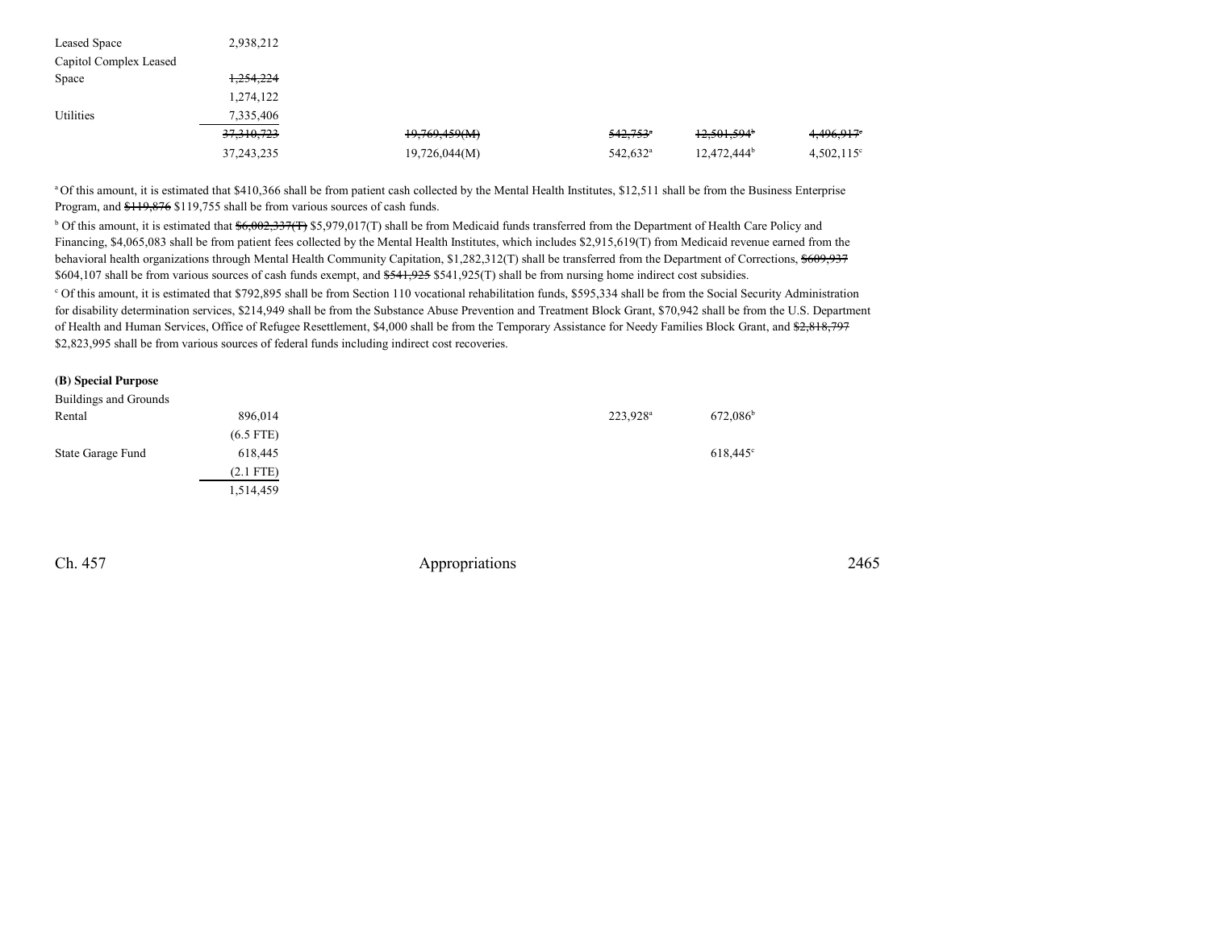| | | | | | |
|---|---|---|---|---|---|
| Leased Space | 2,938,212 | | | | |
| Capitol Complex Leased Space | ~~1,254,224~~ | | | | |
| | 1,274,122 | | | | |
| Utilities | 7,335,406 | | | | |
| | ~~37,310,723~~ | ~~19,769,459(M)~~ | ~~542,753~~[a] | ~~12,501,594~~[b] | ~~4,496,917~~[c] |
| | 37,243,235 | 19,726,044(M) | 542,632[a] | 12,472,444[b] | 4,502,115[c] |

[a] Of this amount, it is estimated that $410,366 shall be from patient cash collected by the Mental Health Institutes, $12,511 shall be from the Business Enterprise Program, and ~~$119,876~~ $119,755 shall be from various sources of cash funds.

[b] Of this amount, it is estimated that ~~$6,002,337(T)~~ $5,979,017(T) shall be from Medicaid funds transferred from the Department of Health Care Policy and Financing, $4,065,083 shall be from patient fees collected by the Mental Health Institutes, which includes $2,915,619(T) from Medicaid revenue earned from the behavioral health organizations through Mental Health Community Capitation, $1,282,312(T) shall be transferred from the Department of Corrections, ~~$609,937~~ $604,107 shall be from various sources of cash funds exempt, and ~~$541,925~~ $541,925(T) shall be from nursing home indirect cost subsidies.

[c] Of this amount, it is estimated that $792,895 shall be from Section 110 vocational rehabilitation funds, $595,334 shall be from the Social Security Administration for disability determination services, $214,949 shall be from the Substance Abuse Prevention and Treatment Block Grant, $70,942 shall be from the U.S. Department of Health and Human Services, Office of Refugee Resettlement, $4,000 shall be from the Temporary Assistance for Needy Families Block Grant, and ~~$2,818,797~~ $2,823,995 shall be from various sources of federal funds including indirect cost recoveries.

**(B) Special Purpose**

| | | | | | |
|---|---|---|---|---|---|
| Buildings and Grounds Rental | 896,014 | | 223,928[a] | 672,086[b] | |
| | (6.5 FTE) | | | | |
| State Garage Fund | 618,445 | | | 618,445[c] | |
| | (2.1 FTE) | | | | |
| | 1,514,459 | | | | |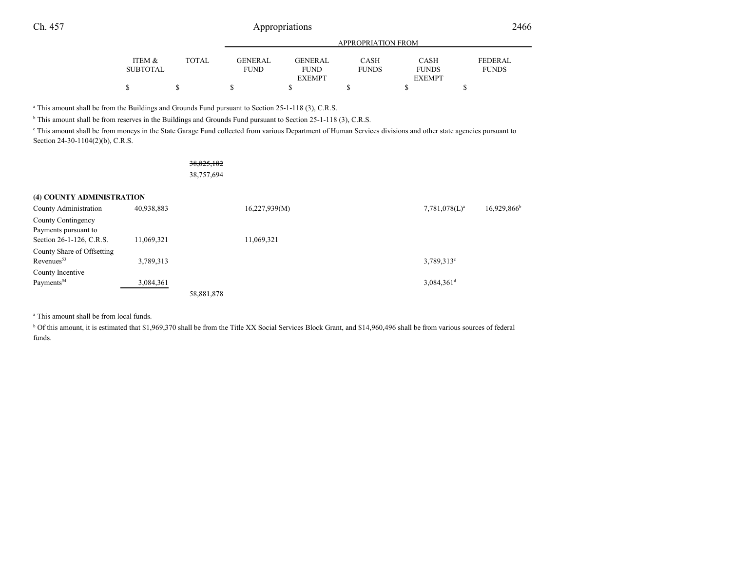| | ITEM & SUBTOTAL | TOTAL | GENERAL FUND | GENERAL FUND EXEMPT | CASH FUNDS | CASH FUNDS EXEMPT | FEDERAL FUNDS |
|---|---|---|---|---|---|---|---|
| | $ | $ | $ | $ | $ | $ | $ |

APPROPRIATION FROM

[a] This amount shall be from the Buildings and Grounds Fund pursuant to Section 25-1-118 (3), C.R.S.

[b] This amount shall be from reserves in the Buildings and Grounds Fund pursuant to Section 25-1-118 (3), C.R.S.

[c] This amount shall be from moneys in the State Garage Fund collected from various Department of Human Services divisions and other state agencies pursuant to Section 24-30-1104(2)(b), C.R.S.

| | ITEM & SUBTOTAL | TOTAL | GENERAL FUND | GENERAL FUND EXEMPT | CASH FUNDS | CASH FUNDS EXEMPT | FEDERAL FUNDS |
|---|---|---|---|---|---|---|---|
| | | ~~38,825,182~~ 38,757,694 | | | | | |
| **(4) COUNTY ADMINISTRATION** | | | | | | | |
| County Administration | 40,938,883 | | 16,227,939(M) | | | 7,781,078(L)[a] | 16,929,866[b] |
| County Contingency Payments pursuant to Section 26-1-126, C.R.S. | 11,069,321 | | 11,069,321 | | | | |
| County Share of Offsetting Revenues[53] | 3,789,313 | | | | | 3,789,313[c] | |
| County Incentive Payments[54] | 3,084,361 | | | | | 3,084,361[d] | |
| | | 58,881,878 | | | | | |

[a] This amount shall be from local funds.

[b] Of this amount, it is estimated that $1,969,370 shall be from the Title XX Social Services Block Grant, and $14,960,496 shall be from various sources of federal funds.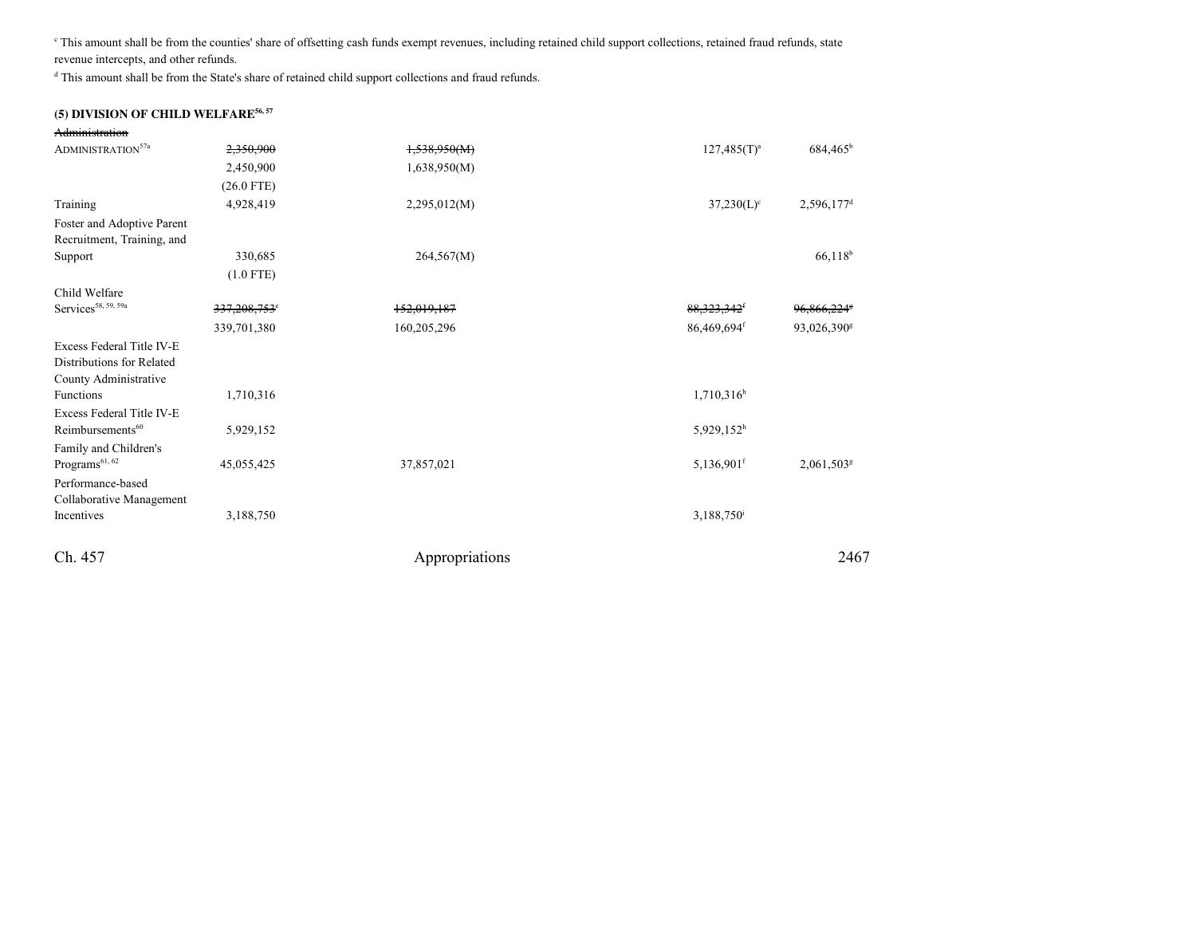[c] This amount shall be from the counties' share of offsetting cash funds exempt revenues, including retained child support collections, retained fraud refunds, state revenue intercepts, and other refunds.

[d] This amount shall be from the State's share of retained child support collections and fraud refunds.

**(5) DIVISION OF CHILD WELFARE[56, 57]**

| | | | | |
|---|---|---|---|---|
| ~~Administration~~ | | | | |
| ADMINISTRATION[57a] | ~~2,350,900~~ | ~~1,538,950(M)~~ | 127,485(T)[a] | 684,465[b] |
| | 2,450,900 | 1,638,950(M) | | |
| | (26.0 FTE) | | | |
| Training | 4,928,419 | 2,295,012(M) | 37,230(L)[c] | 2,596,177[d] |
| Foster and Adoptive Parent Recruitment, Training, and Support | 330,685 | 264,567(M) | | 66,118[b] |
| | (1.0 FTE) | | | |
| Child Welfare Services[58, 59, 59a] | ~~337,208,753~~[e] | ~~152,019,187~~ | ~~88,323,342~~[f] | ~~96,866,224~~[g] |
| | 339,701,380 | 160,205,296 | 86,469,694[f] | 93,026,390[g] |
| Excess Federal Title IV-E Distributions for Related County Administrative Functions | 1,710,316 | | 1,710,316[h] | |
| Excess Federal Title IV-E Reimbursements[60] | 5,929,152 | | 5,929,152[h] | |
| Family and Children's Programs[61, 62] | 45,055,425 | 37,857,021 | 5,136,901[f] | 2,061,503[g] |
| Performance-based Collaborative Management Incentives | 3,188,750 | | 3,188,750[i] | |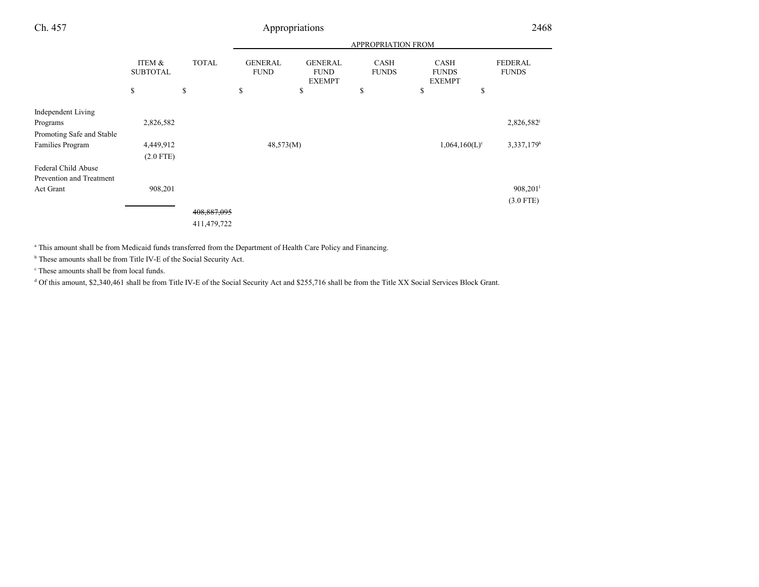| | ITEM & SUBTOTAL | TOTAL | APPROPRIATION FROM GENERAL FUND | GENERAL FUND EXEMPT | CASH FUNDS | CASH FUNDS EXEMPT | FEDERAL FUNDS |
|---|---|---|---|---|---|---|---|
| | $ | $ | $ | $ | $ | $ | $ |
| Independent Living Programs | 2,826,582 | | | | | | 2,826,582[j] |
| Promoting Safe and Stable Families Program | 4,449,912 (2.0 FTE) | | 48,573(M) | | | 1,064,160(L)[c] | 3,337,179[k] |
| Federal Child Abuse Prevention and Treatment Act Grant | 908,201 | | | | | | 908,201[l] (3.0 FTE) |
| | | ~~408,887,095~~ 411,479,722 | | | | | |

[a] This amount shall be from Medicaid funds transferred from the Department of Health Care Policy and Financing.

[b] These amounts shall be from Title IV-E of the Social Security Act.

[c] These amounts shall be from local funds.

[d] Of this amount, $2,340,461 shall be from Title IV-E of the Social Security Act and $255,716 shall be from the Title XX Social Services Block Grant.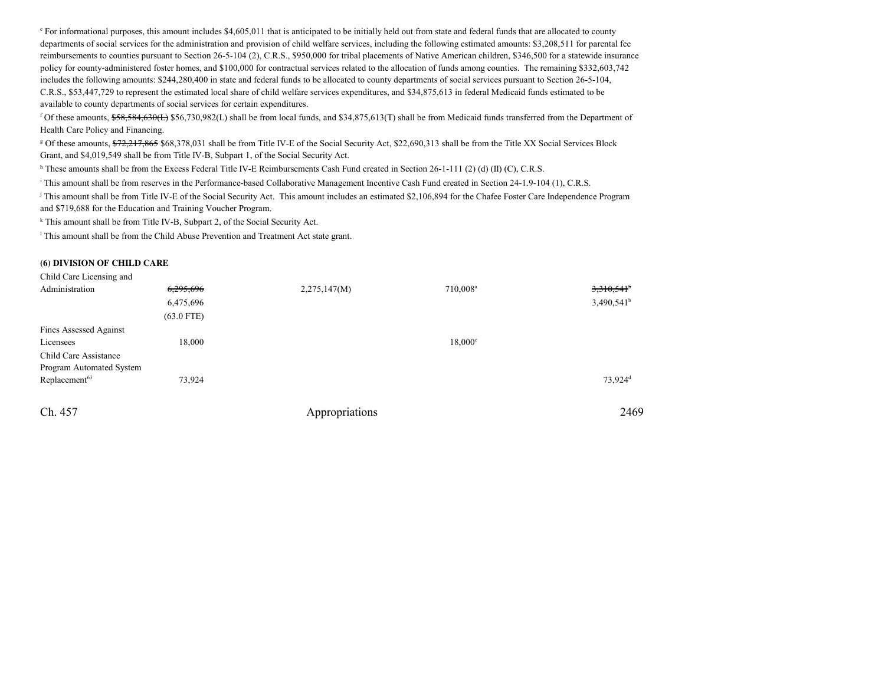[e] For informational purposes, this amount includes $4,605,011 that is anticipated to be initially held out from state and federal funds that are allocated to county departments of social services for the administration and provision of child welfare services, including the following estimated amounts: $3,208,511 for parental fee reimbursements to counties pursuant to Section 26-5-104 (2), C.R.S., $950,000 for tribal placements of Native American children, $346,500 for a statewide insurance policy for county-administered foster homes, and $100,000 for contractual services related to the allocation of funds among counties. The remaining $332,603,742 includes the following amounts: $244,280,400 in state and federal funds to be allocated to county departments of social services pursuant to Section 26-5-104, C.R.S., $53,447,729 to represent the estimated local share of child welfare services expenditures, and $34,875,613 in federal Medicaid funds estimated to be available to county departments of social services for certain expenditures.

[f] Of these amounts, ~~$58,584,630(L)~~ $56,730,982(L) shall be from local funds, and $34,875,613(T) shall be from Medicaid funds transferred from the Department of Health Care Policy and Financing.

[g] Of these amounts, ~~$72,217,865~~ $68,378,031 shall be from Title IV-E of the Social Security Act, $22,690,313 shall be from the Title XX Social Services Block Grant, and $4,019,549 shall be from Title IV-B, Subpart 1, of the Social Security Act.

[h] These amounts shall be from the Excess Federal Title IV-E Reimbursements Cash Fund created in Section 26-1-111 (2) (d) (II) (C), C.R.S.

[i] This amount shall be from reserves in the Performance-based Collaborative Management Incentive Cash Fund created in Section 24-1.9-104 (1), C.R.S.

[j] This amount shall be from Title IV-E of the Social Security Act. This amount includes an estimated $2,106,894 for the Chafee Foster Care Independence Program and $719,688 for the Education and Training Voucher Program.

[k] This amount shall be from Title IV-B, Subpart 2, of the Social Security Act.

[l] This amount shall be from the Child Abuse Prevention and Treatment Act state grant.

**(6) DIVISION OF CHILD CARE**

| | | | | |
|---|---|---|---|---|
| Child Care Licensing and Administration | ~~6,295,696~~ | 2,275,147(M) | 710,008[a] | ~~3,310,541~~[b] |
| | 6,475,696 | | | 3,490,541[b] |
| | (63.0 FTE) | | | |
| Fines Assessed Against Licensees | 18,000 | | 18,000[c] | |
| Child Care Assistance Program Automated System Replacement[63] | 73,924 | | | 73,924[d] |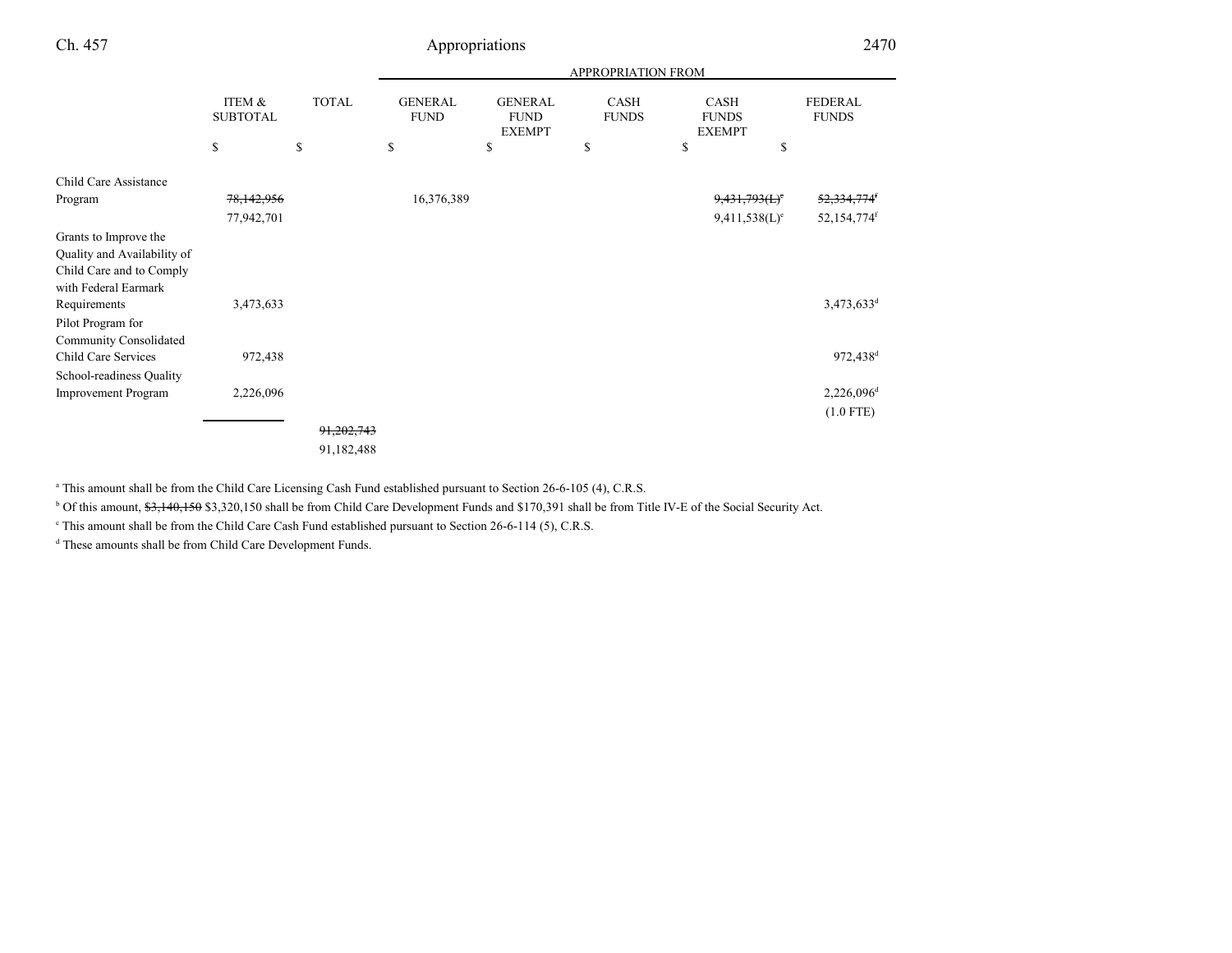| | ITEM & SUBTOTAL | TOTAL | APPROPRIATION FROM | | | | |
|---|---|---|---|---|---|---|---|
| | | | GENERAL FUND | GENERAL FUND EXEMPT | CASH FUNDS | CASH FUNDS EXEMPT | FEDERAL FUNDS |
| | $ | $ | $ | $ | $ | $ | $ |
| Child Care Assistance Program | ~~78,142,956~~ 77,942,701 | | 16,376,389 | | | ~~9,431,793(L)[e]~~ 9,411,538(L)[e] | ~~52,334,774[f]~~ 52,154,774[f] |
| Grants to Improve the Quality and Availability of Child Care and to Comply with Federal Earmark Requirements | 3,473,633 | | | | | | 3,473,633[d] |
| Pilot Program for Community Consolidated Child Care Services | 972,438 | | | | | | 972,438[d] |
| School-readiness Quality Improvement Program | 2,226,096 | | | | | | 2,226,096[d] (1.0 FTE) |
| | | ~~91,202,743~~ 91,182,488 | | | | | |

[a] This amount shall be from the Child Care Licensing Cash Fund established pursuant to Section 26-6-105 (4), C.R.S.

[b] Of this amount, ~~$3,140,150~~ $3,320,150 shall be from Child Care Development Funds and $170,391 shall be from Title IV-E of the Social Security Act.

[c] This amount shall be from the Child Care Cash Fund established pursuant to Section 26-6-114 (5), C.R.S.

[d] These amounts shall be from Child Care Development Funds.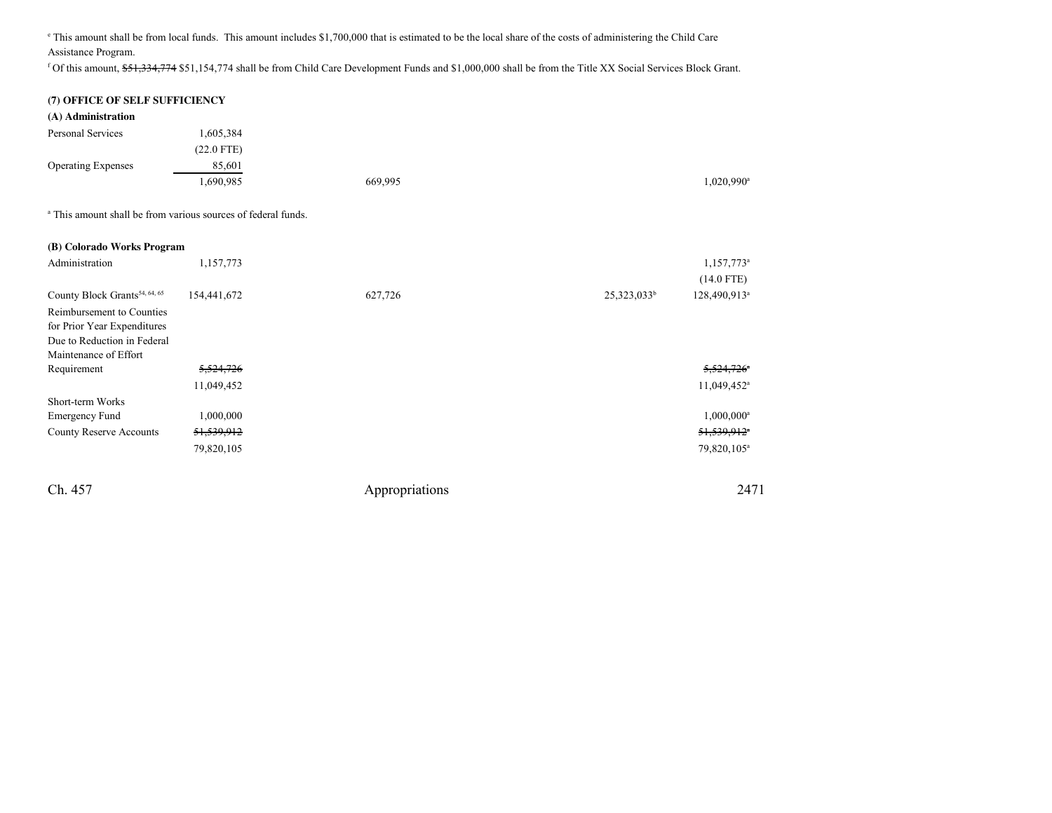[e] This amount shall be from local funds. This amount includes $1,700,000 that is estimated to be the local share of the costs of administering the Child Care Assistance Program.

[f] Of this amount, ~~$51,334,774~~ $51,154,774 shall be from Child Care Development Funds and $1,000,000 shall be from the Title XX Social Services Block Grant.

**(7) OFFICE OF SELF SUFFICIENCY**

**(A) Administration**

| | | | | | |
|---|---|---|---|---|---|
| Personal Services | 1,605,384 | | | | |
| | (22.0 FTE) | | | | |
| Operating Expenses | 85,601 | | | | |
| | 1,690,985 | | 669,995 | | 1,020,990[a] |

[a] This amount shall be from various sources of federal funds.

**(B) Colorado Works Program**

| | | | | | |
|---|---|---|---|---|---|
| Administration | 1,157,773 | | | | 1,157,773[a] |
| | | | | | (14.0 FTE) |
| County Block Grants[54, 64, 65] | 154,441,672 | | 627,726 | 25,323,033[b] | 128,490,913[a] |
| Reimbursement to Counties for Prior Year Expenditures Due to Reduction in Federal Maintenance of Effort Requirement | ~~5,524,726~~ | | | | ~~5,524,726[a]~~ |
| | 11,049,452 | | | | 11,049,452[a] |
| Short-term Works Emergency Fund | 1,000,000 | | | | 1,000,000[a] |
| County Reserve Accounts | ~~51,539,912~~ | | | | ~~51,539,912[a]~~ |
| | 79,820,105 | | | | 79,820,105[a] |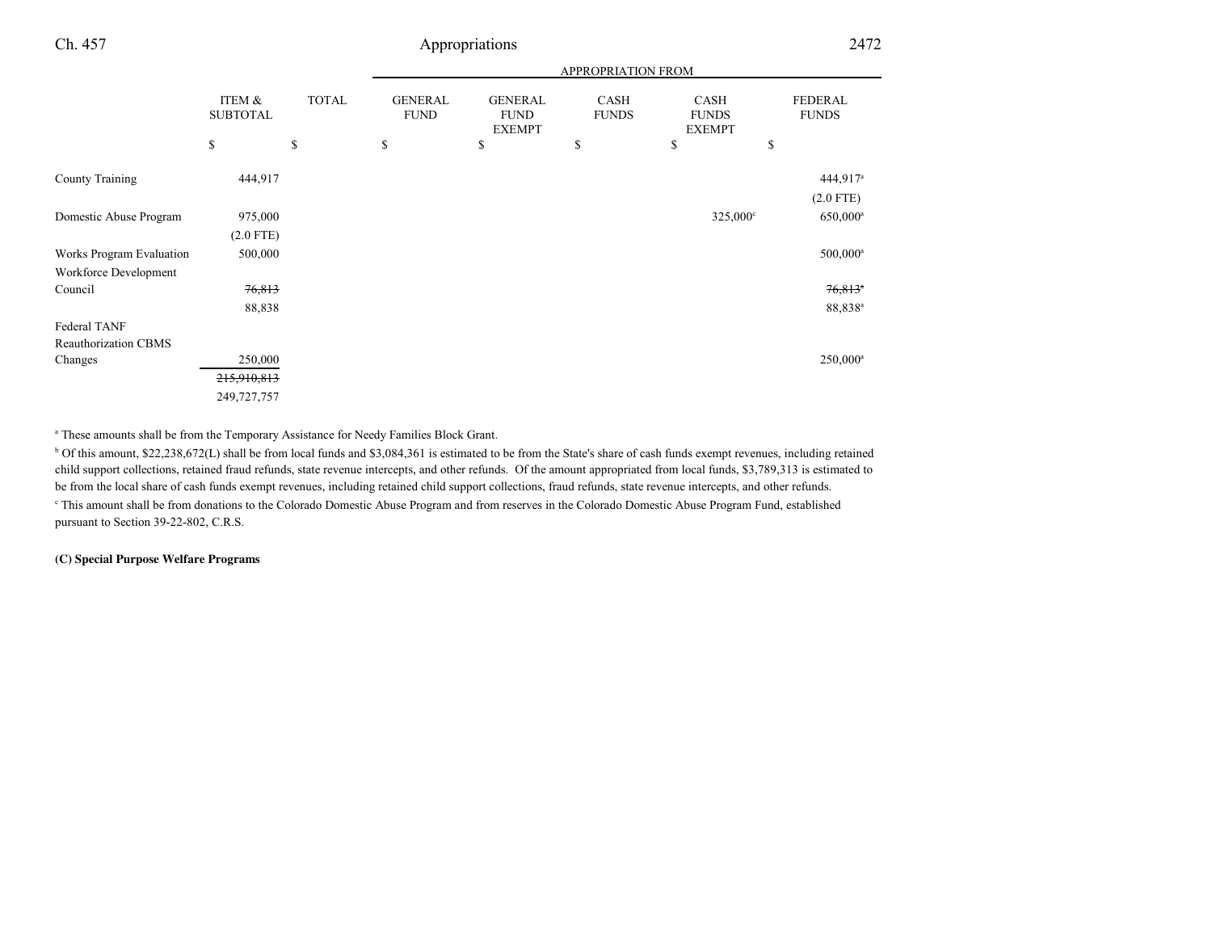| | ITEM & SUBTOTAL | TOTAL | APPROPRIATION FROM GENERAL FUND | GENERAL FUND EXEMPT | CASH FUNDS | CASH FUNDS EXEMPT | FEDERAL FUNDS |
|---|---|---|---|---|---|---|---|
| | $ | $ | $ | $ | $ | $ | $ |
| County Training | 444,917 | | | | | | 444,917[a] (2.0 FTE) |
| Domestic Abuse Program | 975,000 (2.0 FTE) | | | | | 325,000[c] | 650,000[a] |
| Works Program Evaluation | 500,000 | | | | | | 500,000[a] |
| Workforce Development Council | ~~76,813~~ 88,838 | | | | | | ~~76,813[a]~~ 88,838[a] |
| Federal TANF Reauthorization CBMS Changes | 250,000 | | | | | | 250,000[a] |
| | ~~215,910,813~~ 249,727,757 | | | | | | |

[a] These amounts shall be from the Temporary Assistance for Needy Families Block Grant.

[b] Of this amount, $22,238,672(L) shall be from local funds and $3,084,361 is estimated to be from the State's share of cash funds exempt revenues, including retained child support collections, retained fraud refunds, state revenue intercepts, and other refunds. Of the amount appropriated from local funds, $3,789,313 is estimated to be from the local share of cash funds exempt revenues, including retained child support collections, fraud refunds, state revenue intercepts, and other refunds.

[c] This amount shall be from donations to the Colorado Domestic Abuse Program and from reserves in the Colorado Domestic Abuse Program Fund, established pursuant to Section 39-22-802, C.R.S.

**(C) Special Purpose Welfare Programs**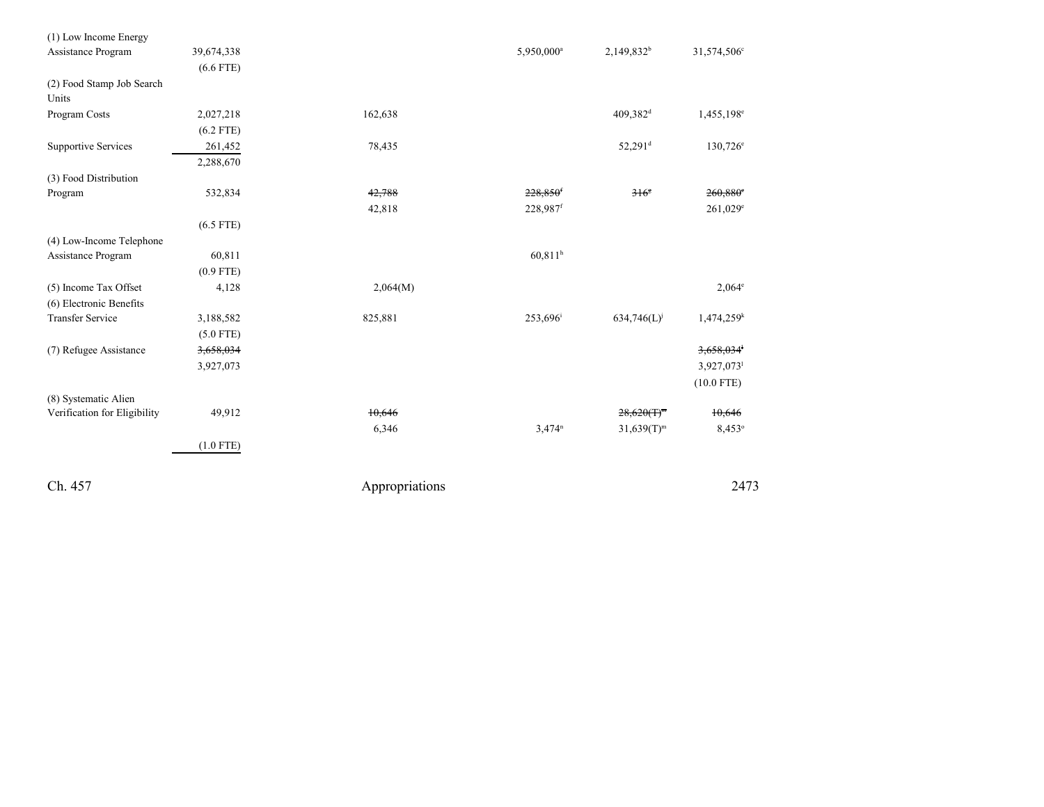| | | | | | |
|---|---|---|---|---|---|
| (1) Low Income Energy Assistance Program | 39,674,338 | | 5,950,000[a] | 2,149,832[b] | 31,574,506[c] |
| | (6.6 FTE) | | | | |
| (2) Food Stamp Job Search Units | | | | | |
| Program Costs | 2,027,218 | 162,638 | | 409,382[d] | 1,455,198[e] |
| | (6.2 FTE) | | | | |
| Supportive Services | 261,452 | 78,435 | | 52,291[d] | 130,726[e] |
| | 2,288,670 | | | | |
| (3) Food Distribution Program | 532,834 | ~~42,788~~ | ~~228,850[f]~~ | ~~316[g]~~ | ~~260,880[e]~~ |
| | | 42,818 | 228,987[f] | | 261,029[e] |
| | (6.5 FTE) | | | | |
| (4) Low-Income Telephone Assistance Program | 60,811 | | 60,811[h] | | |
| | (0.9 FTE) | | | | |
| (5) Income Tax Offset | 4,128 | 2,064(M) | | | 2,064[e] |
| (6) Electronic Benefits Transfer Service | 3,188,582 | 825,881 | 253,696[i] | 634,746(L)[j] | 1,474,259[k] |
| | (5.0 FTE) | | | | |
| (7) Refugee Assistance | ~~3,658,034~~ | | | | ~~3,658,034[l]~~ |
| | 3,927,073 | | | | 3,927,073[l] |
| | | | | | (10.0 FTE) |
| (8) Systematic Alien Verification for Eligibility | 49,912 | ~~10,646~~ | | ~~28,620(T)[m]~~ | ~~10,646~~ |
| | | 6,346 | 3,474[n] | 31,639(T)[m] | 8,453[o] |
| | (1.0 FTE) | | | | |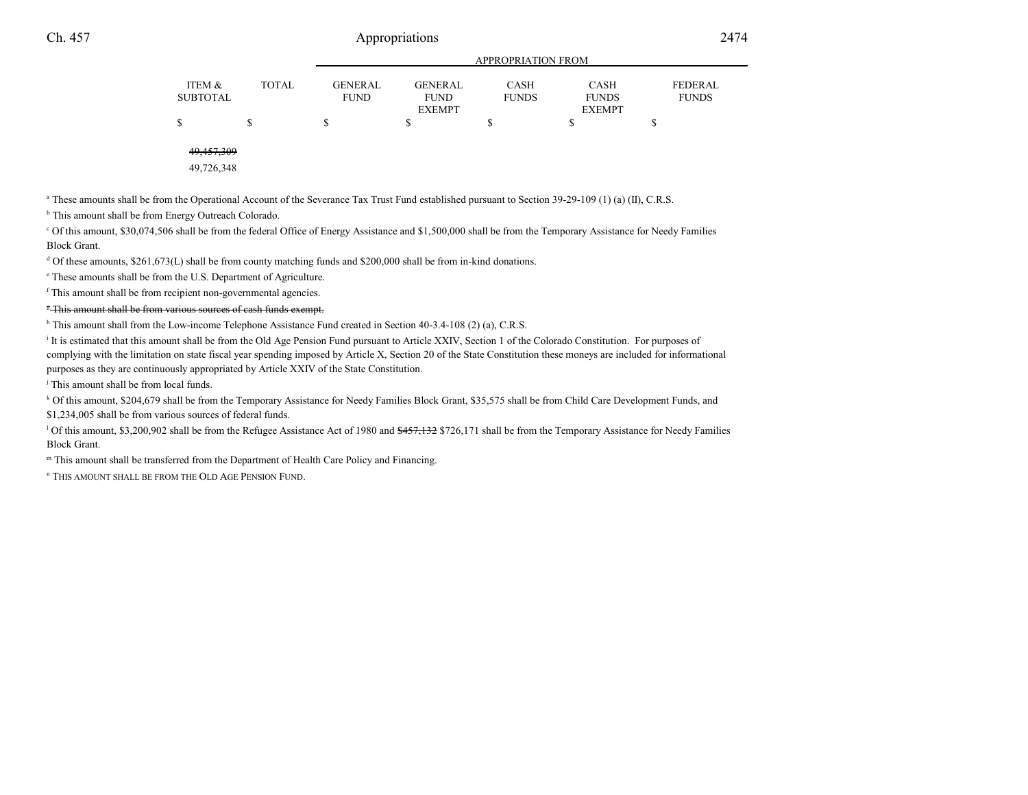| | | APPROPRIATION FROM | | | | |
|---|---|---|---|---|---|---|
| ITEM & SUBTOTAL | TOTAL | GENERAL FUND | GENERAL FUND EXEMPT | CASH FUNDS | CASH FUNDS EXEMPT | FEDERAL FUNDS |
| $ | $ | $ | $ | $ | $ | $ |
| ~~49,457,309~~ | | | | | | |
| 49,726,348 | | | | | | |

[a] These amounts shall be from the Operational Account of the Severance Tax Trust Fund established pursuant to Section 39-29-109 (1) (a) (II), C.R.S.

[b] This amount shall be from Energy Outreach Colorado.

[c] Of this amount, $30,074,506 shall be from the federal Office of Energy Assistance and $1,500,000 shall be from the Temporary Assistance for Needy Families Block Grant.

[d] Of these amounts, $261,673(L) shall be from county matching funds and $200,000 shall be from in-kind donations.

[e] These amounts shall be from the U.S. Department of Agriculture.

[f] This amount shall be from recipient non-governmental agencies.

~~[g] This amount shall be from various sources of cash funds exempt.~~

[h] This amount shall from the Low-income Telephone Assistance Fund created in Section 40-3.4-108 (2) (a), C.R.S.

[i] It is estimated that this amount shall be from the Old Age Pension Fund pursuant to Article XXIV, Section 1 of the Colorado Constitution. For purposes of complying with the limitation on state fiscal year spending imposed by Article X, Section 20 of the State Constitution these moneys are included for informational purposes as they are continuously appropriated by Article XXIV of the State Constitution.

[j] This amount shall be from local funds.

[k] Of this amount, $204,679 shall be from the Temporary Assistance for Needy Families Block Grant, $35,575 shall be from Child Care Development Funds, and $1,234,005 shall be from various sources of federal funds.

[l] Of this amount, $3,200,902 shall be from the Refugee Assistance Act of 1980 and ~~$457,132~~ $726,171 shall be from the Temporary Assistance for Needy Families Block Grant.

[m] This amount shall be transferred from the Department of Health Care Policy and Financing.

[n] THIS AMOUNT SHALL BE FROM THE OLD AGE PENSION FUND.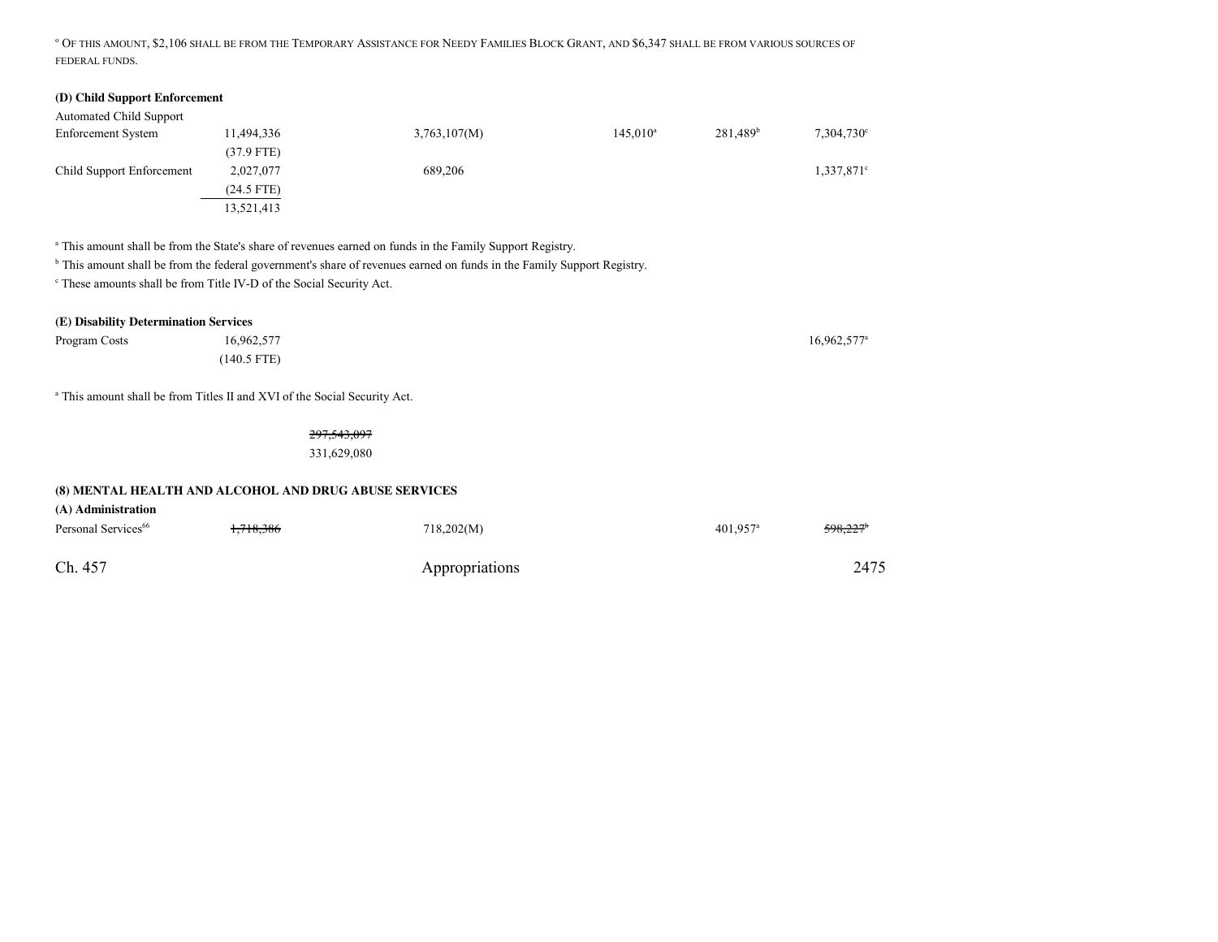[c] OF THIS AMOUNT, $2,106 SHALL BE FROM THE TEMPORARY ASSISTANCE FOR NEEDY FAMILIES BLOCK GRANT, AND $6,347 SHALL BE FROM VARIOUS SOURCES OF FEDERAL FUNDS.

**(D) Child Support Enforcement**

| | | | | | |
|---|---|---|---|---|---|
| Automated Child Support Enforcement System | 11,494,336 (37.9 FTE) | 3,763,107(M) | 145,010[a] | 281,489[b] | 7,304,730[c] |
| Child Support Enforcement | 2,027,077 (24.5 FTE) | 689,206 | | | 1,337,871[c] |
| | 13,521,413 | | | | |

[a] This amount shall be from the State's share of revenues earned on funds in the Family Support Registry.
[b] This amount shall be from the federal government's share of revenues earned on funds in the Family Support Registry.
[c] These amounts shall be from Title IV-D of the Social Security Act.

**(E) Disability Determination Services**

| | | | | | |
|---|---|---|---|---|---|
| Program Costs | 16,962,577 (140.5 FTE) | | | | 16,962,577[a] |

[a] This amount shall be from Titles II and XVI of the Social Security Act.

~~297,543,097~~
331,629,080

**(8) MENTAL HEALTH AND ALCOHOL AND DRUG ABUSE SERVICES**

**(A) Administration**

| | | | | | |
|---|---|---|---|---|---|
| Personal Services[66] | ~~1,718,386~~ | 718,202(M) | | 401,957[a] | ~~598,227~~[b] |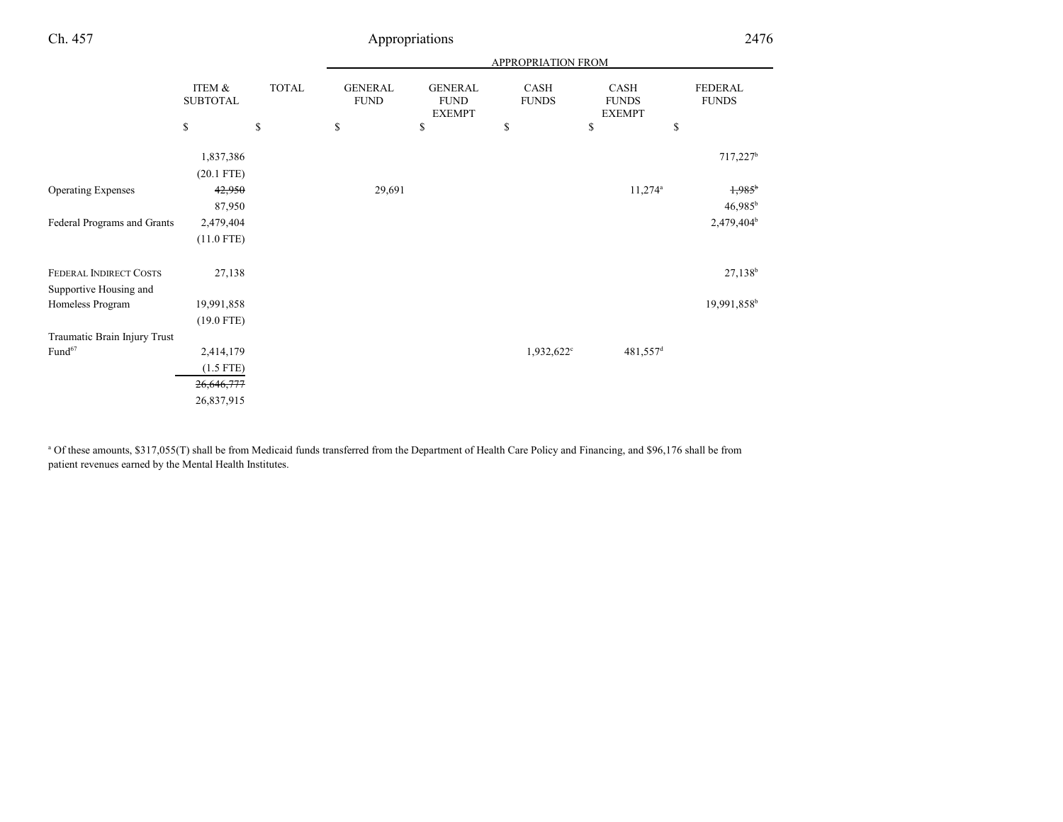| | ITEM & SUBTOTAL | TOTAL | GENERAL FUND | GENERAL FUND EXEMPT | CASH FUNDS | CASH FUNDS EXEMPT | FEDERAL FUNDS |
|---|---|---|---|---|---|---|---|
| | | | APPROPRIATION FROM | | | | |
| | $ | $ | $ | $ | $ | $ | $ |
| | 1,837,386 | | | | | | 717,227[b] |
| | (20.1 FTE) | | | | | | |
| Operating Expenses | ~~42,950~~ | | 29,691 | | | 11,274[a] | ~~1,985[b]~~ |
| | 87,950 | | | | | | 46,985[b] |
| Federal Programs and Grants | 2,479,404 | | | | | | 2,479,404[b] |
| | (11.0 FTE) | | | | | | |
| FEDERAL INDIRECT COSTS | 27,138 | | | | | | 27,138[b] |
| Supportive Housing and Homeless Program | 19,991,858 | | | | | | 19,991,858[b] |
| | (19.0 FTE) | | | | | | |
| Traumatic Brain Injury Trust Fund[67] | 2,414,179 | | | | 1,932,622[c] | 481,557[d] | |
| | (1.5 FTE) | | | | | | |
| | ~~26,646,777~~ | | | | | | |
| | 26,837,915 | | | | | | |

[a] Of these amounts, $317,055(T) shall be from Medicaid funds transferred from the Department of Health Care Policy and Financing, and $96,176 shall be from patient revenues earned by the Mental Health Institutes.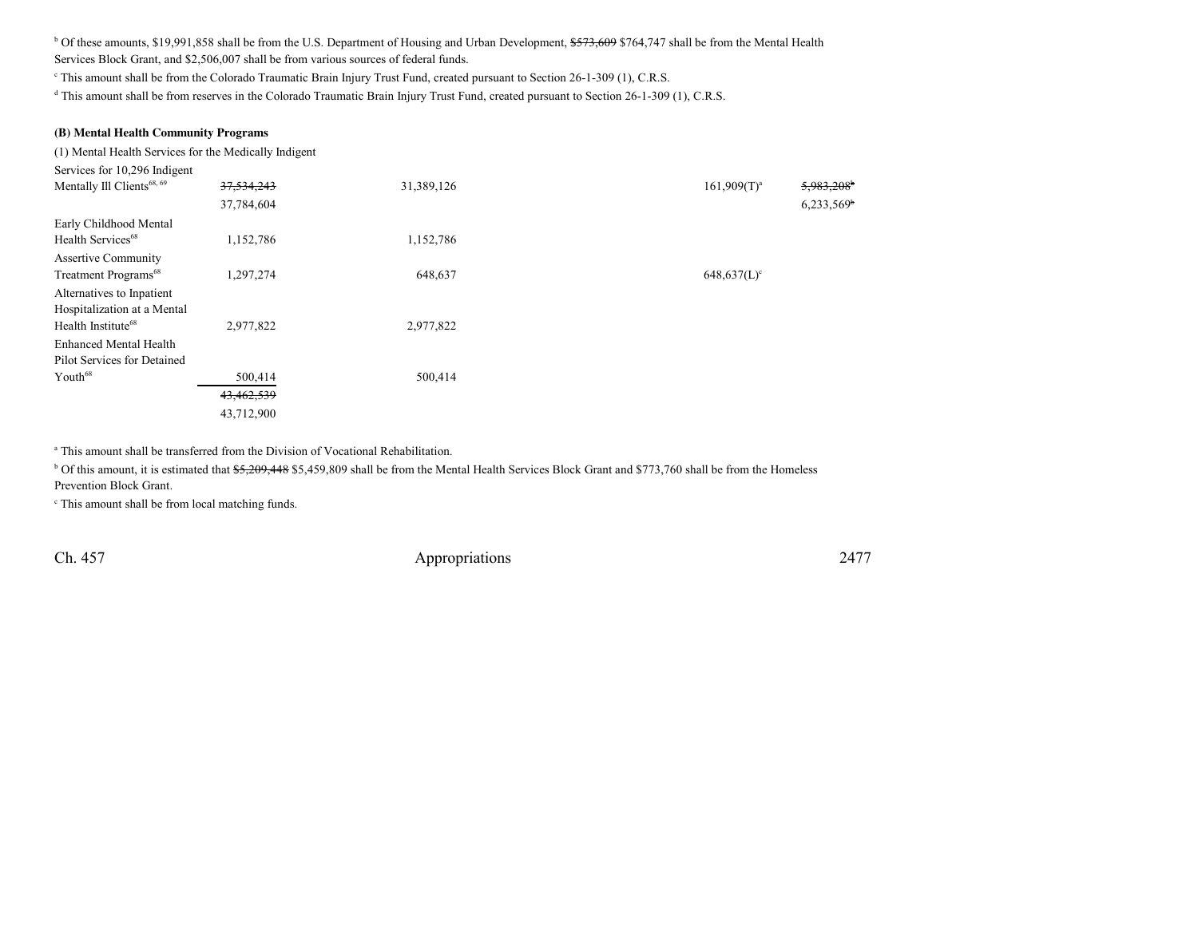[b] Of these amounts, $19,991,858 shall be from the U.S. Department of Housing and Urban Development, ~~$573,609~~ $764,747 shall be from the Mental Health Services Block Grant, and $2,506,007 shall be from various sources of federal funds.

[c] This amount shall be from the Colorado Traumatic Brain Injury Trust Fund, created pursuant to Section 26-1-309 (1), C.R.S.

[d] This amount shall be from reserves in the Colorado Traumatic Brain Injury Trust Fund, created pursuant to Section 26-1-309 (1), C.R.S.

**(B) Mental Health Community Programs**

(1) Mental Health Services for the Medically Indigent

| | | | | | |
|---|---|---|---|---|---|
| Services for 10,296 Indigent Mentally Ill Clients[68, 69] | ~~37,534,243~~ 37,784,604 | 31,389,126 | | 161,909(T)[a] | ~~5,983,208~~[b] 6,233,569[b] |
| Early Childhood Mental Health Services[68] | 1,152,786 | 1,152,786 | | | |
| Assertive Community Treatment Programs[68] | 1,297,274 | 648,637 | | 648,637(L)[c] | |
| Alternatives to Inpatient Hospitalization at a Mental Health Institute[68] | 2,977,822 | 2,977,822 | | | |
| Enhanced Mental Health Pilot Services for Detained Youth[68] | 500,414 | 500,414 | | | |
| | ~~43,462,539~~ 43,712,900 | | | | |

[a] This amount shall be transferred from the Division of Vocational Rehabilitation.

[b] Of this amount, it is estimated that ~~$5,209,448~~ $5,459,809 shall be from the Mental Health Services Block Grant and $773,760 shall be from the Homeless Prevention Block Grant.

[c] This amount shall be from local matching funds.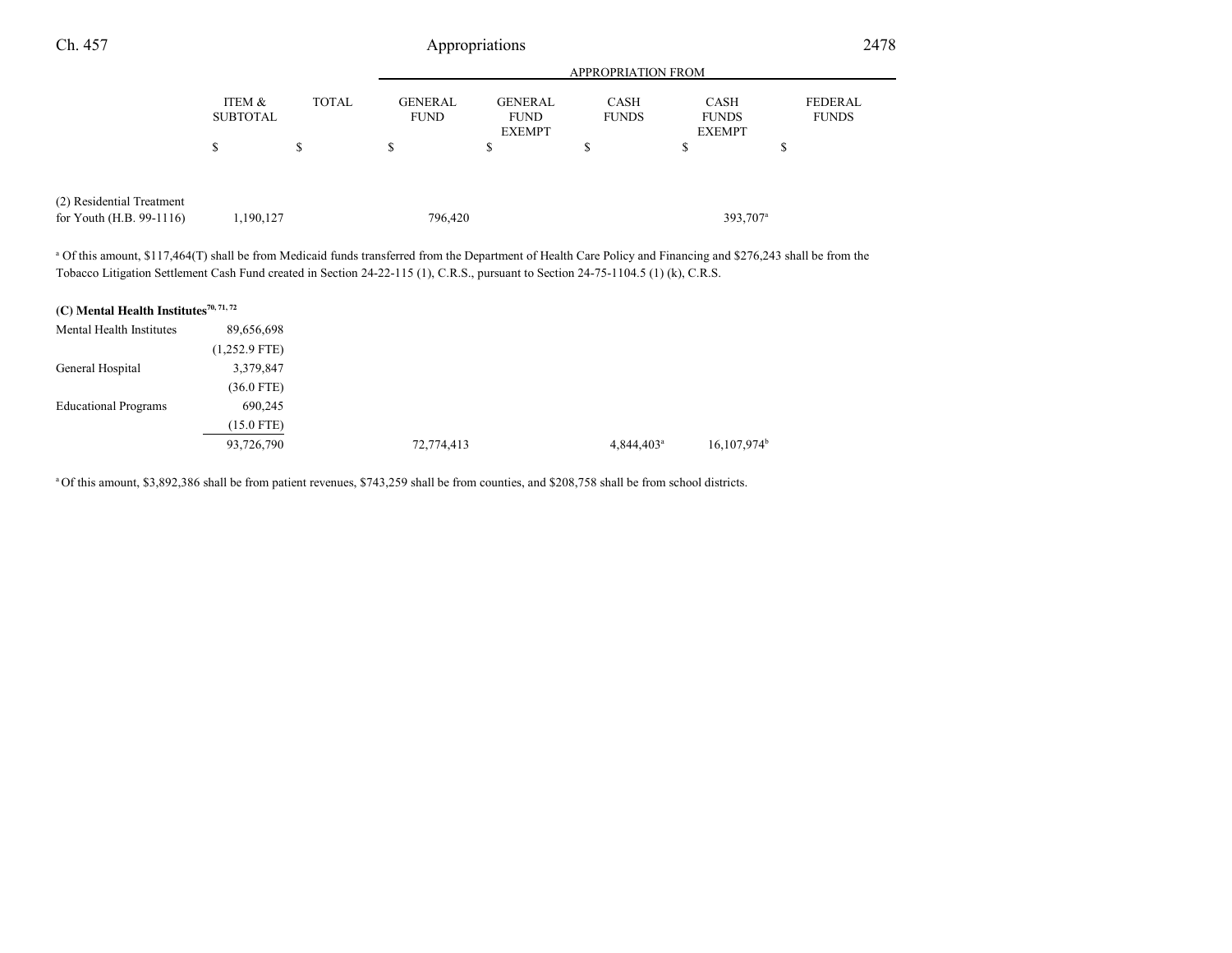| | ITEM & SUBTOTAL | TOTAL | APPROPRIATION FROM GENERAL FUND | GENERAL FUND EXEMPT | CASH FUNDS | CASH FUNDS EXEMPT | FEDERAL FUNDS |
|---|---|---|---|---|---|---|---|
| | $ | $ | $ | $ | $ | $ | $ |
| (2) Residential Treatment for Youth (H.B. 99-1116) | 1,190,127 | | 796,420 | | | 393,707[a] | |

[a] Of this amount, $117,464(T) shall be from Medicaid funds transferred from the Department of Health Care Policy and Financing and $276,243 shall be from the Tobacco Litigation Settlement Cash Fund created in Section 24-22-115 (1), C.R.S., pursuant to Section 24-75-1104.5 (1) (k), C.R.S.

**(C) Mental Health Institutes**[70, 71, 72]

| | ITEM & SUBTOTAL | TOTAL | GENERAL FUND | GENERAL FUND EXEMPT | CASH FUNDS | CASH FUNDS EXEMPT | FEDERAL FUNDS |
|---|---|---|---|---|---|---|---|
| Mental Health Institutes | 89,656,698 | | | | | | |
| | (1,252.9 FTE) | | | | | | |
| General Hospital | 3,379,847 | | | | | | |
| | (36.0 FTE) | | | | | | |
| Educational Programs | 690,245 | | | | | | |
| | (15.0 FTE) | | | | | | |
| | 93,726,790 | | 72,774,413 | | 4,844,403[a] | 16,107,974[b] | |

[a] Of this amount, $3,892,386 shall be from patient revenues, $743,259 shall be from counties, and $208,758 shall be from school districts.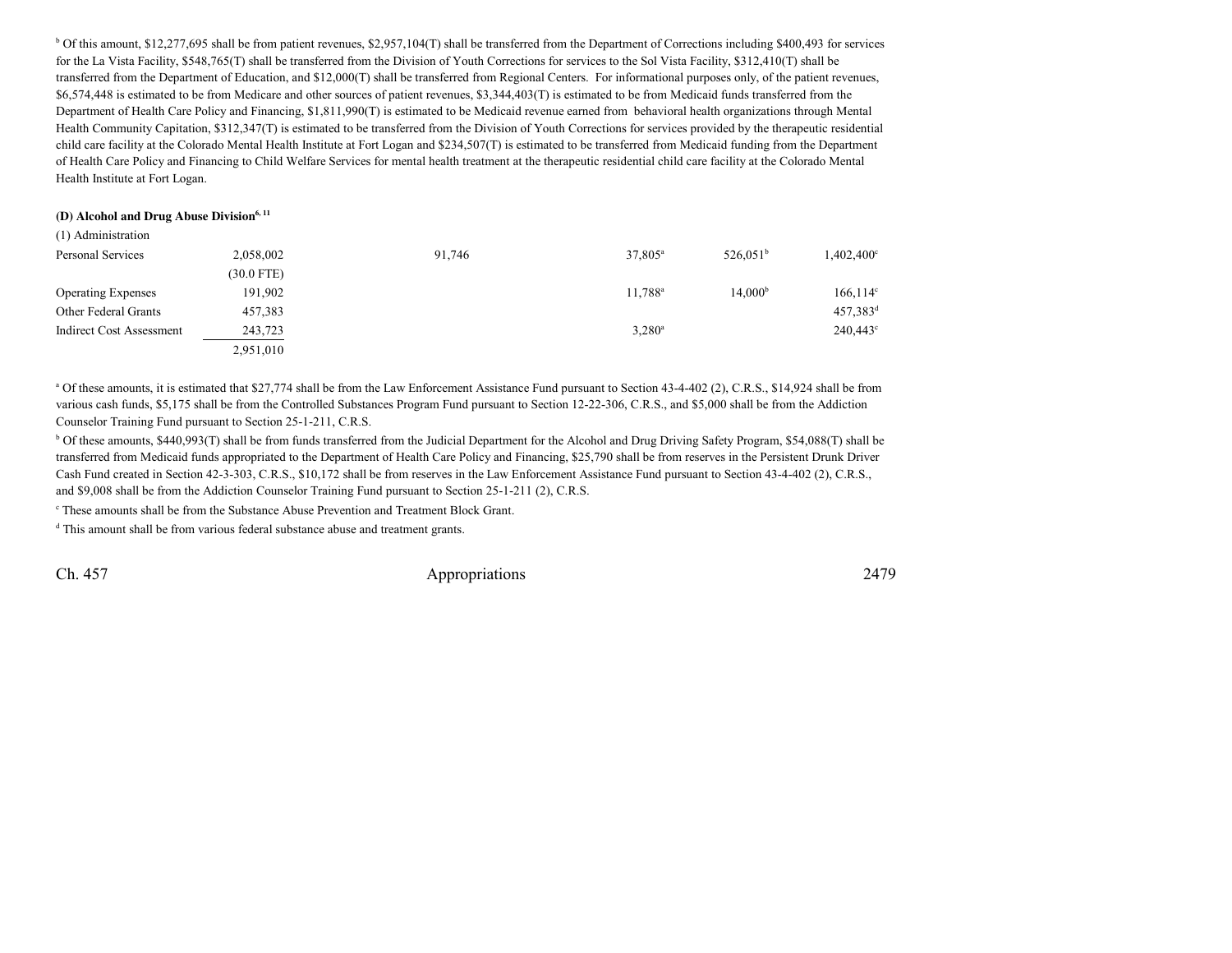[b] Of this amount, $12,277,695 shall be from patient revenues, $2,957,104(T) shall be transferred from the Department of Corrections including $400,493 for services for the La Vista Facility, $548,765(T) shall be transferred from the Division of Youth Corrections for services to the Sol Vista Facility, $312,410(T) shall be transferred from the Department of Education, and $12,000(T) shall be transferred from Regional Centers. For informational purposes only, of the patient revenues, $6,574,448 is estimated to be from Medicare and other sources of patient revenues, $3,344,403(T) is estimated to be from Medicaid funds transferred from the Department of Health Care Policy and Financing, $1,811,990(T) is estimated to be Medicaid revenue earned from behavioral health organizations through Mental Health Community Capitation, $312,347(T) is estimated to be transferred from the Division of Youth Corrections for services provided by the therapeutic residential child care facility at the Colorado Mental Health Institute at Fort Logan and $234,507(T) is estimated to be transferred from Medicaid funding from the Department of Health Care Policy and Financing to Child Welfare Services for mental health treatment at the therapeutic residential child care facility at the Colorado Mental Health Institute at Fort Logan.

**(D) Alcohol and Drug Abuse Division[6, 11]**

(1) Administration

| | | | | | |
|---|---|---|---|---|---|
| Personal Services | 2,058,002 | 91,746 | 37,805[a] | 526,051[b] | 1,402,400[c] |
| | (30.0 FTE) | | | | |
| Operating Expenses | 191,902 | | 11,788[a] | 14,000[b] | 166,114[c] |
| Other Federal Grants | 457,383 | | | | 457,383[d] |
| Indirect Cost Assessment | 243,723 | | 3,280[a] | | 240,443[c] |
| | 2,951,010 | | | | |

[a] Of these amounts, it is estimated that $27,774 shall be from the Law Enforcement Assistance Fund pursuant to Section 43-4-402 (2), C.R.S., $14,924 shall be from various cash funds, $5,175 shall be from the Controlled Substances Program Fund pursuant to Section 12-22-306, C.R.S., and $5,000 shall be from the Addiction Counselor Training Fund pursuant to Section 25-1-211, C.R.S.

[b] Of these amounts, $440,993(T) shall be from funds transferred from the Judicial Department for the Alcohol and Drug Driving Safety Program, $54,088(T) shall be transferred from Medicaid funds appropriated to the Department of Health Care Policy and Financing, $25,790 shall be from reserves in the Persistent Drunk Driver Cash Fund created in Section 42-3-303, C.R.S., $10,172 shall be from reserves in the Law Enforcement Assistance Fund pursuant to Section 43-4-402 (2), C.R.S., and $9,008 shall be from the Addiction Counselor Training Fund pursuant to Section 25-1-211 (2), C.R.S.

[c] These amounts shall be from the Substance Abuse Prevention and Treatment Block Grant.

[d] This amount shall be from various federal substance abuse and treatment grants.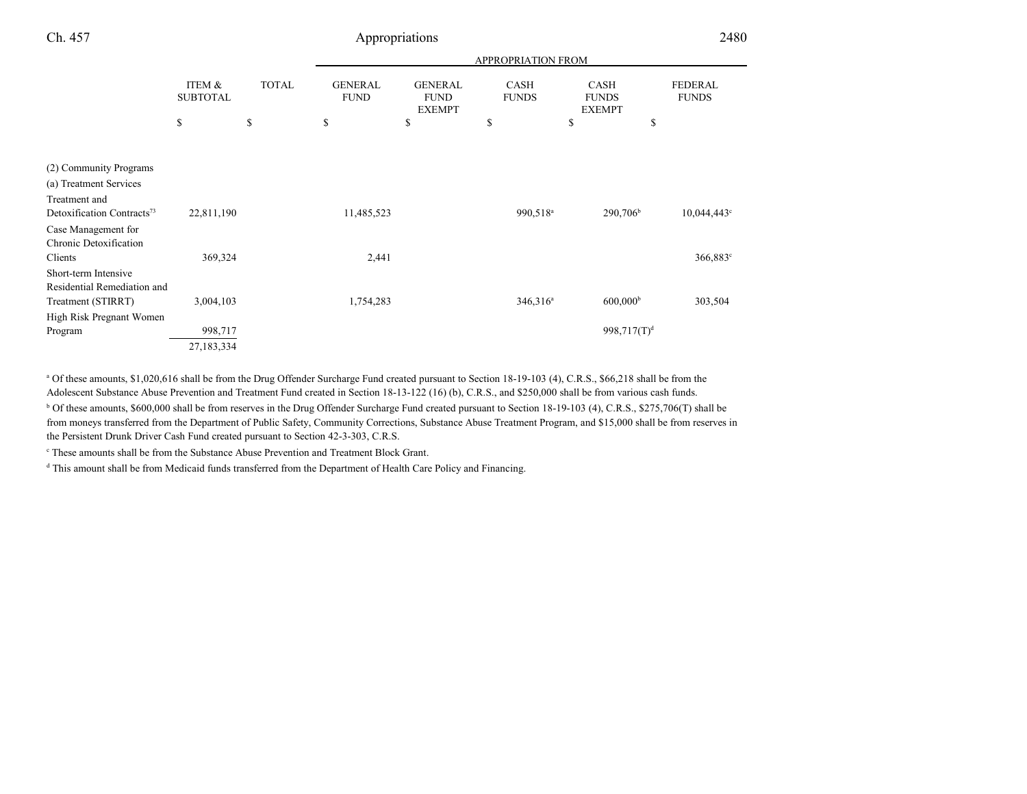| | ITEM & SUBTOTAL | TOTAL | APPROPRIATION FROM | | | | |
|---|---|---|---|---|---|---|---|
| | | | GENERAL FUND | GENERAL FUND EXEMPT | CASH FUNDS | CASH FUNDS EXEMPT | FEDERAL FUNDS |
| | $ | $ | $ | $ | $ | $ | $ |
| (2) Community Programs | | | | | | | |
| (a) Treatment Services | | | | | | | |
| Treatment and Detoxification Contracts[73] | 22,811,190 | | 11,485,523 | | 990,518[a] | 290,706[b] | 10,044,443[c] |
| Case Management for Chronic Detoxification Clients | 369,324 | | 2,441 | | | | 366,883[c] |
| Short-term Intensive Residential Remediation and Treatment (STIRRT) | 3,004,103 | | 1,754,283 | | 346,316[a] | 600,000[b] | 303,504 |
| High Risk Pregnant Women Program | 998,717 | | | | | 998,717(T)[d] | |
| | 27,183,334 | | | | | | |

[a] Of these amounts, $1,020,616 shall be from the Drug Offender Surcharge Fund created pursuant to Section 18-19-103 (4), C.R.S., $66,218 shall be from the Adolescent Substance Abuse Prevention and Treatment Fund created in Section 18-13-122 (16) (b), C.R.S., and $250,000 shall be from various cash funds.

[b] Of these amounts, $600,000 shall be from reserves in the Drug Offender Surcharge Fund created pursuant to Section 18-19-103 (4), C.R.S., $275,706(T) shall be from moneys transferred from the Department of Public Safety, Community Corrections, Substance Abuse Treatment Program, and $15,000 shall be from reserves in the Persistent Drunk Driver Cash Fund created pursuant to Section 42-3-303, C.R.S.

[c] These amounts shall be from the Substance Abuse Prevention and Treatment Block Grant.

[d] This amount shall be from Medicaid funds transferred from the Department of Health Care Policy and Financing.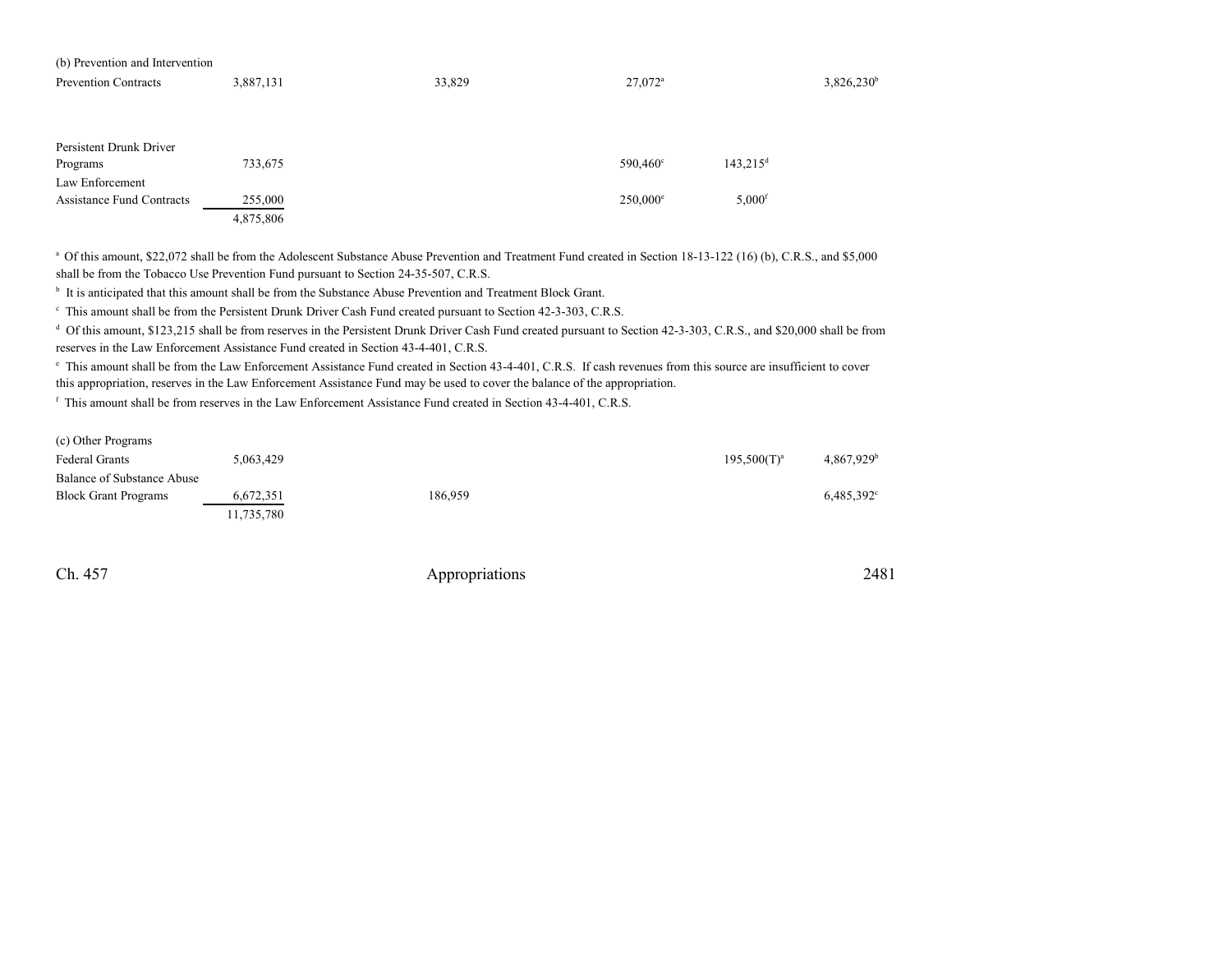| | Total | General Fund | General Fund Exempt | Cash Funds | Cash Funds Exempt | Federal Funds |
|---|---|---|---|---|---|---|
| (b) Prevention and Intervention | | | | | | |
| Prevention Contracts | 3,887,131 | 33,829 | | 27,072[a] | | 3,826,230[b] |
| Persistent Drunk Driver Programs | 733,675 | | | 590,460[c] | 143,215[d] | |
| Law Enforcement Assistance Fund Contracts | 255,000 | | | 250,000[e] | 5,000[f] | |
| | 4,875,806 | | | | | |

[a] Of this amount, $22,072 shall be from the Adolescent Substance Abuse Prevention and Treatment Fund created in Section 18-13-122 (16) (b), C.R.S., and $5,000 shall be from the Tobacco Use Prevention Fund pursuant to Section 24-35-507, C.R.S.

[b] It is anticipated that this amount shall be from the Substance Abuse Prevention and Treatment Block Grant.

[c] This amount shall be from the Persistent Drunk Driver Cash Fund created pursuant to Section 42-3-303, C.R.S.

[d] Of this amount, $123,215 shall be from reserves in the Persistent Drunk Driver Cash Fund created pursuant to Section 42-3-303, C.R.S., and $20,000 shall be from reserves in the Law Enforcement Assistance Fund created in Section 43-4-401, C.R.S.

[e] This amount shall be from the Law Enforcement Assistance Fund created in Section 43-4-401, C.R.S. If cash revenues from this source are insufficient to cover this appropriation, reserves in the Law Enforcement Assistance Fund may be used to cover the balance of the appropriation.

[f] This amount shall be from reserves in the Law Enforcement Assistance Fund created in Section 43-4-401, C.R.S.

| | Total | General Fund | General Fund Exempt | Cash Funds | Cash Funds Exempt | Federal Funds |
|---|---|---|---|---|---|---|
| (c) Other Programs | | | | | | |
| Federal Grants | 5,063,429 | | | | 195,500(T)[a] | 4,867,929[b] |
| Balance of Substance Abuse Block Grant Programs | 6,672,351 | 186,959 | | | | 6,485,392[c] |
| | 11,735,780 | | | | | |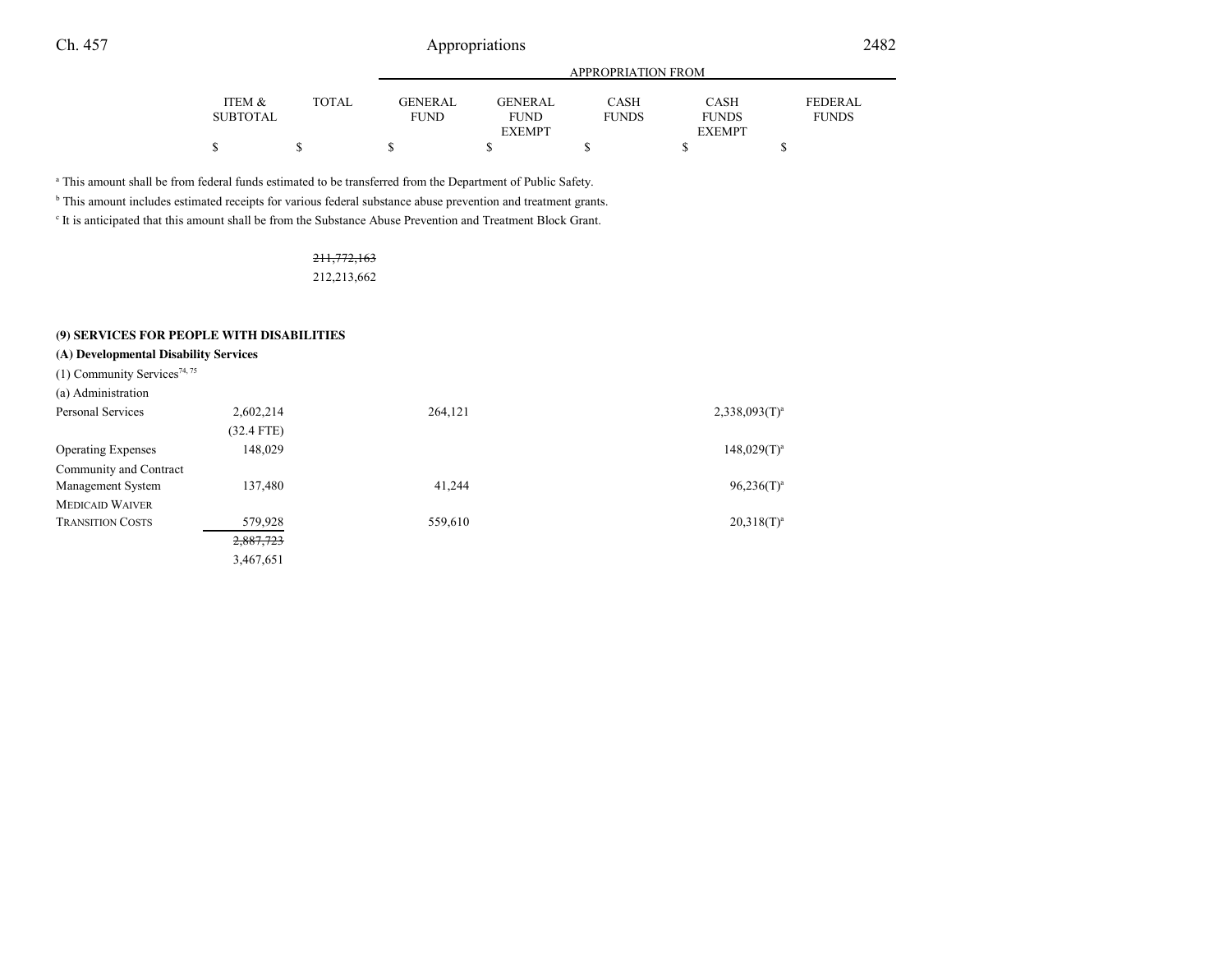| | ITEM & SUBTOTAL | TOTAL | APPROPRIATION FROM GENERAL FUND | GENERAL FUND EXEMPT | CASH FUNDS | CASH FUNDS EXEMPT | FEDERAL FUNDS |
|---|---|---|---|---|---|---|---|
| | $ | $ | $ | $ | $ | $ | $ |

[a] This amount shall be from federal funds estimated to be transferred from the Department of Public Safety.

[b] This amount includes estimated receipts for various federal substance abuse prevention and treatment grants.

[c] It is anticipated that this amount shall be from the Substance Abuse Prevention and Treatment Block Grant.

| | ITEM & SUBTOTAL | TOTAL | GENERAL FUND | GENERAL FUND EXEMPT | CASH FUNDS | CASH FUNDS EXEMPT | FEDERAL FUNDS |
|---|---|---|---|---|---|---|---|
| | | ~~211,772,163~~ 212,213,662 | | | | | |
| **(9) SERVICES FOR PEOPLE WITH DISABILITIES** | | | | | | | |
| **(A) Developmental Disability Services** | | | | | | | |
| (1) Community Services[74, 75] | | | | | | | |
| (a) Administration | | | | | | | |
| Personal Services | 2,602,214 (32.4 FTE) | | 264,121 | | | 2,338,093(T)[a] | |
| Operating Expenses | 148,029 | | | | | 148,029(T)[a] | |
| Community and Contract Management System | 137,480 | | 41,244 | | | 96,236(T)[a] | |
| MEDICAID WAIVER TRANSITION COSTS | 579,928 | | 559,610 | | | 20,318(T)[a] | |
| | ~~2,887,723~~ 3,467,651 | | | | | | |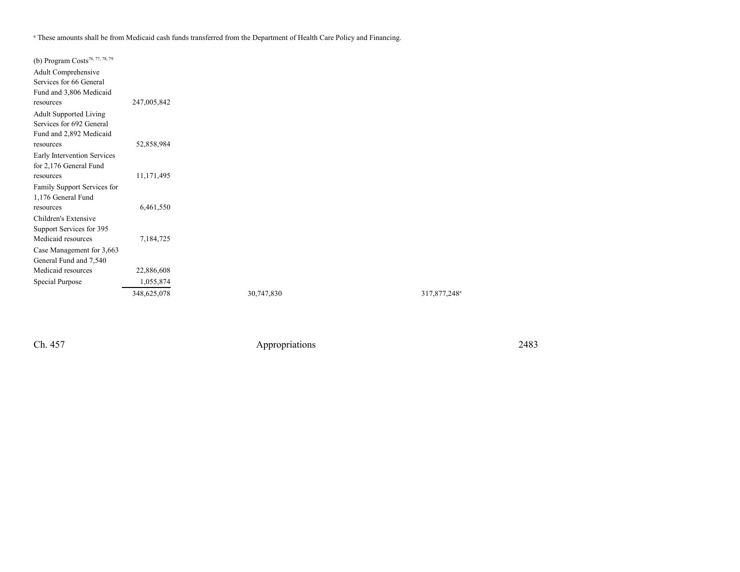[a] These amounts shall be from Medicaid cash funds transferred from the Department of Health Care Policy and Financing.

| | | | |
|---|---|---|---|
| (b) Program Costs[76, 77, 78, 79] | | | |
| Adult Comprehensive Services for 66 General Fund and 3,806 Medicaid resources | 247,005,842 | | |
| Adult Supported Living Services for 692 General Fund and 2,892 Medicaid resources | 52,858,984 | | |
| Early Intervention Services for 2,176 General Fund resources | 11,171,495 | | |
| Family Support Services for 1,176 General Fund resources | 6,461,550 | | |
| Children's Extensive Support Services for 395 Medicaid resources | 7,184,725 | | |
| Case Management for 3,663 General Fund and 7,540 Medicaid resources | 22,886,608 | | |
| Special Purpose | 1,055,874 | | |
| | 348,625,078 | 30,747,830 | 317,877,248[a] |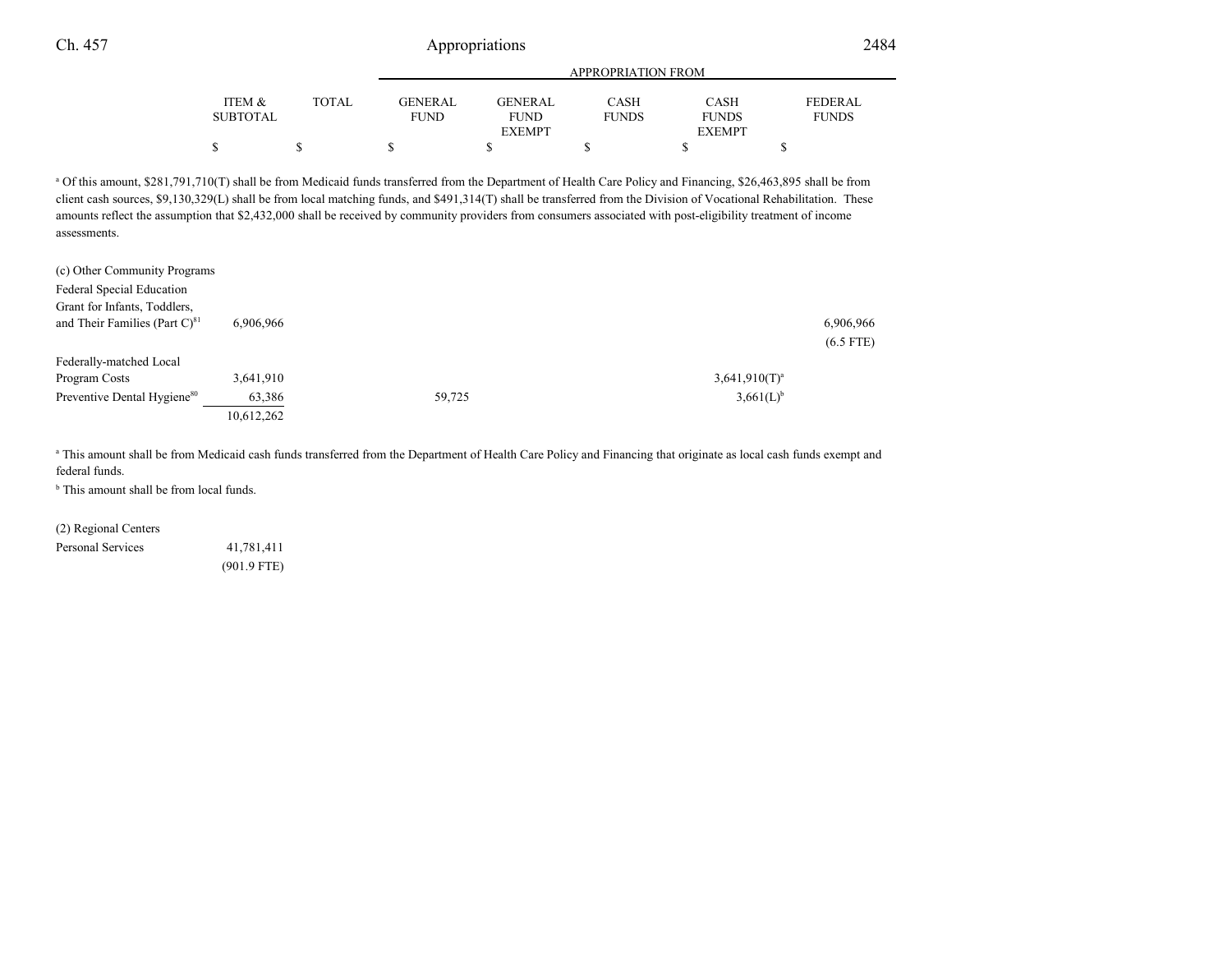| | ITEM & SUBTOTAL | TOTAL | GENERAL FUND | GENERAL FUND EXEMPT | CASH FUNDS | CASH FUNDS EXEMPT | FEDERAL FUNDS |
|---|---|---|---|---|---|---|---|
| | $ | $ | $ | $ | $ | $ | $ |

[a] Of this amount, $281,791,710(T) shall be from Medicaid funds transferred from the Department of Health Care Policy and Financing, $26,463,895 shall be from client cash sources, $9,130,329(L) shall be from local matching funds, and $491,314(T) shall be transferred from the Division of Vocational Rehabilitation. These amounts reflect the assumption that $2,432,000 shall be received by community providers from consumers associated with post-eligibility treatment of income assessments.

| | ITEM & SUBTOTAL | TOTAL | GENERAL FUND | GENERAL FUND EXEMPT | CASH FUNDS | CASH FUNDS EXEMPT | FEDERAL FUNDS |
|---|---|---|---|---|---|---|---|
| (c) Other Community Programs | | | | | | | |
| Federal Special Education Grant for Infants, Toddlers, and Their Families (Part C)[81] | 6,906,966 | | | | | | 6,906,966<br>(6.5 FTE) |
| Federally-matched Local Program Costs | 3,641,910 | | | | | 3,641,910(T)[a] | |
| Preventive Dental Hygiene[80] | 63,386 | | 59,725 | | | 3,661(L)[b] | |
| | 10,612,262 | | | | | | |

[a] This amount shall be from Medicaid cash funds transferred from the Department of Health Care Policy and Financing that originate as local cash funds exempt and federal funds.

[b] This amount shall be from local funds.

| | ITEM & SUBTOTAL | TOTAL | GENERAL FUND | GENERAL FUND EXEMPT | CASH FUNDS | CASH FUNDS EXEMPT | FEDERAL FUNDS |
|---|---|---|---|---|---|---|---|
| (2) Regional Centers | | | | | | | |
| Personal Services | 41,781,411<br>(901.9 FTE) | | | | | | |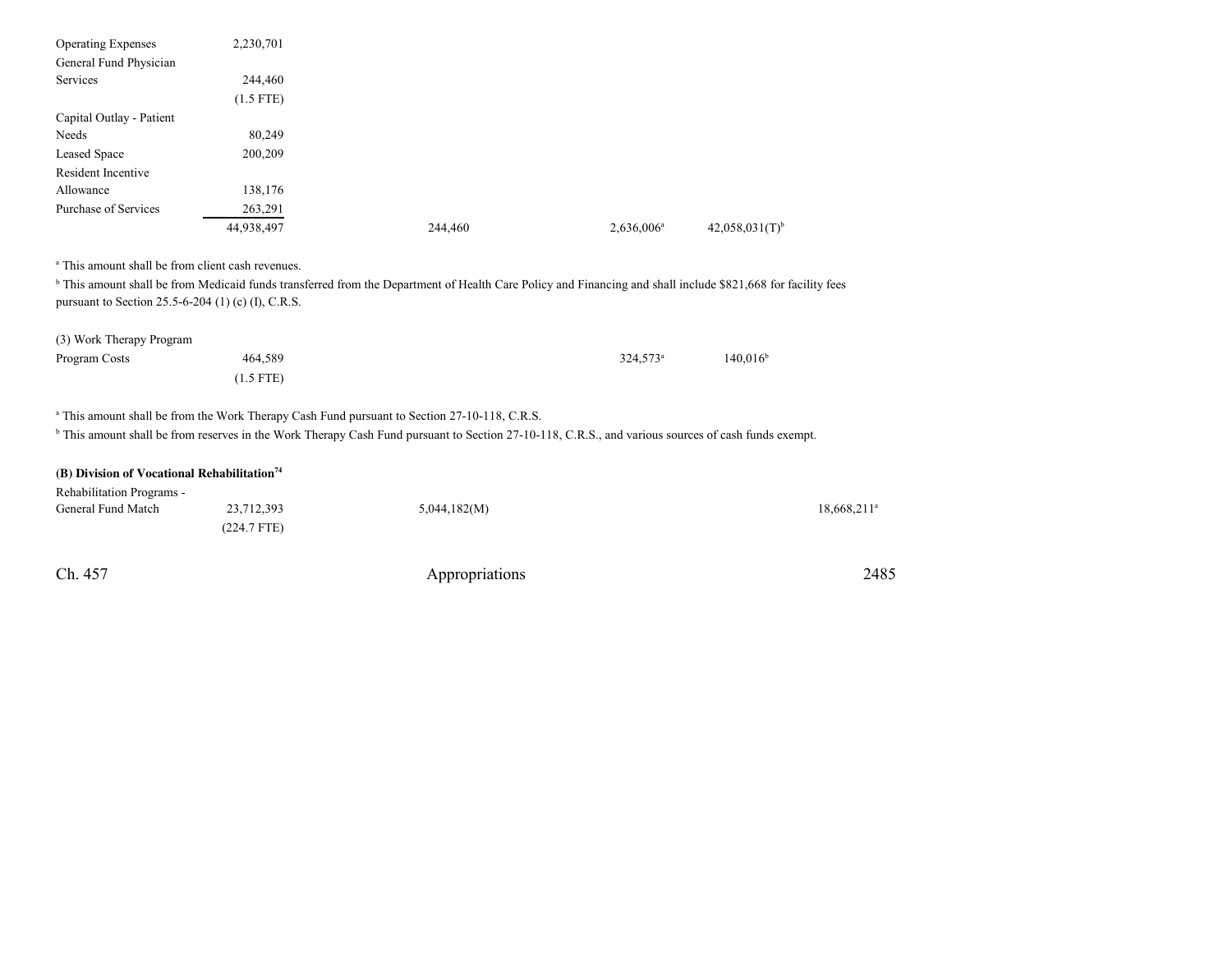| | | | | | |
|---|---|---|---|---|---|
| Operating Expenses | 2,230,701 | | | | |
| General Fund Physician Services | 244,460 | | | | |
| | (1.5 FTE) | | | | |
| Capital Outlay - Patient Needs | 80,249 | | | | |
| Leased Space | 200,209 | | | | |
| Resident Incentive Allowance | 138,176 | | | | |
| Purchase of Services | 263,291 | | | | |
| | 44,938,497 | 244,460 | 2,636,006[a] | 42,058,031(T)[b] | |

[a] This amount shall be from client cash revenues.

[b] This amount shall be from Medicaid funds transferred from the Department of Health Care Policy and Financing and shall include $821,668 for facility fees pursuant to Section 25.5-6-204 (1) (c) (I), C.R.S.

| | | | | | |
|---|---|---|---|---|---|
| (3) Work Therapy Program | | | | | |
| Program Costs | 464,589 | | 324,573[a] | 140,016[b] | |
| | (1.5 FTE) | | | | |

[a] This amount shall be from the Work Therapy Cash Fund pursuant to Section 27-10-118, C.R.S.

[b] This amount shall be from reserves in the Work Therapy Cash Fund pursuant to Section 27-10-118, C.R.S., and various sources of cash funds exempt.

**(B) Division of Vocational Rehabilitation[74]**

| | | | | | |
|---|---|---|---|---|---|
| Rehabilitation Programs - General Fund Match | 23,712,393 | 5,044,182(M) | | | 18,668,211[a] |
| | (224.7 FTE) | | | | |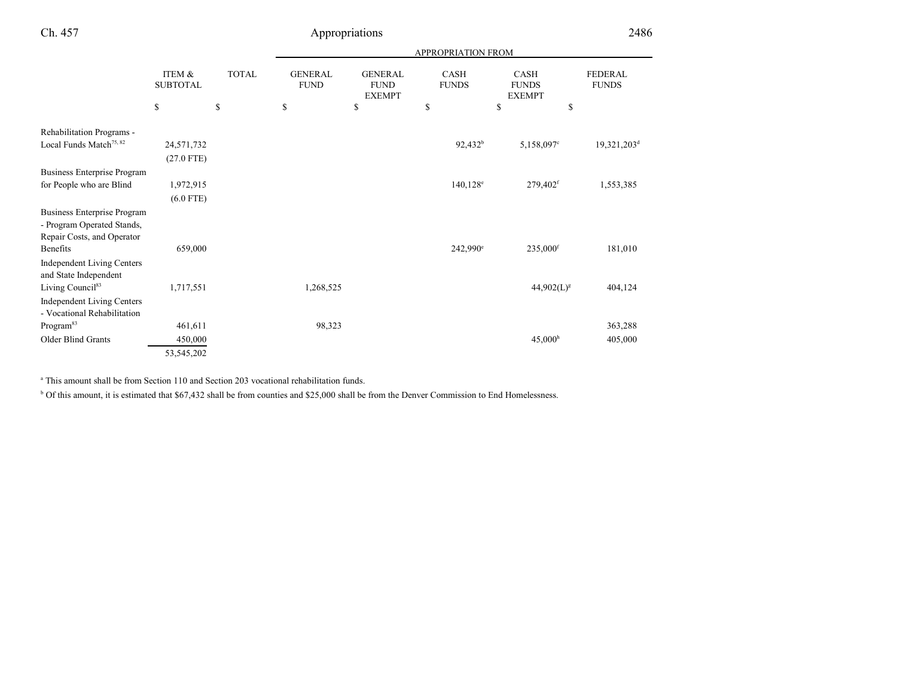| | ITEM & SUBTOTAL | TOTAL | APPROPRIATION FROM | | | | |
|---|---|---|---|---|---|---|---|
| | | | GENERAL FUND | GENERAL FUND EXEMPT | CASH FUNDS | CASH FUNDS EXEMPT | FEDERAL FUNDS |
| | $ | $ | $ | $ | $ | $ | $ |
| Rehabilitation Programs - Local Funds Match[75, 82] | 24,571,732 | | | | 92,432[b] | 5,158,097[c] | 19,321,203[d] |
| | (27.0 FTE) | | | | | | |
| Business Enterprise Program for People who are Blind | 1,972,915 | | | | 140,128[e] | 279,402[f] | 1,553,385 |
| | (6.0 FTE) | | | | | | |
| Business Enterprise Program - Program Operated Stands, Repair Costs, and Operator Benefits | 659,000 | | | | 242,990[e] | 235,000[f] | 181,010 |
| Independent Living Centers and State Independent Living Council[83] | 1,717,551 | | 1,268,525 | | | 44,902(L)[g] | 404,124 |
| Independent Living Centers - Vocational Rehabilitation Program[83] | 461,611 | | 98,323 | | | | 363,288 |
| Older Blind Grants | 450,000 | | | | | 45,000[h] | 405,000 |
| | 53,545,202 | | | | | | |

[a] This amount shall be from Section 110 and Section 203 vocational rehabilitation funds.

[b] Of this amount, it is estimated that $67,432 shall be from counties and $25,000 shall be from the Denver Commission to End Homelessness.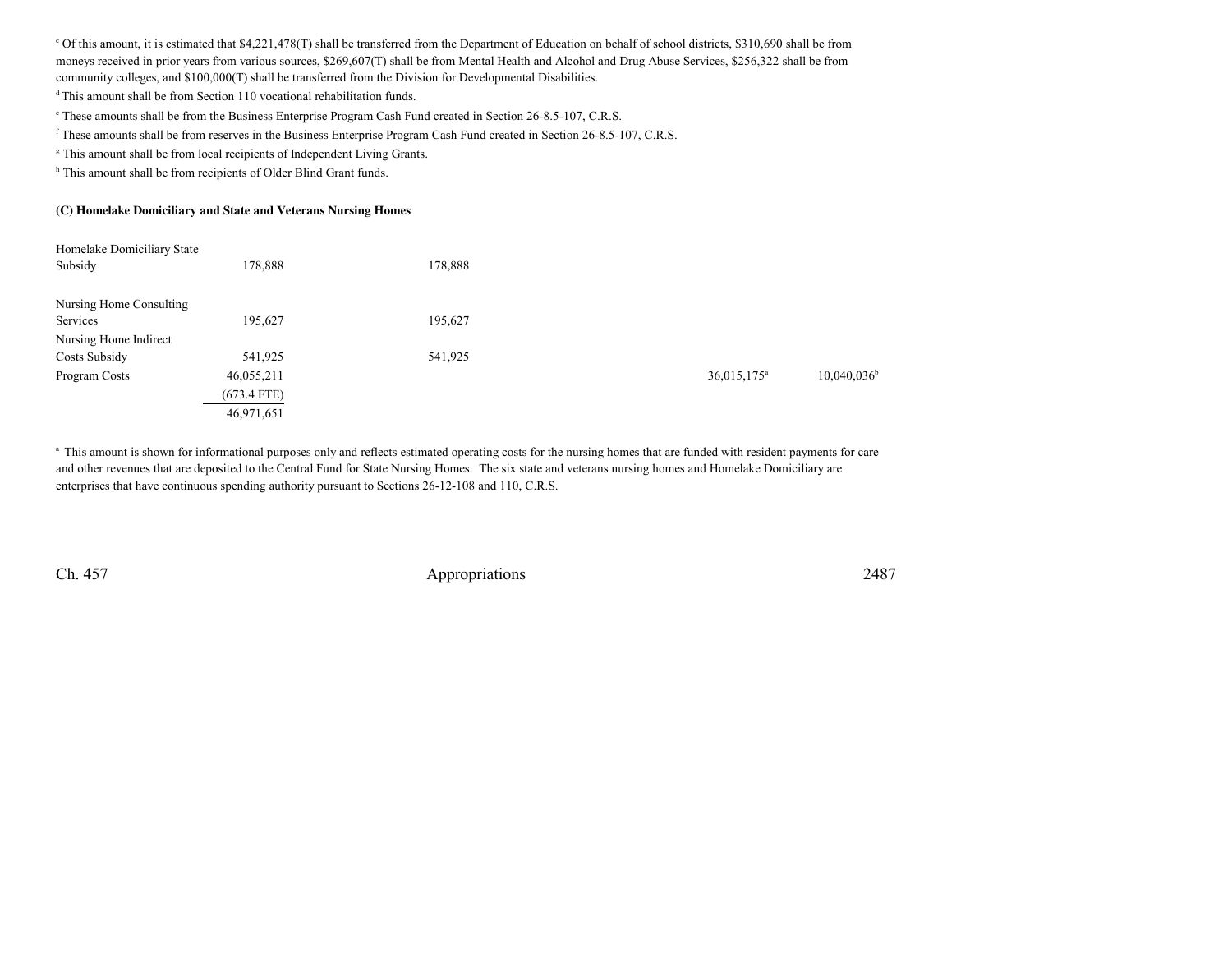[c] Of this amount, it is estimated that $4,221,478(T) shall be transferred from the Department of Education on behalf of school districts, $310,690 shall be from moneys received in prior years from various sources, $269,607(T) shall be from Mental Health and Alcohol and Drug Abuse Services, $256,322 shall be from community colleges, and $100,000(T) shall be transferred from the Division for Developmental Disabilities.

[d] This amount shall be from Section 110 vocational rehabilitation funds.

[e] These amounts shall be from the Business Enterprise Program Cash Fund created in Section 26-8.5-107, C.R.S.

[f] These amounts shall be from reserves in the Business Enterprise Program Cash Fund created in Section 26-8.5-107, C.R.S.

[g] This amount shall be from local recipients of Independent Living Grants.

[h] This amount shall be from recipients of Older Blind Grant funds.

**(C) Homelake Domiciliary and State and Veterans Nursing Homes**

| | | | | | |
|---|---|---|---|---|---|
| Homelake Domiciliary State Subsidy | 178,888 | 178,888 | | | |
| Nursing Home Consulting Services | 195,627 | 195,627 | | | |
| Nursing Home Indirect Costs Subsidy | 541,925 | 541,925 | | | |
| Program Costs | 46,055,211 | | | 36,015,175[a] | 10,040,036[b] |
| | (673.4 FTE) | | | | |
| | 46,971,651 | | | | |

[a] This amount is shown for informational purposes only and reflects estimated operating costs for the nursing homes that are funded with resident payments for care and other revenues that are deposited to the Central Fund for State Nursing Homes. The six state and veterans nursing homes and Homelake Domiciliary are enterprises that have continuous spending authority pursuant to Sections 26-12-108 and 110, C.R.S.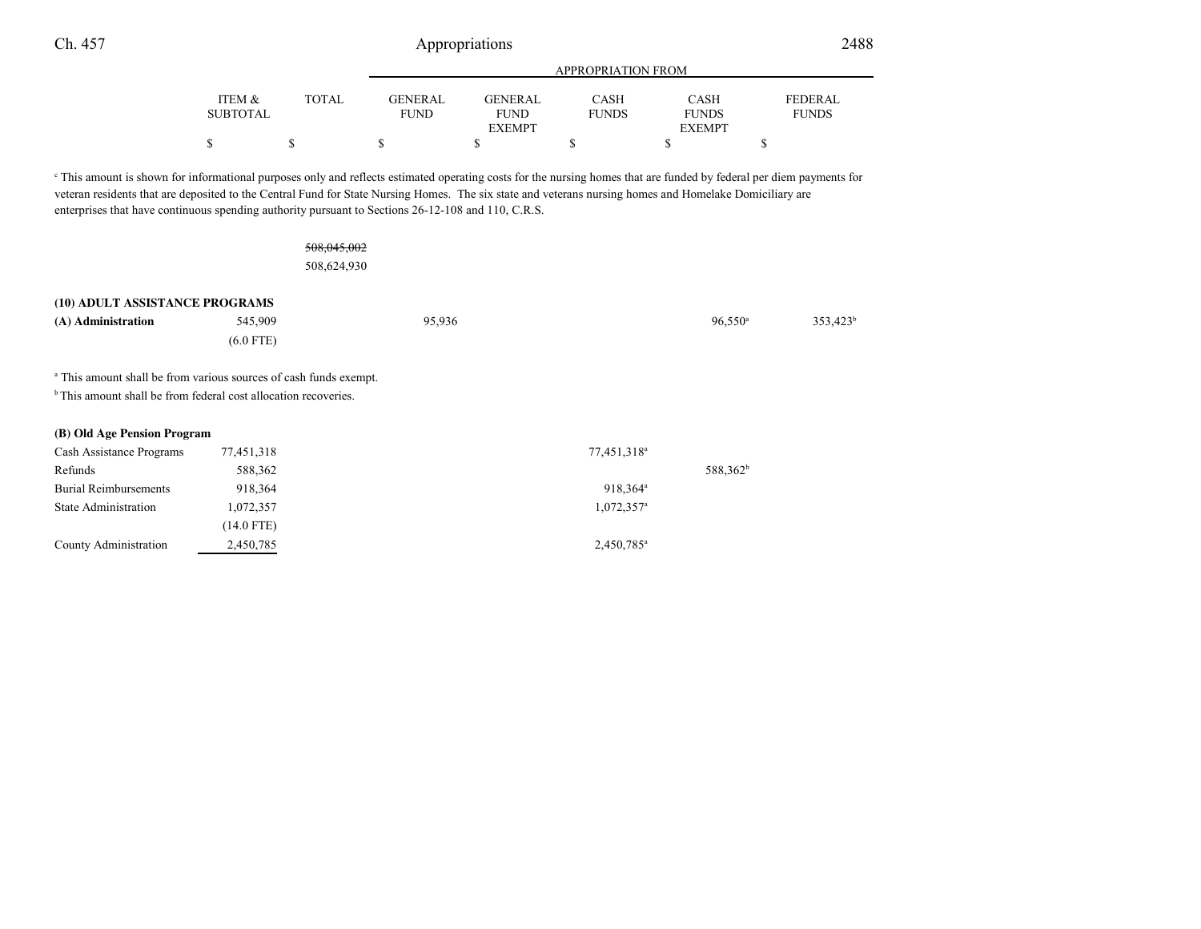| | ITEM & SUBTOTAL | TOTAL | APPROPRIATION FROM GENERAL FUND | GENERAL FUND EXEMPT | CASH FUNDS | CASH FUNDS EXEMPT | FEDERAL FUNDS |
|---|---|---|---|---|---|---|---|
| | $ | $ | $ | $ | $ | $ | $ |

[c] This amount is shown for informational purposes only and reflects estimated operating costs for the nursing homes that are funded by federal per diem payments for veteran residents that are deposited to the Central Fund for State Nursing Homes. The six state and veterans nursing homes and Homelake Domiciliary are enterprises that have continuous spending authority pursuant to Sections 26-12-108 and 110, C.R.S.

| | ITEM & SUBTOTAL | TOTAL | GENERAL FUND | GENERAL FUND EXEMPT | CASH FUNDS | CASH FUNDS EXEMPT | FEDERAL FUNDS |
|---|---|---|---|---|---|---|---|
| | | ~~508,045,002~~ 508,624,930 | | | | | |

**(10) ADULT ASSISTANCE PROGRAMS**

| | ITEM & SUBTOTAL | TOTAL | GENERAL FUND | GENERAL FUND EXEMPT | CASH FUNDS | CASH FUNDS EXEMPT | FEDERAL FUNDS |
|---|---|---|---|---|---|---|---|
| **(A) Administration** | 545,909 (6.0 FTE) | | 95,936 | | | 96,550[a] | 353,423[b] |

[a] This amount shall be from various sources of cash funds exempt.
[b] This amount shall be from federal cost allocation recoveries.

**(B) Old Age Pension Program**

| | ITEM & SUBTOTAL | TOTAL | GENERAL FUND | GENERAL FUND EXEMPT | CASH FUNDS | CASH FUNDS EXEMPT | FEDERAL FUNDS |
|---|---|---|---|---|---|---|---|
| Cash Assistance Programs | 77,451,318 | | | | 77,451,318[a] | | |
| Refunds | 588,362 | | | | | 588,362[b] | |
| Burial Reimbursements | 918,364 | | | | 918,364[a] | | |
| State Administration | 1,072,357 (14.0 FTE) | | | | 1,072,357[a] | | |
| County Administration | 2,450,785 | | | | 2,450,785[a] | | |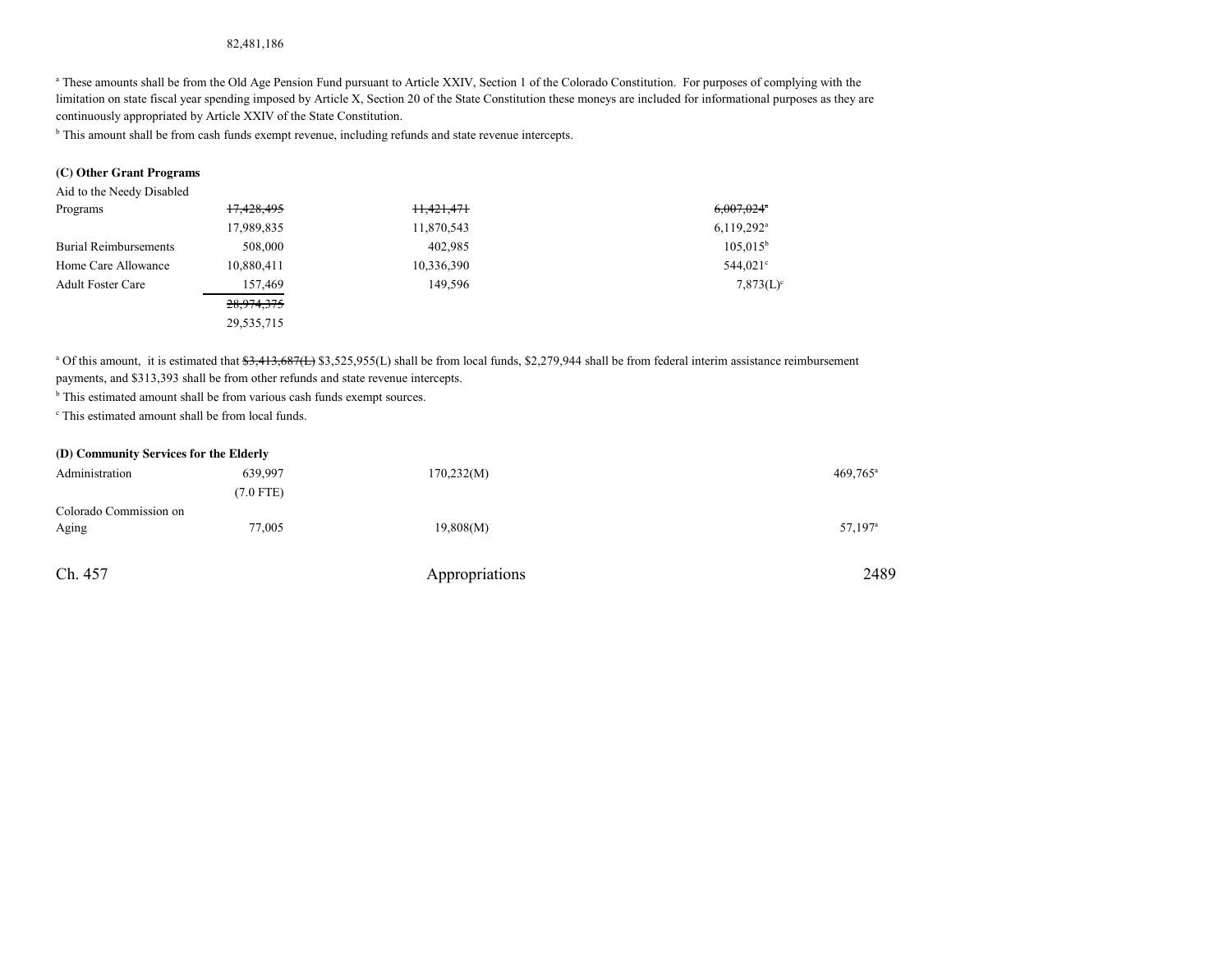82,481,186

[a] These amounts shall be from the Old Age Pension Fund pursuant to Article XXIV, Section 1 of the Colorado Constitution. For purposes of complying with the limitation on state fiscal year spending imposed by Article X, Section 20 of the State Constitution these moneys are included for informational purposes as they are continuously appropriated by Article XXIV of the State Constitution.

[b] This amount shall be from cash funds exempt revenue, including refunds and state revenue intercepts.

**(C) Other Grant Programs**

| | | | |
|---|---|---|---|
| Aid to the Needy Disabled Programs | ~~17,428,495~~ | ~~11,421,471~~ | ~~6,007,024~~[a] |
| | 17,989,835 | 11,870,543 | 6,119,292[a] |
| Burial Reimbursements | 508,000 | 402,985 | 105,015[b] |
| Home Care Allowance | 10,880,411 | 10,336,390 | 544,021[c] |
| Adult Foster Care | 157,469 | 149,596 | 7,873(L)[c] |
| | ~~28,974,375~~ | | |
| | 29,535,715 | | |

[a] Of this amount, it is estimated that ~~$3,413,687(L)~~ $3,525,955(L) shall be from local funds, $2,279,944 shall be from federal interim assistance reimbursement payments, and $313,393 shall be from other refunds and state revenue intercepts.

[b] This estimated amount shall be from various cash funds exempt sources.

[c] This estimated amount shall be from local funds.

**(D) Community Services for the Elderly**

| | | | |
|---|---|---|---|
| Administration | 639,997 | 170,232(M) | 469,765[a] |
| | (7.0 FTE) | | |
| Colorado Commission on Aging | 77,005 | 19,808(M) | 57,197[a] |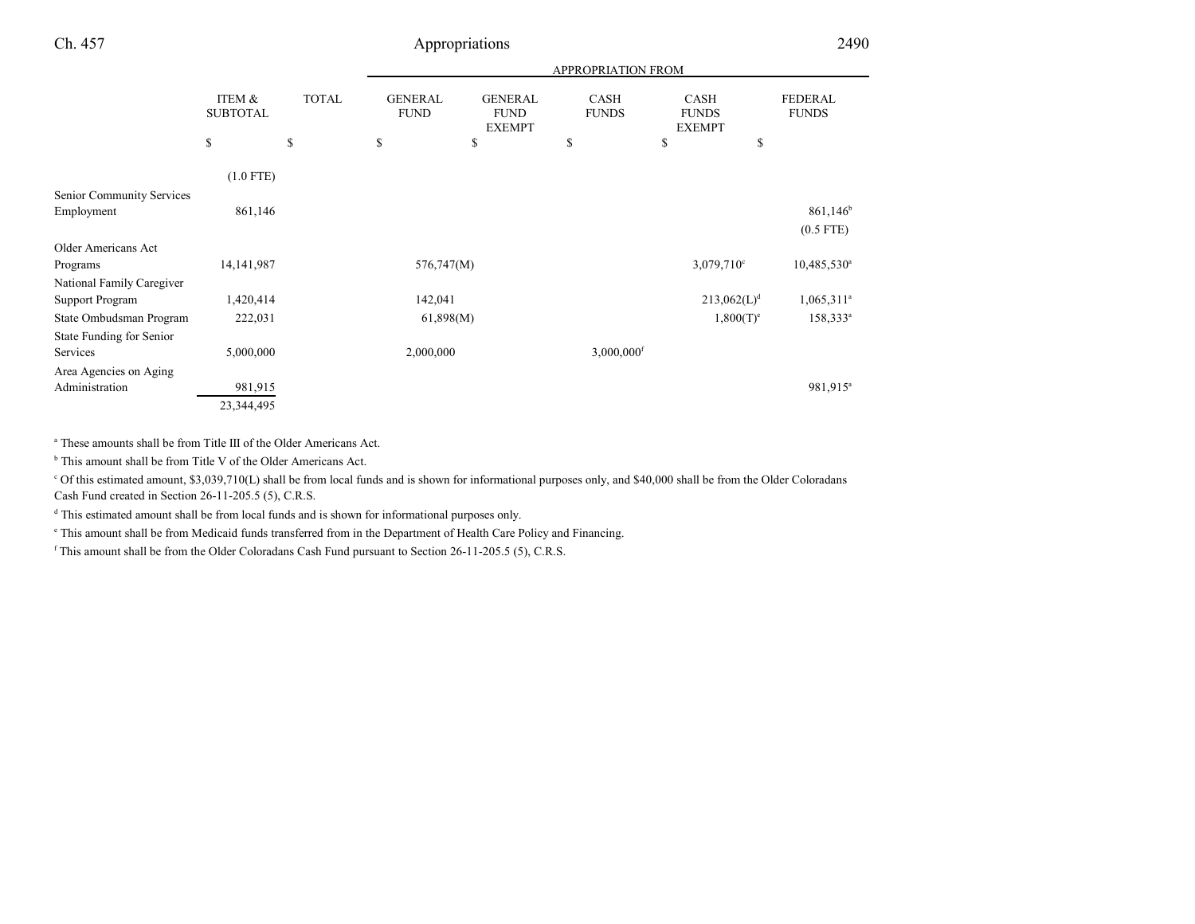| | ITEM & SUBTOTAL | TOTAL | APPROPRIATION FROM | | | | |
|---|---|---|---|---|---|---|---|
| | | | GENERAL FUND | GENERAL FUND EXEMPT | CASH FUNDS | CASH FUNDS EXEMPT | FEDERAL FUNDS |
| | $ | $ | $ | $ | $ | $ | $ |
| | (1.0 FTE) | | | | | | |
| Senior Community Services Employment | 861,146 | | | | | | 861,146[b] (0.5 FTE) |
| Older Americans Act Programs | 14,141,987 | | 576,747(M) | | | 3,079,710[c] | 10,485,530[a] |
| National Family Caregiver Support Program | 1,420,414 | | 142,041 | | | 213,062(L)[d] | 1,065,311[a] |
| State Ombudsman Program | 222,031 | | 61,898(M) | | | 1,800(T)[e] | 158,333[a] |
| State Funding for Senior Services | 5,000,000 | | 2,000,000 | | 3,000,000[f] | | |
| Area Agencies on Aging Administration | 981,915 | | | | | | 981,915[a] |
| | 23,344,495 | | | | | | |

[a] These amounts shall be from Title III of the Older Americans Act.

[b] This amount shall be from Title V of the Older Americans Act.

[c] Of this estimated amount, $3,039,710(L) shall be from local funds and is shown for informational purposes only, and $40,000 shall be from the Older Coloradans Cash Fund created in Section 26-11-205.5 (5), C.R.S.

[d] This estimated amount shall be from local funds and is shown for informational purposes only.

[e] This amount shall be from Medicaid funds transferred from in the Department of Health Care Policy and Financing.

[f] This amount shall be from the Older Coloradans Cash Fund pursuant to Section 26-11-205.5 (5), C.R.S.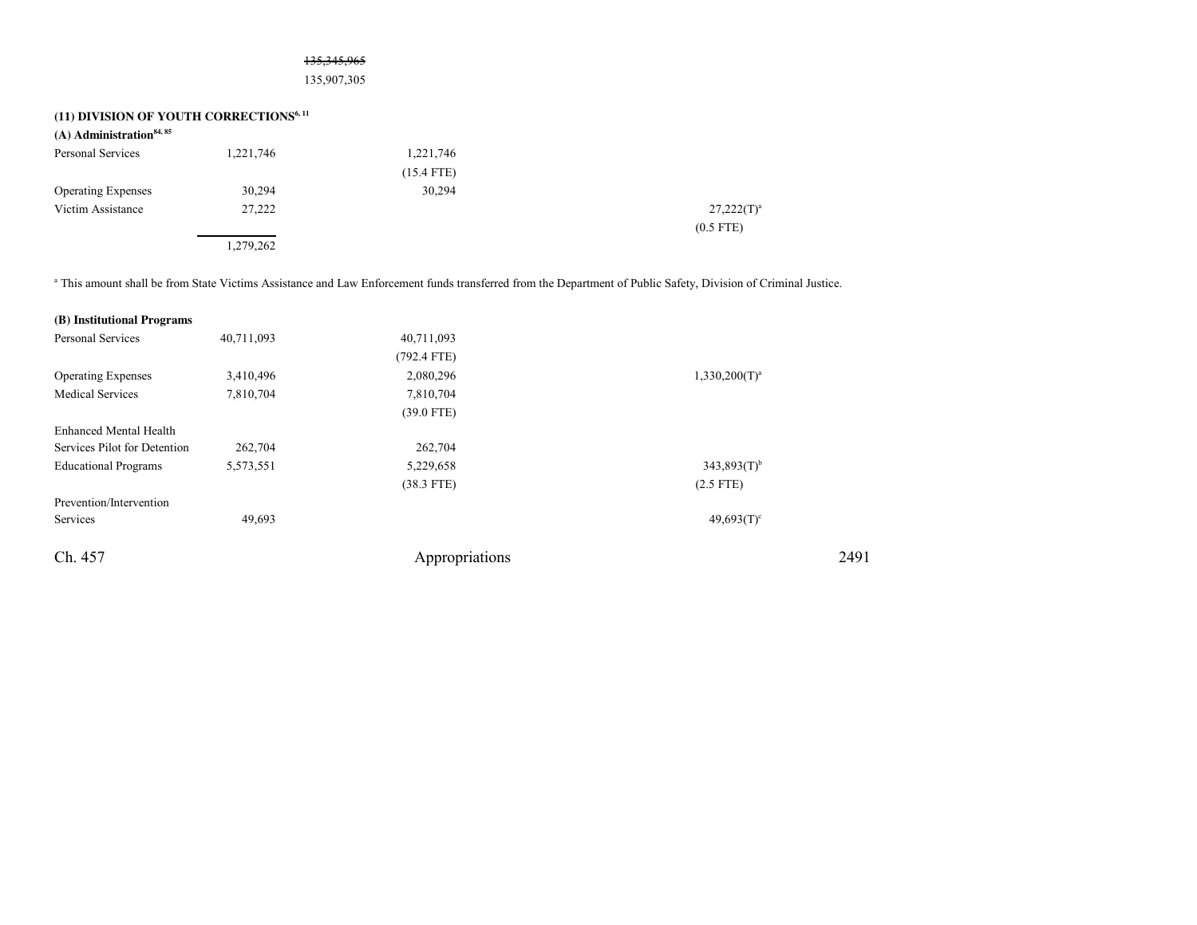~~135,345,965~~

135,907,305

**(11) DIVISION OF YOUTH CORRECTIONS[6, 11]**

**(A) Administration[84, 85]**

| | | | |
|---|---|---|---|
| Personal Services | 1,221,746 | 1,221,746 | |
| | | (15.4 FTE) | |
| Operating Expenses | 30,294 | 30,294 | |
| Victim Assistance | 27,222 | | 27,222(T)[a] |
| | | | (0.5 FTE) |
| | 1,279,262 | | |

[a] This amount shall be from State Victims Assistance and Law Enforcement funds transferred from the Department of Public Safety, Division of Criminal Justice.

**(B) Institutional Programs**

| | | | |
|---|---|---|---|
| Personal Services | 40,711,093 | 40,711,093 | |
| | | (792.4 FTE) | |
| Operating Expenses | 3,410,496 | 2,080,296 | 1,330,200(T)[a] |
| Medical Services | 7,810,704 | 7,810,704 | |
| | | (39.0 FTE) | |
| Enhanced Mental Health Services Pilot for Detention | 262,704 | 262,704 | |
| Educational Programs | 5,573,551 | 5,229,658 | 343,893(T)[b] |
| | | (38.3 FTE) | (2.5 FTE) |
| Prevention/Intervention Services | 49,693 | | 49,693(T)[c] |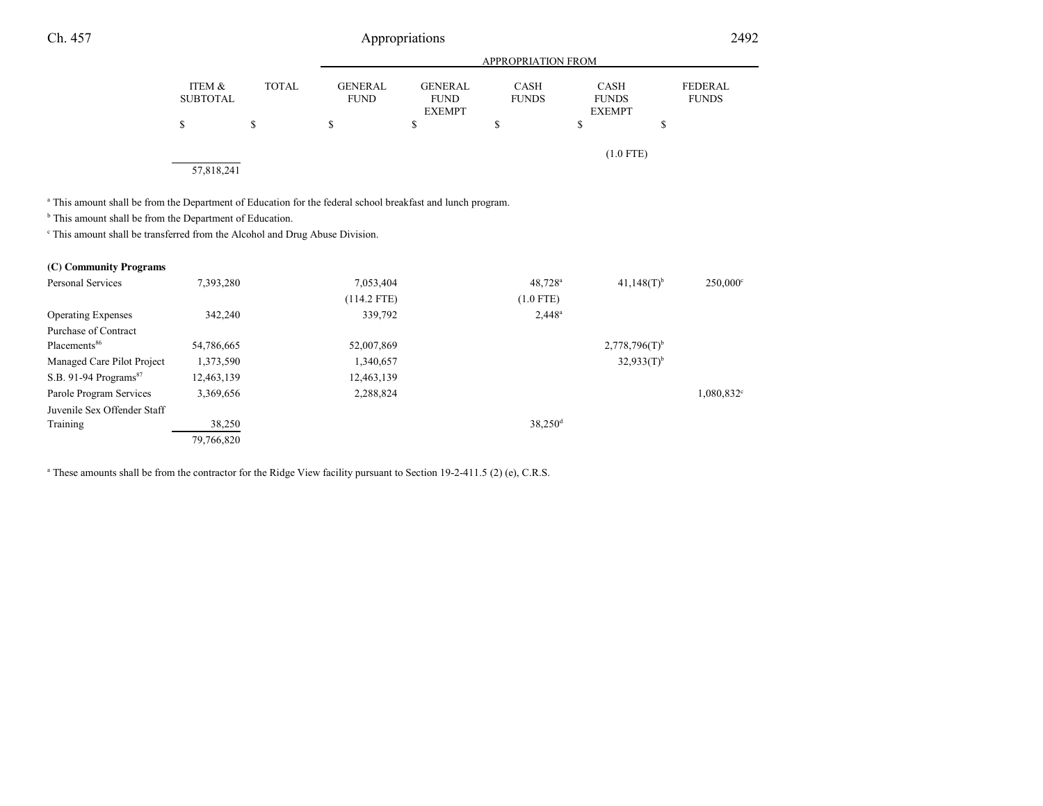| | ITEM & SUBTOTAL | TOTAL | APPROPRIATION FROM GENERAL FUND | GENERAL FUND EXEMPT | CASH FUNDS | CASH FUNDS EXEMPT | FEDERAL FUNDS |
|---|---|---|---|---|---|---|---|
| | $ | $ | $ | $ | $ | $ | $ |
| | | | | | | (1.0 FTE) | |
| | 57,818,241 | | | | | | |

[a] This amount shall be from the Department of Education for the federal school breakfast and lunch program.

[b] This amount shall be from the Department of Education.

[c] This amount shall be transferred from the Alcohol and Drug Abuse Division.

**(C) Community Programs**

| | ITEM & SUBTOTAL | TOTAL | GENERAL FUND | GENERAL FUND EXEMPT | CASH FUNDS | CASH FUNDS EXEMPT | FEDERAL FUNDS |
|---|---|---|---|---|---|---|---|
| Personal Services | 7,393,280 | | 7,053,404 | | 48,728[a] | 41,148(T)[b] | 250,000[c] |
| | | | (114.2 FTE) | | (1.0 FTE) | | |
| Operating Expenses | 342,240 | | 339,792 | | 2,448[a] | | |
| Purchase of Contract Placements[86] | 54,786,665 | | 52,007,869 | | | 2,778,796(T)[b] | |
| Managed Care Pilot Project | 1,373,590 | | 1,340,657 | | | 32,933(T)[b] | |
| S.B. 91-94 Programs[87] | 12,463,139 | | 12,463,139 | | | | |
| Parole Program Services | 3,369,656 | | 2,288,824 | | | | 1,080,832[c] |
| Juvenile Sex Offender Staff Training | 38,250 | | | | 38,250[d] | | |
| | 79,766,820 | | | | | | |

[a] These amounts shall be from the contractor for the Ridge View facility pursuant to Section 19-2-411.5 (2) (e), C.R.S.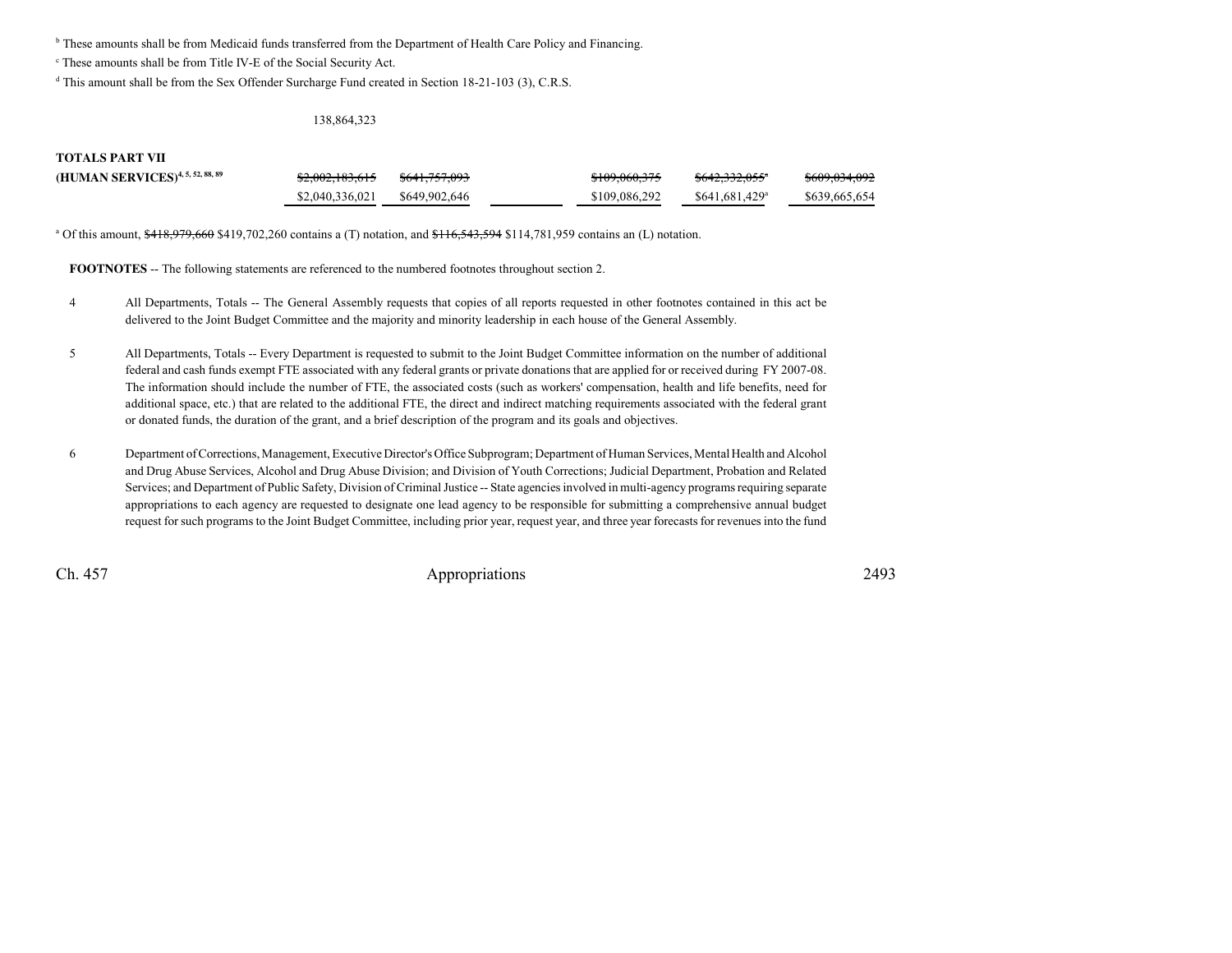[b] These amounts shall be from Medicaid funds transferred from the Department of Health Care Policy and Financing.

[c] These amounts shall be from Title IV-E of the Social Security Act.

[d] This amount shall be from the Sex Offender Surcharge Fund created in Section 18-21-103 (3), C.R.S.

138,864,323

| | | | | | | |
|---|---|---|---|---|---|---|
| **TOTALS PART VII** | | | | | | |
| **(HUMAN SERVICES)**[4, 5, 52, 88, 89] | ~~$2,002,183,615~~ | ~~$641,757,093~~ | | ~~$109,060,375~~ | ~~$642,332,055~~[a] | ~~$609,034,092~~ |
| | $2,040,336,021 | $649,902,646 | | $109,086,292 | $641,681,429[a] | $639,665,654 |

[a] Of this amount, ~~$418,979,660~~ $419,702,260 contains a (T) notation, and ~~$116,543,594~~ $114,781,959 contains an (L) notation.

**FOOTNOTES** -- The following statements are referenced to the numbered footnotes throughout section 2.

4 All Departments, Totals -- The General Assembly requests that copies of all reports requested in other footnotes contained in this act be delivered to the Joint Budget Committee and the majority and minority leadership in each house of the General Assembly.

5 All Departments, Totals -- Every Department is requested to submit to the Joint Budget Committee information on the number of additional federal and cash funds exempt FTE associated with any federal grants or private donations that are applied for or received during FY 2007-08. The information should include the number of FTE, the associated costs (such as workers' compensation, health and life benefits, need for additional space, etc.) that are related to the additional FTE, the direct and indirect matching requirements associated with the federal grant or donated funds, the duration of the grant, and a brief description of the program and its goals and objectives.

6 Department of Corrections, Management, Executive Director's Office Subprogram; Department of Human Services, Mental Health and Alcohol and Drug Abuse Services, Alcohol and Drug Abuse Division; and Division of Youth Corrections; Judicial Department, Probation and Related Services; and Department of Public Safety, Division of Criminal Justice -- State agencies involved in multi-agency programs requiring separate appropriations to each agency are requested to designate one lead agency to be responsible for submitting a comprehensive annual budget request for such programs to the Joint Budget Committee, including prior year, request year, and three year forecasts for revenues into the fund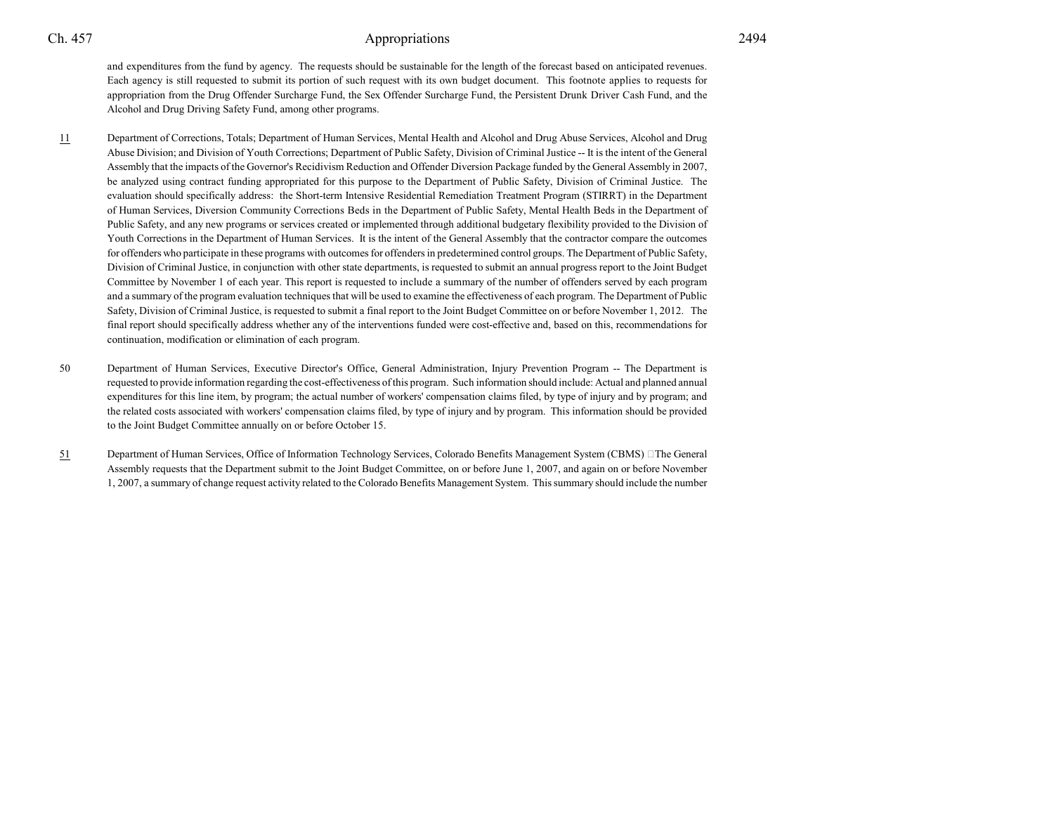and expenditures from the fund by agency. The requests should be sustainable for the length of the forecast based on anticipated revenues. Each agency is still requested to submit its portion of such request with its own budget document. This footnote applies to requests for appropriation from the Drug Offender Surcharge Fund, the Sex Offender Surcharge Fund, the Persistent Drunk Driver Cash Fund, and the Alcohol and Drug Driving Safety Fund, among other programs.

11 Department of Corrections, Totals; Department of Human Services, Mental Health and Alcohol and Drug Abuse Services, Alcohol and Drug Abuse Division; and Division of Youth Corrections; Department of Public Safety, Division of Criminal Justice -- It is the intent of the General Assembly that the impacts of the Governor's Recidivism Reduction and Offender Diversion Package funded by the General Assembly in 2007, be analyzed using contract funding appropriated for this purpose to the Department of Public Safety, Division of Criminal Justice. The evaluation should specifically address: the Short-term Intensive Residential Remediation Treatment Program (STIRRT) in the Department of Human Services, Diversion Community Corrections Beds in the Department of Public Safety, Mental Health Beds in the Department of Public Safety, and any new programs or services created or implemented through additional budgetary flexibility provided to the Division of Youth Corrections in the Department of Human Services. It is the intent of the General Assembly that the contractor compare the outcomes for offenders who participate in these programs with outcomes for offenders in predetermined control groups. The Department of Public Safety, Division of Criminal Justice, in conjunction with other state departments, is requested to submit an annual progress report to the Joint Budget Committee by November 1 of each year. This report is requested to include a summary of the number of offenders served by each program and a summary of the program evaluation techniques that will be used to examine the effectiveness of each program. The Department of Public Safety, Division of Criminal Justice, is requested to submit a final report to the Joint Budget Committee on or before November 1, 2012. The final report should specifically address whether any of the interventions funded were cost-effective and, based on this, recommendations for continuation, modification or elimination of each program.

50 Department of Human Services, Executive Director's Office, General Administration, Injury Prevention Program -- The Department is requested to provide information regarding the cost-effectiveness of this program. Such information should include: Actual and planned annual expenditures for this line item, by program; the actual number of workers' compensation claims filed, by type of injury and by program; and the related costs associated with workers' compensation claims filed, by type of injury and by program. This information should be provided to the Joint Budget Committee annually on or before October 15.

51 Department of Human Services, Office of Information Technology Services, Colorado Benefits Management System (CBMS) -- The General Assembly requests that the Department submit to the Joint Budget Committee, on or before June 1, 2007, and again on or before November 1, 2007, a summary of change request activity related to the Colorado Benefits Management System. This summary should include the number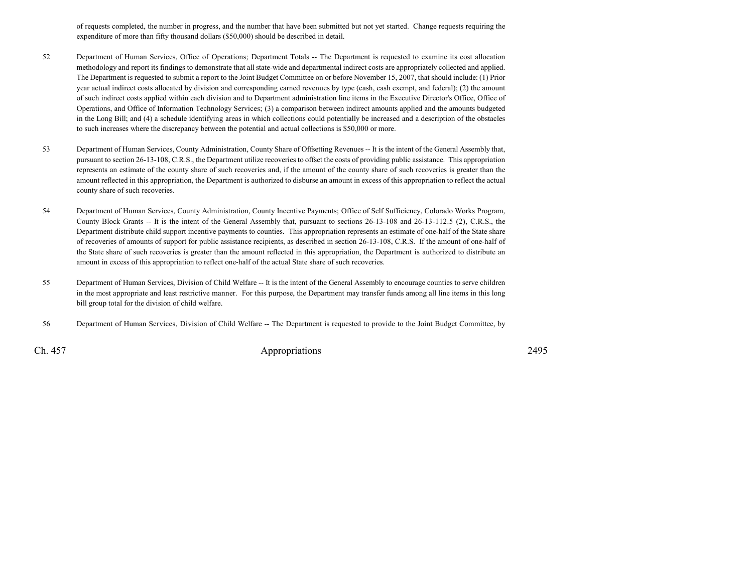of requests completed, the number in progress, and the number that have been submitted but not yet started. Change requests requiring the expenditure of more than fifty thousand dollars ($50,000) should be described in detail.

52 Department of Human Services, Office of Operations; Department Totals -- The Department is requested to examine its cost allocation methodology and report its findings to demonstrate that all state-wide and departmental indirect costs are appropriately collected and applied. The Department is requested to submit a report to the Joint Budget Committee on or before November 15, 2007, that should include: (1) Prior year actual indirect costs allocated by division and corresponding earned revenues by type (cash, cash exempt, and federal); (2) the amount of such indirect costs applied within each division and to Department administration line items in the Executive Director's Office, Office of Operations, and Office of Information Technology Services; (3) a comparison between indirect amounts applied and the amounts budgeted in the Long Bill; and (4) a schedule identifying areas in which collections could potentially be increased and a description of the obstacles to such increases where the discrepancy between the potential and actual collections is $50,000 or more.

53 Department of Human Services, County Administration, County Share of Offsetting Revenues -- It is the intent of the General Assembly that, pursuant to section 26-13-108, C.R.S., the Department utilize recoveries to offset the costs of providing public assistance. This appropriation represents an estimate of the county share of such recoveries and, if the amount of the county share of such recoveries is greater than the amount reflected in this appropriation, the Department is authorized to disburse an amount in excess of this appropriation to reflect the actual county share of such recoveries.

54 Department of Human Services, County Administration, County Incentive Payments; Office of Self Sufficiency, Colorado Works Program, County Block Grants -- It is the intent of the General Assembly that, pursuant to sections 26-13-108 and 26-13-112.5 (2), C.R.S., the Department distribute child support incentive payments to counties. This appropriation represents an estimate of one-half of the State share of recoveries of amounts of support for public assistance recipients, as described in section 26-13-108, C.R.S. If the amount of one-half of the State share of such recoveries is greater than the amount reflected in this appropriation, the Department is authorized to distribute an amount in excess of this appropriation to reflect one-half of the actual State share of such recoveries.

55 Department of Human Services, Division of Child Welfare -- It is the intent of the General Assembly to encourage counties to serve children in the most appropriate and least restrictive manner. For this purpose, the Department may transfer funds among all line items in this long bill group total for the division of child welfare.

56 Department of Human Services, Division of Child Welfare -- The Department is requested to provide to the Joint Budget Committee, by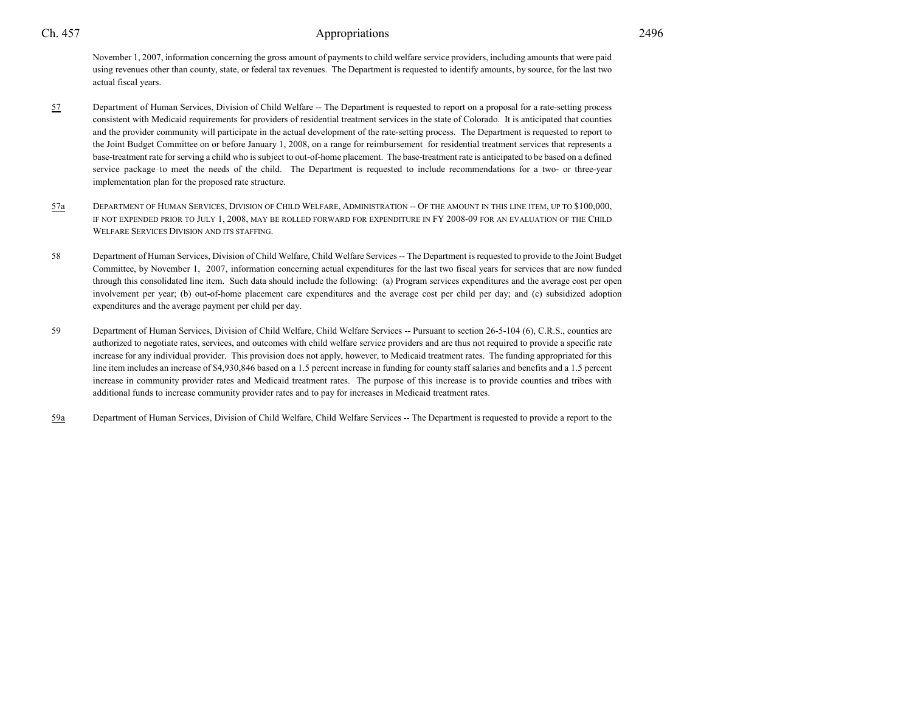November 1, 2007, information concerning the gross amount of payments to child welfare service providers, including amounts that were paid using revenues other than county, state, or federal tax revenues. The Department is requested to identify amounts, by source, for the last two actual fiscal years.

57 Department of Human Services, Division of Child Welfare -- The Department is requested to report on a proposal for a rate-setting process consistent with Medicaid requirements for providers of residential treatment services in the state of Colorado. It is anticipated that counties and the provider community will participate in the actual development of the rate-setting process. The Department is requested to report to the Joint Budget Committee on or before January 1, 2008, on a range for reimbursement for residential treatment services that represents a base-treatment rate for serving a child who is subject to out-of-home placement. The base-treatment rate is anticipated to be based on a defined service package to meet the needs of the child. The Department is requested to include recommendations for a two- or three-year implementation plan for the proposed rate structure.

57a DEPARTMENT OF HUMAN SERVICES, DIVISION OF CHILD WELFARE, ADMINISTRATION -- OF THE AMOUNT IN THIS LINE ITEM, UP TO $100,000, IF NOT EXPENDED PRIOR TO JULY 1, 2008, MAY BE ROLLED FORWARD FOR EXPENDITURE IN FY 2008-09 FOR AN EVALUATION OF THE CHILD WELFARE SERVICES DIVISION AND ITS STAFFING.

58 Department of Human Services, Division of Child Welfare, Child Welfare Services -- The Department is requested to provide to the Joint Budget Committee, by November 1, 2007, information concerning actual expenditures for the last two fiscal years for services that are now funded through this consolidated line item. Such data should include the following: (a) Program services expenditures and the average cost per open involvement per year; (b) out-of-home placement care expenditures and the average cost per child per day; and (c) subsidized adoption expenditures and the average payment per child per day.

59 Department of Human Services, Division of Child Welfare, Child Welfare Services -- Pursuant to section 26-5-104 (6), C.R.S., counties are authorized to negotiate rates, services, and outcomes with child welfare service providers and are thus not required to provide a specific rate increase for any individual provider. This provision does not apply, however, to Medicaid treatment rates. The funding appropriated for this line item includes an increase of $4,930,846 based on a 1.5 percent increase in funding for county staff salaries and benefits and a 1.5 percent increase in community provider rates and Medicaid treatment rates. The purpose of this increase is to provide counties and tribes with additional funds to increase community provider rates and to pay for increases in Medicaid treatment rates.

59a Department of Human Services, Division of Child Welfare, Child Welfare Services -- The Department is requested to provide a report to the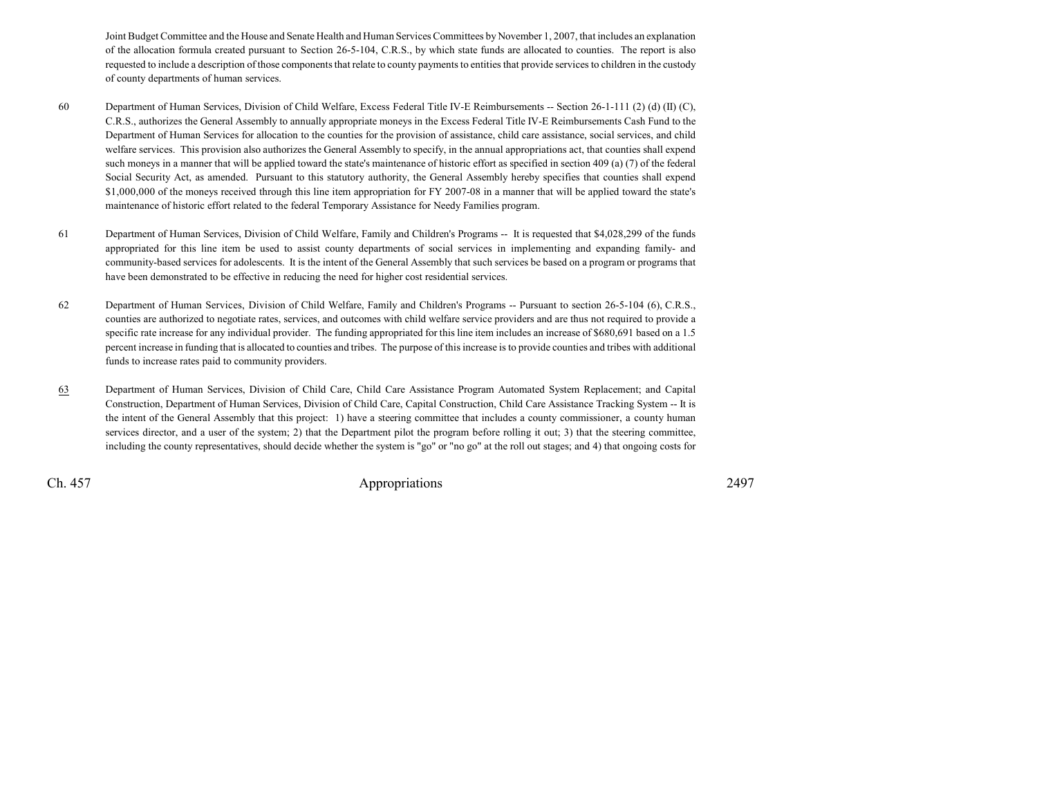Joint Budget Committee and the House and Senate Health and Human Services Committees by November 1, 2007, that includes an explanation of the allocation formula created pursuant to Section 26-5-104, C.R.S., by which state funds are allocated to counties. The report is also requested to include a description of those components that relate to county payments to entities that provide services to children in the custody of county departments of human services.

60 Department of Human Services, Division of Child Welfare, Excess Federal Title IV-E Reimbursements -- Section 26-1-111 (2) (d) (II) (C), C.R.S., authorizes the General Assembly to annually appropriate moneys in the Excess Federal Title IV-E Reimbursements Cash Fund to the Department of Human Services for allocation to the counties for the provision of assistance, child care assistance, social services, and child welfare services. This provision also authorizes the General Assembly to specify, in the annual appropriations act, that counties shall expend such moneys in a manner that will be applied toward the state's maintenance of historic effort as specified in section 409 (a) (7) of the federal Social Security Act, as amended. Pursuant to this statutory authority, the General Assembly hereby specifies that counties shall expend $1,000,000 of the moneys received through this line item appropriation for FY 2007-08 in a manner that will be applied toward the state's maintenance of historic effort related to the federal Temporary Assistance for Needy Families program.

61 Department of Human Services, Division of Child Welfare, Family and Children's Programs -- It is requested that $4,028,299 of the funds appropriated for this line item be used to assist county departments of social services in implementing and expanding family- and community-based services for adolescents. It is the intent of the General Assembly that such services be based on a program or programs that have been demonstrated to be effective in reducing the need for higher cost residential services.

62 Department of Human Services, Division of Child Welfare, Family and Children's Programs -- Pursuant to section 26-5-104 (6), C.R.S., counties are authorized to negotiate rates, services, and outcomes with child welfare service providers and are thus not required to provide a specific rate increase for any individual provider. The funding appropriated for this line item includes an increase of $680,691 based on a 1.5 percent increase in funding that is allocated to counties and tribes. The purpose of this increase is to provide counties and tribes with additional funds to increase rates paid to community providers.

63 Department of Human Services, Division of Child Care, Child Care Assistance Program Automated System Replacement; and Capital Construction, Department of Human Services, Division of Child Care, Capital Construction, Child Care Assistance Tracking System -- It is the intent of the General Assembly that this project: 1) have a steering committee that includes a county commissioner, a county human services director, and a user of the system; 2) that the Department pilot the program before rolling it out; 3) that the steering committee, including the county representatives, should decide whether the system is "go" or "no go" at the roll out stages; and 4) that ongoing costs for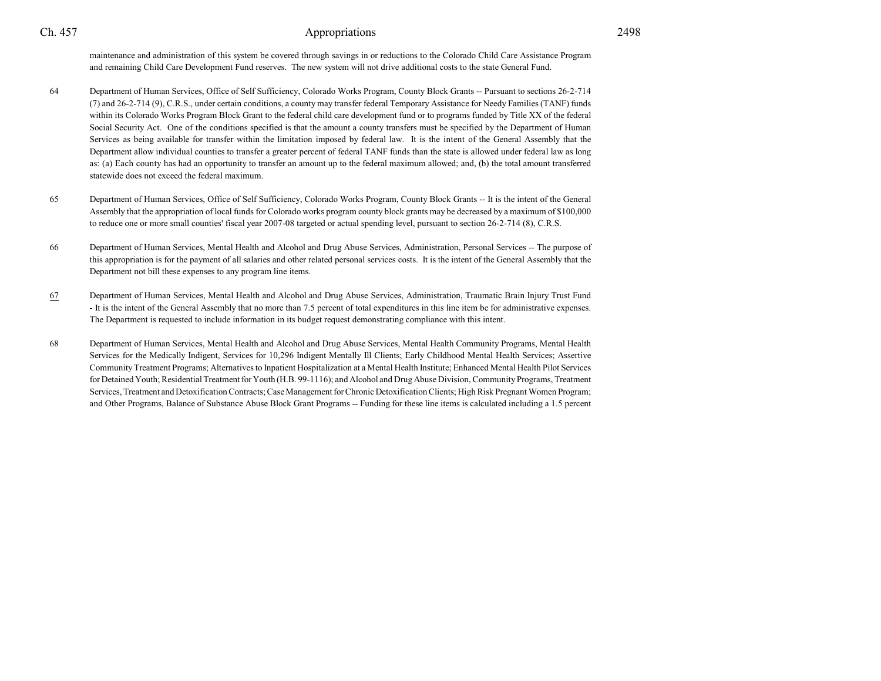maintenance and administration of this system be covered through savings in or reductions to the Colorado Child Care Assistance Program and remaining Child Care Development Fund reserves. The new system will not drive additional costs to the state General Fund.

64 Department of Human Services, Office of Self Sufficiency, Colorado Works Program, County Block Grants -- Pursuant to sections 26-2-714 (7) and 26-2-714 (9), C.R.S., under certain conditions, a county may transfer federal Temporary Assistance for Needy Families (TANF) funds within its Colorado Works Program Block Grant to the federal child care development fund or to programs funded by Title XX of the federal Social Security Act. One of the conditions specified is that the amount a county transfers must be specified by the Department of Human Services as being available for transfer within the limitation imposed by federal law. It is the intent of the General Assembly that the Department allow individual counties to transfer a greater percent of federal TANF funds than the state is allowed under federal law as long as: (a) Each county has had an opportunity to transfer an amount up to the federal maximum allowed; and, (b) the total amount transferred statewide does not exceed the federal maximum.

65 Department of Human Services, Office of Self Sufficiency, Colorado Works Program, County Block Grants -- It is the intent of the General Assembly that the appropriation of local funds for Colorado works program county block grants may be decreased by a maximum of $100,000 to reduce one or more small counties' fiscal year 2007-08 targeted or actual spending level, pursuant to section 26-2-714 (8), C.R.S.

66 Department of Human Services, Mental Health and Alcohol and Drug Abuse Services, Administration, Personal Services -- The purpose of this appropriation is for the payment of all salaries and other related personal services costs. It is the intent of the General Assembly that the Department not bill these expenses to any program line items.

67 Department of Human Services, Mental Health and Alcohol and Drug Abuse Services, Administration, Traumatic Brain Injury Trust Fund - It is the intent of the General Assembly that no more than 7.5 percent of total expenditures in this line item be for administrative expenses. The Department is requested to include information in its budget request demonstrating compliance with this intent.

68 Department of Human Services, Mental Health and Alcohol and Drug Abuse Services, Mental Health Community Programs, Mental Health Services for the Medically Indigent, Services for 10,296 Indigent Mentally Ill Clients; Early Childhood Mental Health Services; Assertive Community Treatment Programs; Alternatives to Inpatient Hospitalization at a Mental Health Institute; Enhanced Mental Health Pilot Services for Detained Youth; Residential Treatment for Youth (H.B. 99-1116); and Alcohol and Drug Abuse Division, Community Programs, Treatment Services, Treatment and Detoxification Contracts; Case Management for Chronic Detoxification Clients; High Risk Pregnant Women Program; and Other Programs, Balance of Substance Abuse Block Grant Programs -- Funding for these line items is calculated including a 1.5 percent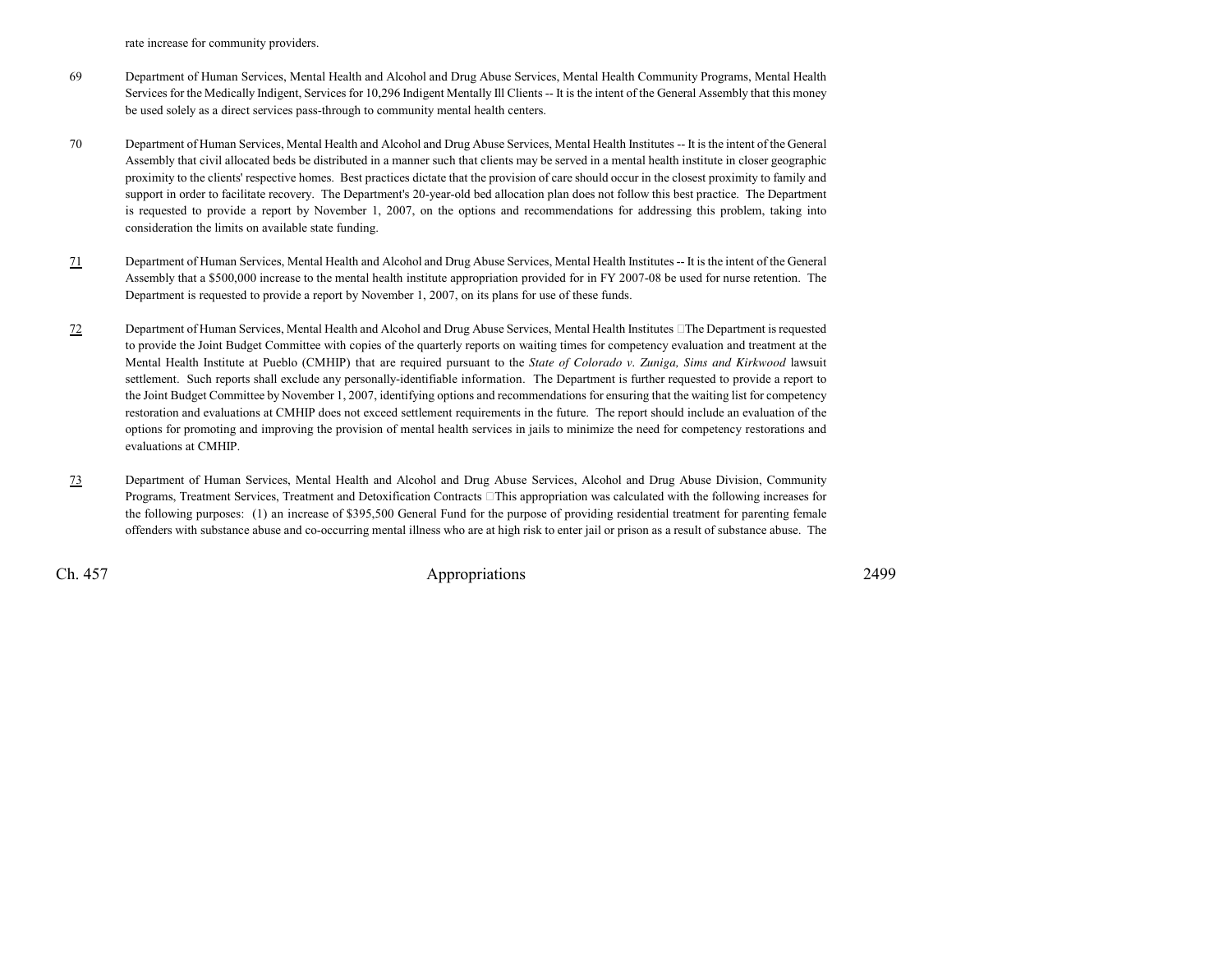rate increase for community providers.

69 Department of Human Services, Mental Health and Alcohol and Drug Abuse Services, Mental Health Community Programs, Mental Health Services for the Medically Indigent, Services for 10,296 Indigent Mentally Ill Clients -- It is the intent of the General Assembly that this money be used solely as a direct services pass-through to community mental health centers.

70 Department of Human Services, Mental Health and Alcohol and Drug Abuse Services, Mental Health Institutes -- It is the intent of the General Assembly that civil allocated beds be distributed in a manner such that clients may be served in a mental health institute in closer geographic proximity to the clients' respective homes. Best practices dictate that the provision of care should occur in the closest proximity to family and support in order to facilitate recovery. The Department's 20-year-old bed allocation plan does not follow this best practice. The Department is requested to provide a report by November 1, 2007, on the options and recommendations for addressing this problem, taking into consideration the limits on available state funding.

71 Department of Human Services, Mental Health and Alcohol and Drug Abuse Services, Mental Health Institutes -- It is the intent of the General Assembly that a $500,000 increase to the mental health institute appropriation provided for in FY 2007-08 be used for nurse retention. The Department is requested to provide a report by November 1, 2007, on its plans for use of these funds.

72 Department of Human Services, Mental Health and Alcohol and Drug Abuse Services, Mental Health Institutes -- The Department is requested to provide the Joint Budget Committee with copies of the quarterly reports on waiting times for competency evaluation and treatment at the Mental Health Institute at Pueblo (CMHIP) that are required pursuant to the *State of Colorado v. Zuniga, Sims and Kirkwood* lawsuit settlement. Such reports shall exclude any personally-identifiable information. The Department is further requested to provide a report to the Joint Budget Committee by November 1, 2007, identifying options and recommendations for ensuring that the waiting list for competency restoration and evaluations at CMHIP does not exceed settlement requirements in the future. The report should include an evaluation of the options for promoting and improving the provision of mental health services in jails to minimize the need for competency restorations and evaluations at CMHIP.

73 Department of Human Services, Mental Health and Alcohol and Drug Abuse Services, Alcohol and Drug Abuse Division, Community Programs, Treatment Services, Treatment and Detoxification Contracts -- This appropriation was calculated with the following increases for the following purposes: (1) an increase of $395,500 General Fund for the purpose of providing residential treatment for parenting female offenders with substance abuse and co-occurring mental illness who are at high risk to enter jail or prison as a result of substance abuse. The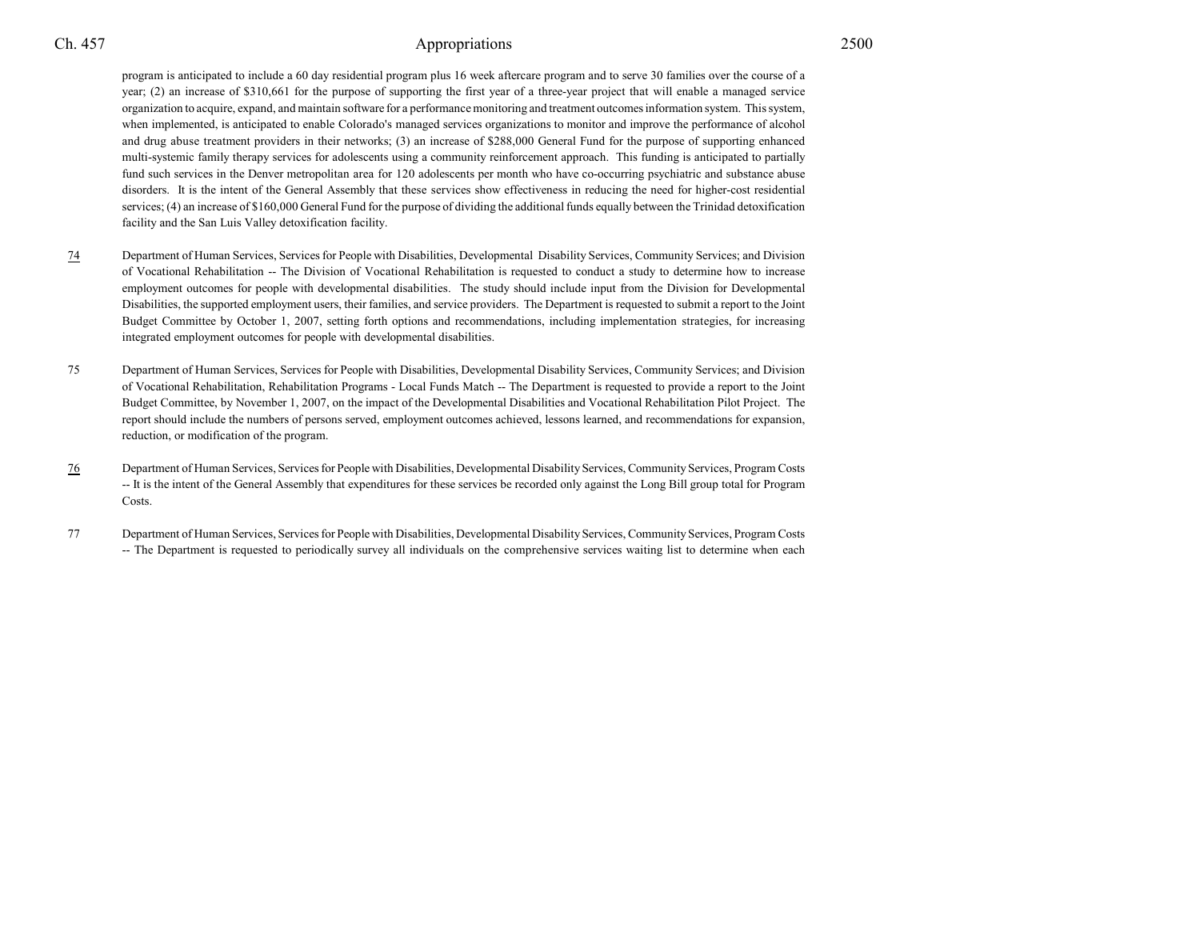program is anticipated to include a 60 day residential program plus 16 week aftercare program and to serve 30 families over the course of a year; (2) an increase of $310,661 for the purpose of supporting the first year of a three-year project that will enable a managed service organization to acquire, expand, and maintain software for a performance monitoring and treatment outcomes information system. This system, when implemented, is anticipated to enable Colorado's managed services organizations to monitor and improve the performance of alcohol and drug abuse treatment providers in their networks; (3) an increase of $288,000 General Fund for the purpose of supporting enhanced multi-systemic family therapy services for adolescents using a community reinforcement approach. This funding is anticipated to partially fund such services in the Denver metropolitan area for 120 adolescents per month who have co-occurring psychiatric and substance abuse disorders. It is the intent of the General Assembly that these services show effectiveness in reducing the need for higher-cost residential services; (4) an increase of $160,000 General Fund for the purpose of dividing the additional funds equally between the Trinidad detoxification facility and the San Luis Valley detoxification facility.

74 Department of Human Services, Services for People with Disabilities, Developmental Disability Services, Community Services; and Division of Vocational Rehabilitation -- The Division of Vocational Rehabilitation is requested to conduct a study to determine how to increase employment outcomes for people with developmental disabilities. The study should include input from the Division for Developmental Disabilities, the supported employment users, their families, and service providers. The Department is requested to submit a report to the Joint Budget Committee by October 1, 2007, setting forth options and recommendations, including implementation strategies, for increasing integrated employment outcomes for people with developmental disabilities.

75 Department of Human Services, Services for People with Disabilities, Developmental Disability Services, Community Services; and Division of Vocational Rehabilitation, Rehabilitation Programs - Local Funds Match -- The Department is requested to provide a report to the Joint Budget Committee, by November 1, 2007, on the impact of the Developmental Disabilities and Vocational Rehabilitation Pilot Project. The report should include the numbers of persons served, employment outcomes achieved, lessons learned, and recommendations for expansion, reduction, or modification of the program.

76 Department of Human Services, Services for People with Disabilities, Developmental Disability Services, Community Services, Program Costs -- It is the intent of the General Assembly that expenditures for these services be recorded only against the Long Bill group total for Program Costs.

77 Department of Human Services, Services for People with Disabilities, Developmental Disability Services, Community Services, Program Costs -- The Department is requested to periodically survey all individuals on the comprehensive services waiting list to determine when each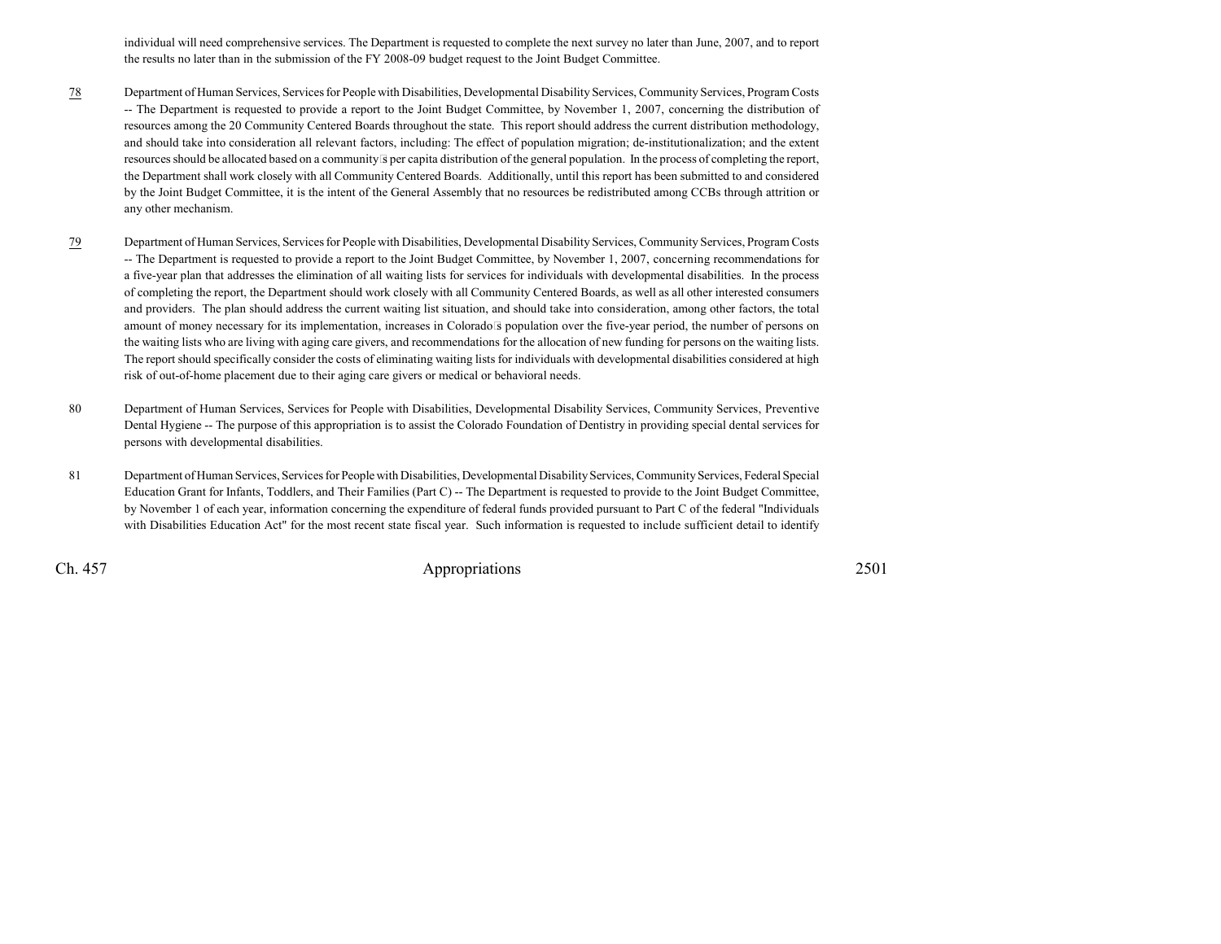individual will need comprehensive services. The Department is requested to complete the next survey no later than June, 2007, and to report the results no later than in the submission of the FY 2008-09 budget request to the Joint Budget Committee.

78 Department of Human Services, Services for People with Disabilities, Developmental Disability Services, Community Services, Program Costs -- The Department is requested to provide a report to the Joint Budget Committee, by November 1, 2007, concerning the distribution of resources among the 20 Community Centered Boards throughout the state. This report should address the current distribution methodology, and should take into consideration all relevant factors, including: The effect of population migration; de-institutionalization; and the extent resources should be allocated based on a community's per capita distribution of the general population. In the process of completing the report, the Department shall work closely with all Community Centered Boards. Additionally, until this report has been submitted to and considered by the Joint Budget Committee, it is the intent of the General Assembly that no resources be redistributed among CCBs through attrition or any other mechanism.

79 Department of Human Services, Services for People with Disabilities, Developmental Disability Services, Community Services, Program Costs -- The Department is requested to provide a report to the Joint Budget Committee, by November 1, 2007, concerning recommendations for a five-year plan that addresses the elimination of all waiting lists for services for individuals with developmental disabilities. In the process of completing the report, the Department should work closely with all Community Centered Boards, as well as all other interested consumers and providers. The plan should address the current waiting list situation, and should take into consideration, among other factors, the total amount of money necessary for its implementation, increases in Colorado's population over the five-year period, the number of persons on the waiting lists who are living with aging care givers, and recommendations for the allocation of new funding for persons on the waiting lists. The report should specifically consider the costs of eliminating waiting lists for individuals with developmental disabilities considered at high risk of out-of-home placement due to their aging care givers or medical or behavioral needs.

80 Department of Human Services, Services for People with Disabilities, Developmental Disability Services, Community Services, Preventive Dental Hygiene -- The purpose of this appropriation is to assist the Colorado Foundation of Dentistry in providing special dental services for persons with developmental disabilities.

81 Department of Human Services, Services for People with Disabilities, Developmental Disability Services, Community Services, Federal Special Education Grant for Infants, Toddlers, and Their Families (Part C) -- The Department is requested to provide to the Joint Budget Committee, by November 1 of each year, information concerning the expenditure of federal funds provided pursuant to Part C of the federal "Individuals with Disabilities Education Act" for the most recent state fiscal year. Such information is requested to include sufficient detail to identify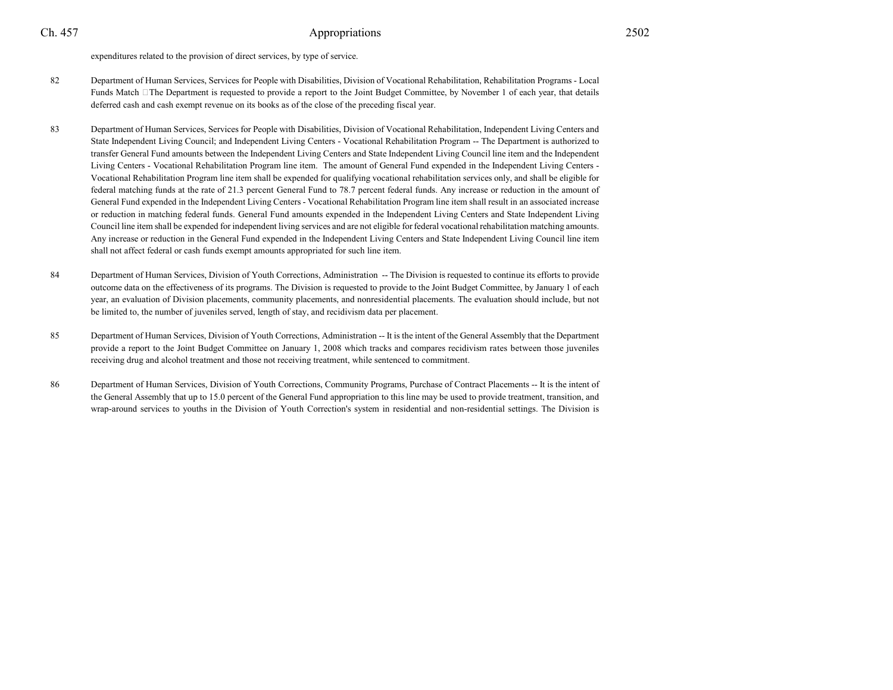expenditures related to the provision of direct services, by type of service.

82 Department of Human Services, Services for People with Disabilities, Division of Vocational Rehabilitation, Rehabilitation Programs - Local Funds Match  The Department is requested to provide a report to the Joint Budget Committee, by November 1 of each year, that details deferred cash and cash exempt revenue on its books as of the close of the preceding fiscal year.

83 Department of Human Services, Services for People with Disabilities, Division of Vocational Rehabilitation, Independent Living Centers and State Independent Living Council; and Independent Living Centers - Vocational Rehabilitation Program -- The Department is authorized to transfer General Fund amounts between the Independent Living Centers and State Independent Living Council line item and the Independent Living Centers - Vocational Rehabilitation Program line item. The amount of General Fund expended in the Independent Living Centers - Vocational Rehabilitation Program line item shall be expended for qualifying vocational rehabilitation services only, and shall be eligible for federal matching funds at the rate of 21.3 percent General Fund to 78.7 percent federal funds. Any increase or reduction in the amount of General Fund expended in the Independent Living Centers - Vocational Rehabilitation Program line item shall result in an associated increase or reduction in matching federal funds. General Fund amounts expended in the Independent Living Centers and State Independent Living Council line item shall be expended for independent living services and are not eligible for federal vocational rehabilitation matching amounts. Any increase or reduction in the General Fund expended in the Independent Living Centers and State Independent Living Council line item shall not affect federal or cash funds exempt amounts appropriated for such line item.

84 Department of Human Services, Division of Youth Corrections, Administration -- The Division is requested to continue its efforts to provide outcome data on the effectiveness of its programs. The Division is requested to provide to the Joint Budget Committee, by January 1 of each year, an evaluation of Division placements, community placements, and nonresidential placements. The evaluation should include, but not be limited to, the number of juveniles served, length of stay, and recidivism data per placement.

85 Department of Human Services, Division of Youth Corrections, Administration -- It is the intent of the General Assembly that the Department provide a report to the Joint Budget Committee on January 1, 2008 which tracks and compares recidivism rates between those juveniles receiving drug and alcohol treatment and those not receiving treatment, while sentenced to commitment.

86 Department of Human Services, Division of Youth Corrections, Community Programs, Purchase of Contract Placements -- It is the intent of the General Assembly that up to 15.0 percent of the General Fund appropriation to this line may be used to provide treatment, transition, and wrap-around services to youths in the Division of Youth Correction's system in residential and non-residential settings. The Division is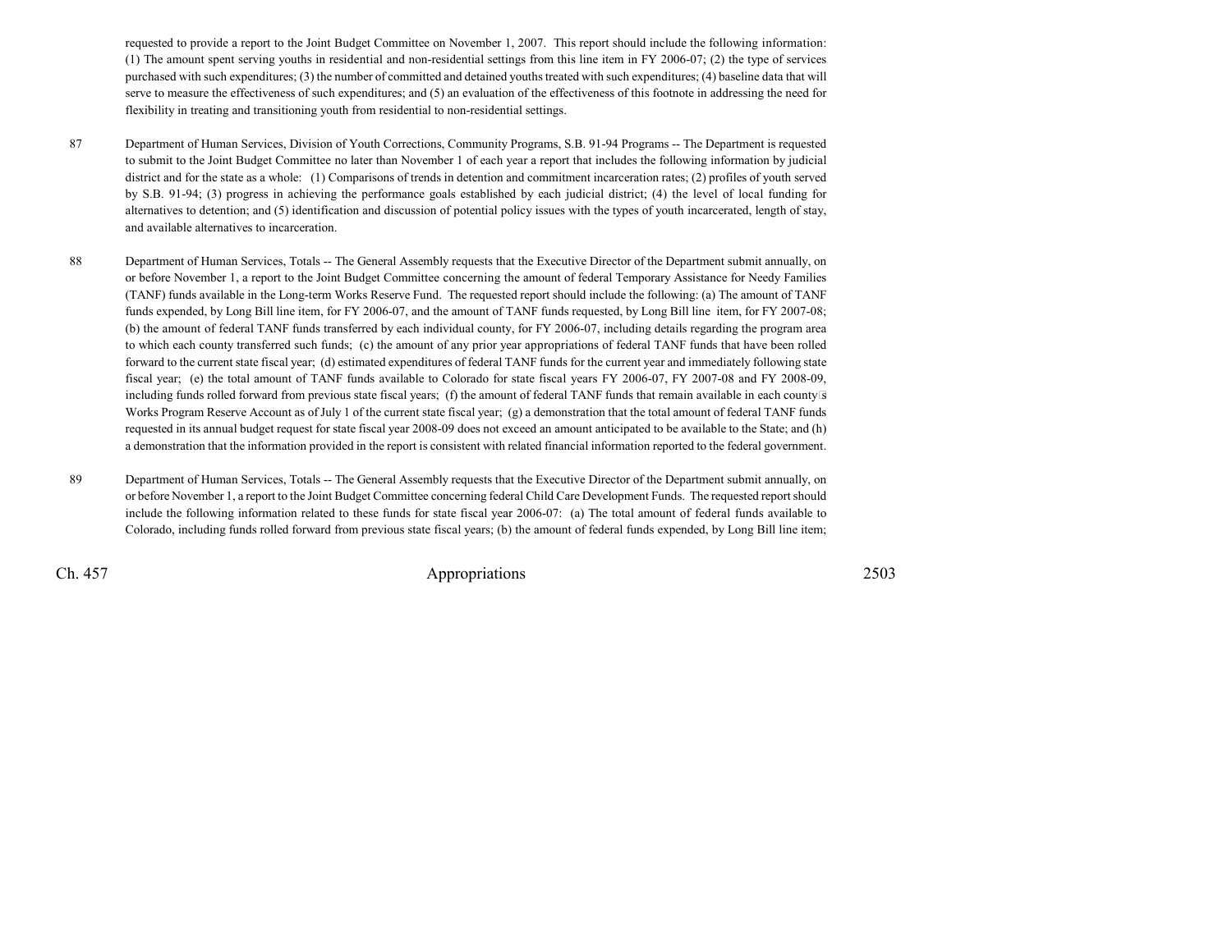requested to provide a report to the Joint Budget Committee on November 1, 2007. This report should include the following information: (1) The amount spent serving youths in residential and non-residential settings from this line item in FY 2006-07; (2) the type of services purchased with such expenditures; (3) the number of committed and detained youths treated with such expenditures; (4) baseline data that will serve to measure the effectiveness of such expenditures; and (5) an evaluation of the effectiveness of this footnote in addressing the need for flexibility in treating and transitioning youth from residential to non-residential settings.

87 Department of Human Services, Division of Youth Corrections, Community Programs, S.B. 91-94 Programs -- The Department is requested to submit to the Joint Budget Committee no later than November 1 of each year a report that includes the following information by judicial district and for the state as a whole: (1) Comparisons of trends in detention and commitment incarceration rates; (2) profiles of youth served by S.B. 91-94; (3) progress in achieving the performance goals established by each judicial district; (4) the level of local funding for alternatives to detention; and (5) identification and discussion of potential policy issues with the types of youth incarcerated, length of stay, and available alternatives to incarceration.

88 Department of Human Services, Totals -- The General Assembly requests that the Executive Director of the Department submit annually, on or before November 1, a report to the Joint Budget Committee concerning the amount of federal Temporary Assistance for Needy Families (TANF) funds available in the Long-term Works Reserve Fund. The requested report should include the following: (a) The amount of TANF funds expended, by Long Bill line item, for FY 2006-07, and the amount of TANF funds requested, by Long Bill line item, for FY 2007-08; (b) the amount of federal TANF funds transferred by each individual county, for FY 2006-07, including details regarding the program area to which each county transferred such funds; (c) the amount of any prior year appropriations of federal TANF funds that have been rolled forward to the current state fiscal year; (d) estimated expenditures of federal TANF funds for the current year and immediately following state fiscal year; (e) the total amount of TANF funds available to Colorado for state fiscal years FY 2006-07, FY 2007-08 and FY 2008-09, including funds rolled forward from previous state fiscal years; (f) the amount of federal TANF funds that remain available in each county's Works Program Reserve Account as of July 1 of the current state fiscal year; (g) a demonstration that the total amount of federal TANF funds requested in its annual budget request for state fiscal year 2008-09 does not exceed an amount anticipated to be available to the State; and (h) a demonstration that the information provided in the report is consistent with related financial information reported to the federal government.

89 Department of Human Services, Totals -- The General Assembly requests that the Executive Director of the Department submit annually, on or before November 1, a report to the Joint Budget Committee concerning federal Child Care Development Funds. The requested report should include the following information related to these funds for state fiscal year 2006-07: (a) The total amount of federal funds available to Colorado, including funds rolled forward from previous state fiscal years; (b) the amount of federal funds expended, by Long Bill line item;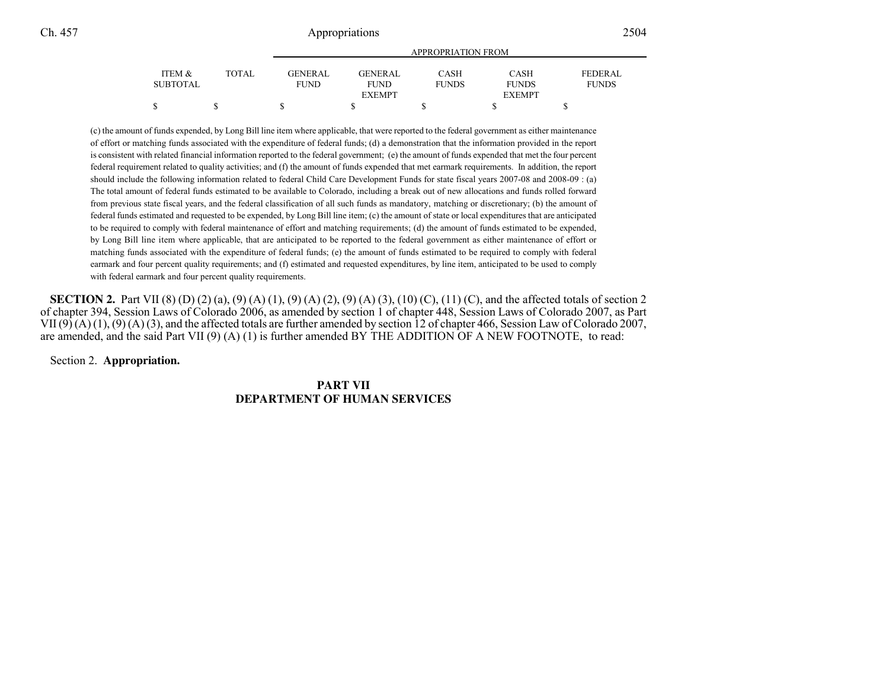| ITEM & SUBTOTAL | TOTAL | GENERAL FUND | GENERAL FUND EXEMPT | CASH FUNDS | CASH FUNDS EXEMPT | FEDERAL FUNDS |
|---|---|---|---|---|---|---|
| | | APPROPRIATION FROM | | | | |
| $ | $ | $ | $ | $ | $ | $ |

(c) the amount of funds expended, by Long Bill line item where applicable, that were reported to the federal government as either maintenance of effort or matching funds associated with the expenditure of federal funds; (d) a demonstration that the information provided in the report is consistent with related financial information reported to the federal government; (e) the amount of funds expended that met the four percent federal requirement related to quality activities; and (f) the amount of funds expended that met earmark requirements. In addition, the report should include the following information related to federal Child Care Development Funds for state fiscal years 2007-08 and 2008-09 : (a) The total amount of federal funds estimated to be available to Colorado, including a break out of new allocations and funds rolled forward from previous state fiscal years, and the federal classification of all such funds as mandatory, matching or discretionary; (b) the amount of federal funds estimated and requested to be expended, by Long Bill line item; (c) the amount of state or local expenditures that are anticipated to be required to comply with federal maintenance of effort and matching requirements; (d) the amount of funds estimated to be expended, by Long Bill line item where applicable, that are anticipated to be reported to the federal government as either maintenance of effort or matching funds associated with the expenditure of federal funds; (e) the amount of funds estimated to be required to comply with federal earmark and four percent quality requirements; and (f) estimated and requested expenditures, by line item, anticipated to be used to comply with federal earmark and four percent quality requirements.

**SECTION 2.** Part VII (8) (D) (2) (a), (9) (A) (1), (9) (A) (2), (9) (A) (3), (10) (C), (11) (C), and the affected totals of section 2 of chapter 394, Session Laws of Colorado 2006, as amended by section 1 of chapter 448, Session Laws of Colorado 2007, as Part VII (9) (A) (1), (9) (A) (3), and the affected totals are further amended by section 12 of chapter 466, Session Law of Colorado 2007, are amended, and the said Part VII (9) (A) (1) is further amended BY THE ADDITION OF A NEW FOOTNOTE, to read:

Section 2. **Appropriation.**

## PART VII
## DEPARTMENT OF HUMAN SERVICES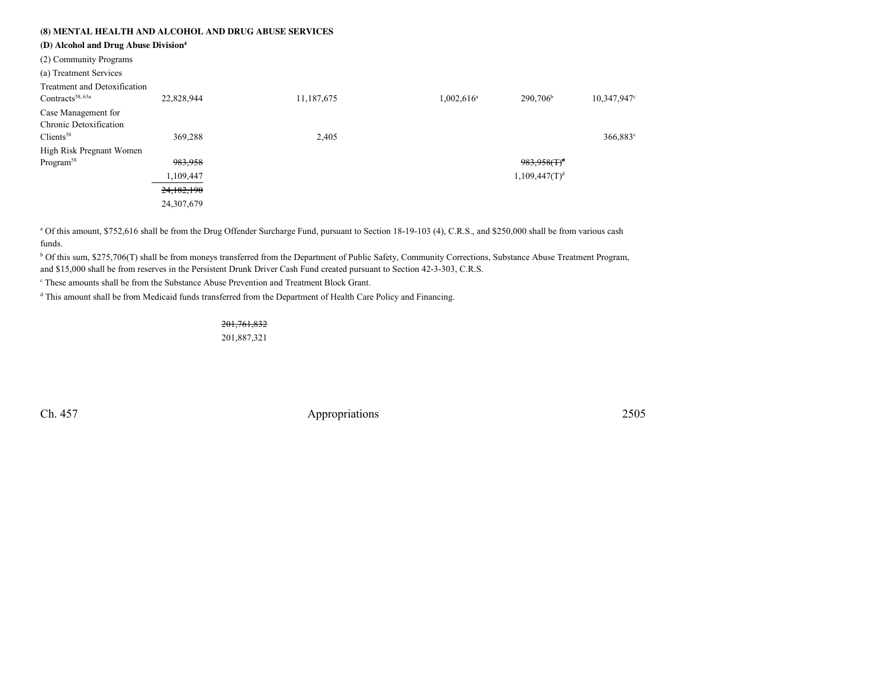**(8) MENTAL HEALTH AND ALCOHOL AND DRUG ABUSE SERVICES**

**(D) Alcohol and Drug Abuse Division**[4]

(2) Community Programs

(a) Treatment Services

| | | | | | | |
|---|---|---|---|---|---|---|
| Treatment and Detoxification Contracts[58, 63a] | 22,828,944 | | 11,187,675 | 1,002,616[a] | 290,706[b] | 10,347,947[c] |
| Case Management for Chronic Detoxification Clients[58] | 369,288 | | 2,405 | | | 366,883[c] |
| High Risk Pregnant Women Program[58] | ~~983,958~~ | | | | ~~983,958(T)~~[d] | |
| | 1,109,447 | | | | 1,109,447(T)[d] | |
| | ~~24,182,190~~ | | | | | |
| | 24,307,679 | | | | | |

[a] Of this amount, $752,616 shall be from the Drug Offender Surcharge Fund, pursuant to Section 18-19-103 (4), C.R.S., and $250,000 shall be from various cash funds.

[b] Of this sum, $275,706(T) shall be from moneys transferred from the Department of Public Safety, Community Corrections, Substance Abuse Treatment Program, and $15,000 shall be from reserves in the Persistent Drunk Driver Cash Fund created pursuant to Section 42-3-303, C.R.S.

[c] These amounts shall be from the Substance Abuse Prevention and Treatment Block Grant.

[d] This amount shall be from Medicaid funds transferred from the Department of Health Care Policy and Financing.

~~201,761,832~~

201,887,321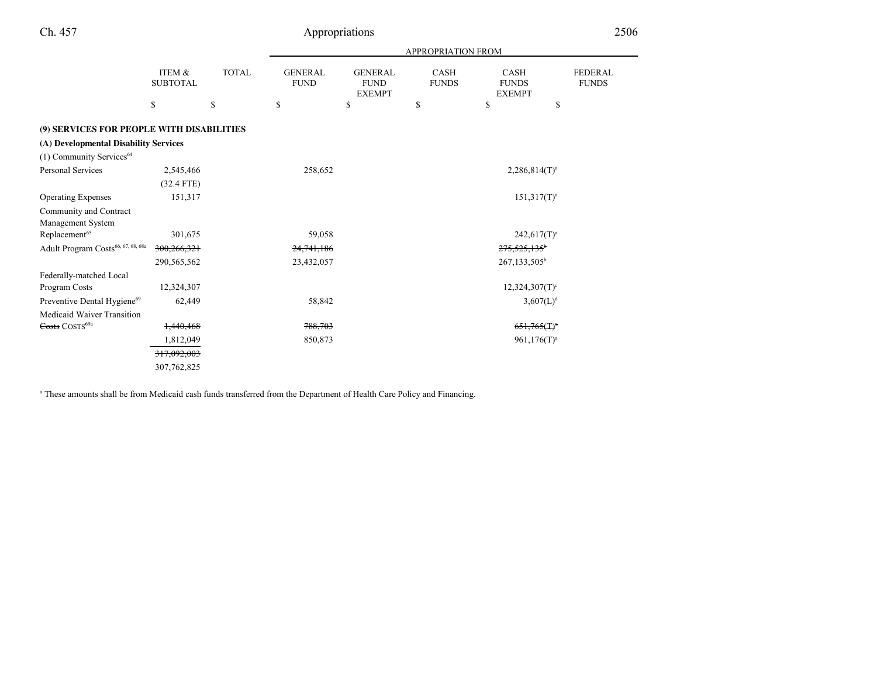| | ITEM & SUBTOTAL | TOTAL | APPROPRIATION FROM GENERAL FUND | GENERAL FUND EXEMPT | CASH FUNDS | CASH FUNDS EXEMPT | FEDERAL FUNDS |
|---|---|---|---|---|---|---|---|
| | $ | $ | $ | $ | $ | $ | $ |
| **(9) SERVICES FOR PEOPLE WITH DISABILITIES** | | | | | | | |
| **(A) Developmental Disability Services** | | | | | | | |
| (1) Community Services[64] | | | | | | | |
| Personal Services | 2,545,466 | | 258,652 | | | 2,286,814(T)[a] | |
| | (32.4 FTE) | | | | | | |
| Operating Expenses | 151,317 | | | | | 151,317(T)[a] | |
| Community and Contract Management System Replacement[65] | 301,675 | | 59,058 | | | 242,617(T)[a] | |
| Adult Program Costs[66, 67, 68, 68a] | ~~300,266,321~~ | | ~~24,741,186~~ | | | ~~275,525,135~~[b] | |
| | 290,565,562 | | 23,432,057 | | | 267,133,505[b] | |
| Federally-matched Local Program Costs | 12,324,307 | | | | | 12,324,307(T)[c] | |
| Preventive Dental Hygiene[69] | 62,449 | | 58,842 | | | 3,607(L)[d] | |
| Medicaid Waiver Transition ~~Costs~~ COSTS[69a] | ~~1,440,468~~ | | ~~788,703~~ | | | ~~651,765(T)~~[a] | |
| | 1,812,049 | | 850,873 | | | 961,176(T)[a] | |
| | ~~317,092,003~~ | | | | | | |
| | 307,762,825 | | | | | | |

[a] These amounts shall be from Medicaid cash funds transferred from the Department of Health Care Policy and Financing.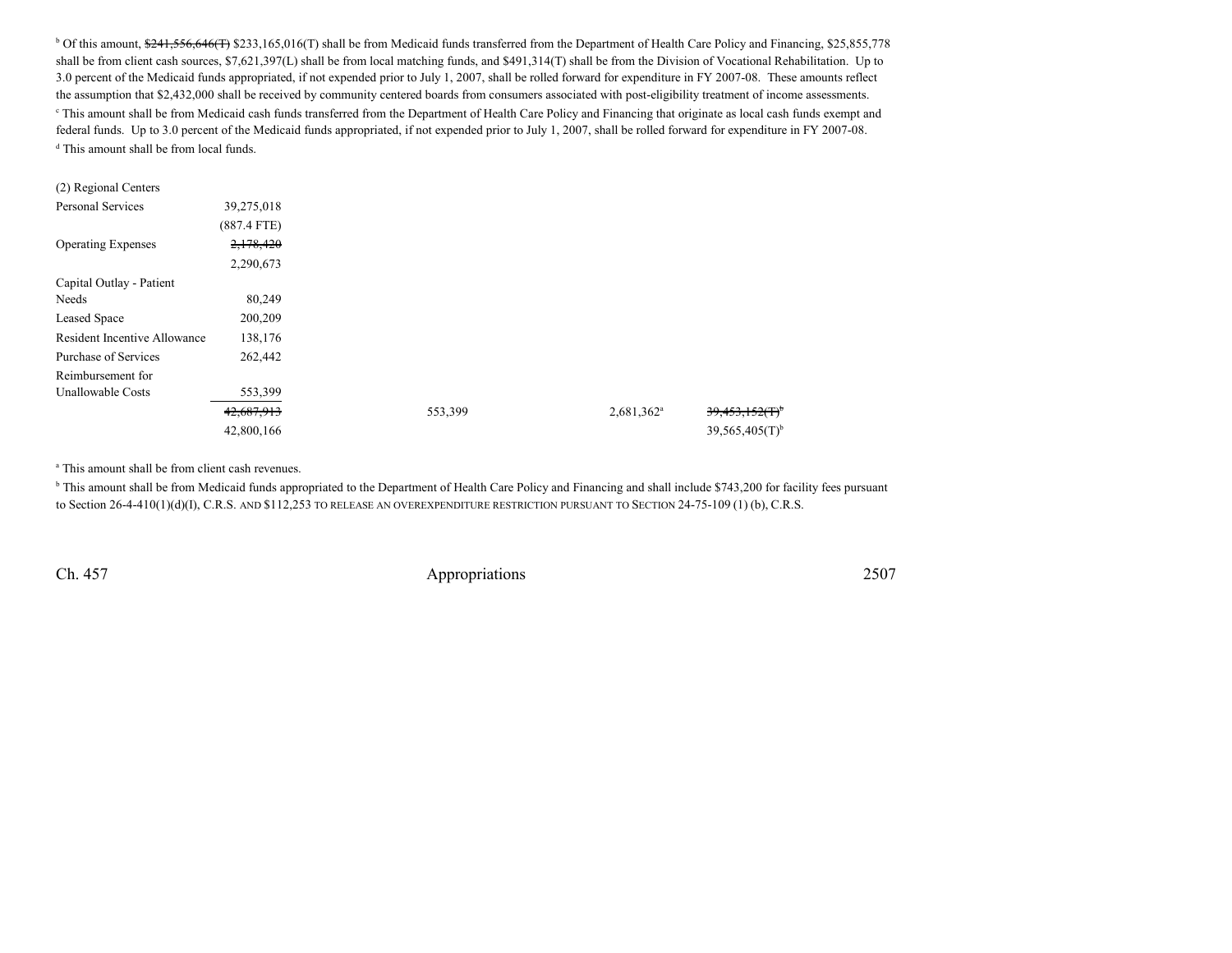[b] Of this amount, ~~$241,556,646(T)~~ $233,165,016(T) shall be from Medicaid funds transferred from the Department of Health Care Policy and Financing, $25,855,778 shall be from client cash sources, $7,621,397(L) shall be from local matching funds, and $491,314(T) shall be from the Division of Vocational Rehabilitation. Up to 3.0 percent of the Medicaid funds appropriated, if not expended prior to July 1, 2007, shall be rolled forward for expenditure in FY 2007-08. These amounts reflect the assumption that $2,432,000 shall be received by community centered boards from consumers associated with post-eligibility treatment of income assessments.

[c] This amount shall be from Medicaid cash funds transferred from the Department of Health Care Policy and Financing that originate as local cash funds exempt and federal funds. Up to 3.0 percent of the Medicaid funds appropriated, if not expended prior to July 1, 2007, shall be rolled forward for expenditure in FY 2007-08.

[d] This amount shall be from local funds.

(2) Regional Centers

| | | | | | |
|---|---|---|---|---|---|
| Personal Services | 39,275,018 | | | | |
| | (887.4 FTE) | | | | |
| Operating Expenses | ~~2,178,420~~ | | | | |
| | 2,290,673 | | | | |
| Capital Outlay - Patient Needs | 80,249 | | | | |
| Leased Space | 200,209 | | | | |
| Resident Incentive Allowance | 138,176 | | | | |
| Purchase of Services | 262,442 | | | | |
| Reimbursement for Unallowable Costs | 553,399 | | | | |
| | ~~42,687,913~~ | 553,399 | | 2,681,362[a] | ~~39,453,152(T)~~[b] |
| | 42,800,166 | | | | 39,565,405(T)[b] |

[a] This amount shall be from client cash revenues.

[b] This amount shall be from Medicaid funds appropriated to the Department of Health Care Policy and Financing and shall include $743,200 for facility fees pursuant to Section 26-4-410(1)(d)(I), C.R.S. AND $112,253 TO RELEASE AN OVEREXPENDITURE RESTRICTION PURSUANT TO SECTION 24-75-109 (1) (b), C.R.S.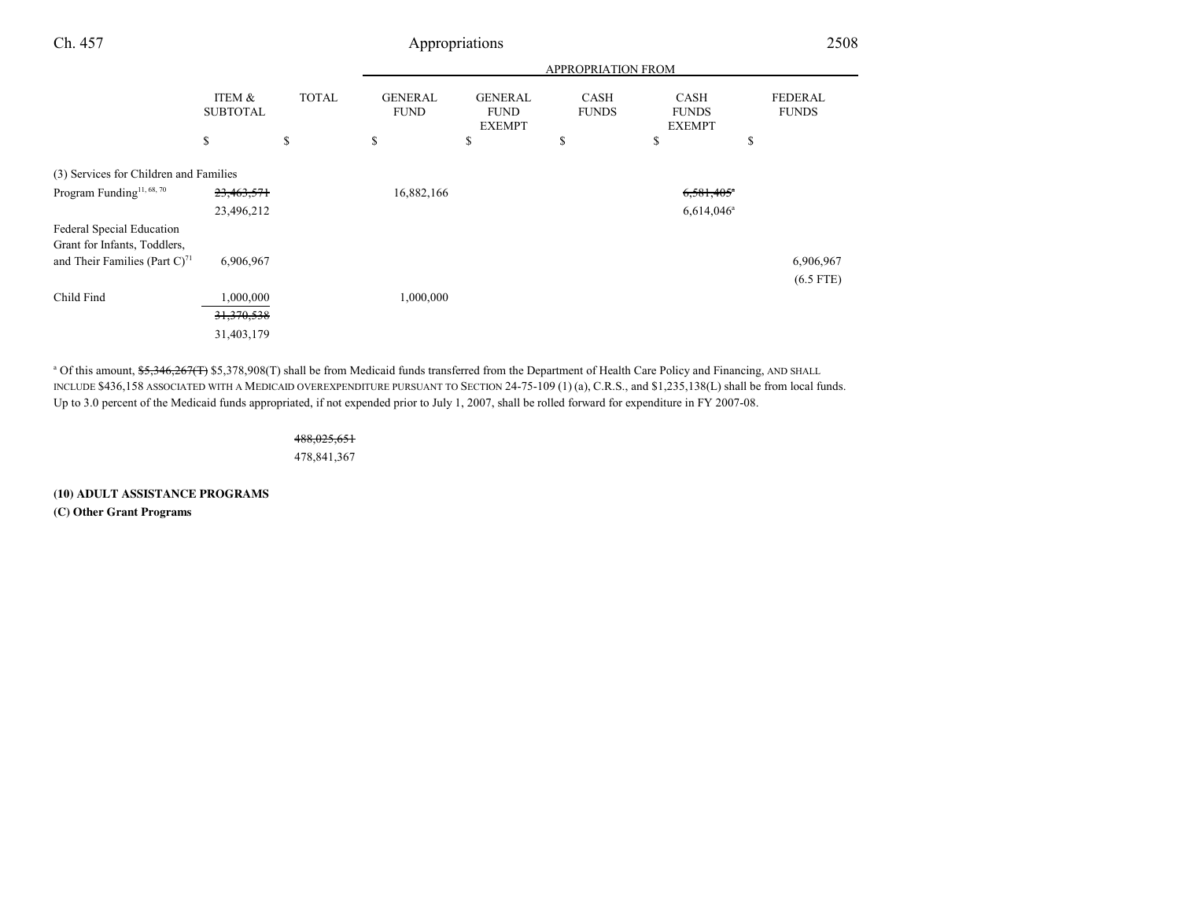| | ITEM & SUBTOTAL | TOTAL | APPROPRIATION FROM GENERAL FUND | GENERAL FUND EXEMPT | CASH FUNDS | CASH FUNDS EXEMPT | FEDERAL FUNDS |
|---|---|---|---|---|---|---|---|
| | $ | $ | $ | $ | $ | $ | $ |
| (3) Services for Children and Families | | | | | | | |
| Program Funding[11, 68, 70] | ~~23,463,571~~ | | 16,882,166 | | | ~~6,581,405~~[a] | |
| | 23,496,212 | | | | | 6,614,046[a] | |
| Federal Special Education Grant for Infants, Toddlers, and Their Families (Part C)[71] | 6,906,967 | | | | | | 6,906,967 |
| | | | | | | | (6.5 FTE) |
| Child Find | 1,000,000 | | 1,000,000 | | | | |
| | ~~31,370,538~~ | | | | | | |
| | 31,403,179 | | | | | | |

[a] Of this amount, ~~$5,346,267(T)~~ $5,378,908(T) shall be from Medicaid funds transferred from the Department of Health Care Policy and Financing, AND SHALL INCLUDE $436,158 ASSOCIATED WITH A MEDICAID OVEREXPENDITURE PURSUANT TO SECTION 24-75-109 (1) (a), C.R.S., and $1,235,138(L) shall be from local funds. Up to 3.0 percent of the Medicaid funds appropriated, if not expended prior to July 1, 2007, shall be rolled forward for expenditure in FY 2007-08.

~~488,025,651~~
478,841,367

**(10) ADULT ASSISTANCE PROGRAMS**

**(C) Other Grant Programs**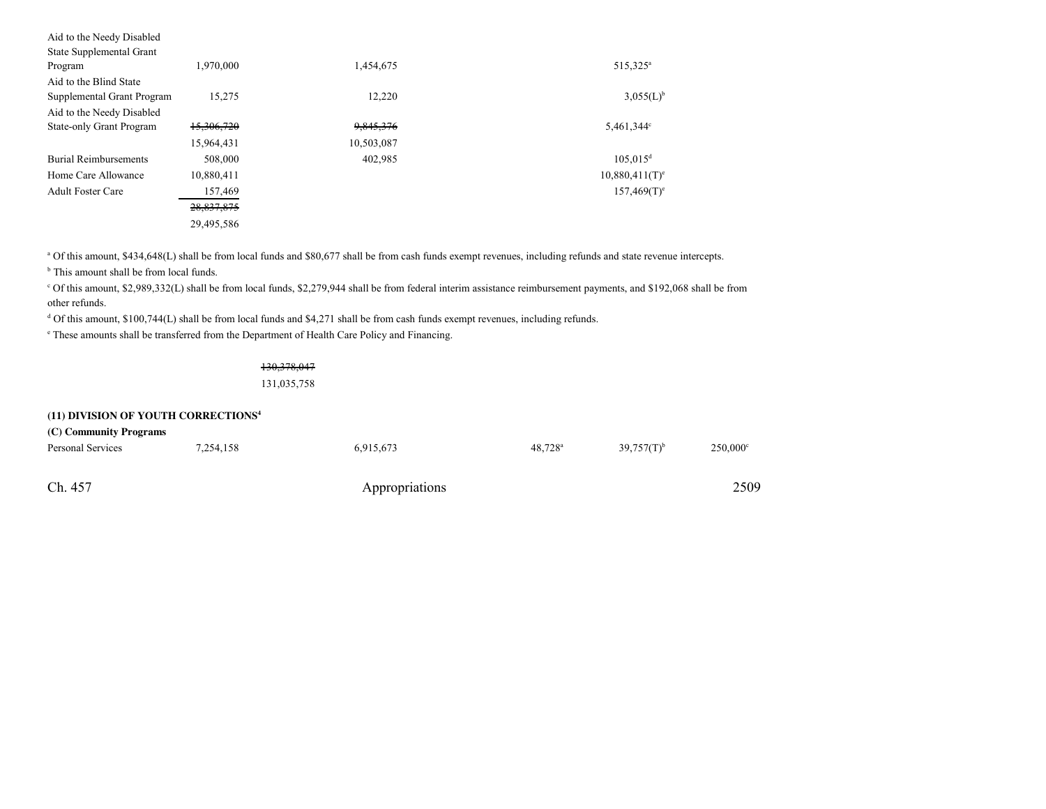| | | | | | |
|---|---|---|---|---|---|
| Aid to the Needy Disabled State Supplemental Grant Program | 1,970,000 | 1,454,675 | 515,325[a] | | |
| Aid to the Blind State Supplemental Grant Program | 15,275 | 12,220 | 3,055(L)[b] | | |
| Aid to the Needy Disabled State-only Grant Program | ~~15,306,720~~ 15,964,431 | ~~9,845,376~~ 10,503,087 | 5,461,344[c] | | |
| Burial Reimbursements | 508,000 | 402,985 | 105,015[d] | | |
| Home Care Allowance | 10,880,411 | | 10,880,411(T)[e] | | |
| Adult Foster Care | 157,469 | | 157,469(T)[e] | | |
| | ~~28,837,875~~ 29,495,586 | | | | |

[a] Of this amount, $434,648(L) shall be from local funds and $80,677 shall be from cash funds exempt revenues, including refunds and state revenue intercepts.

[b] This amount shall be from local funds.

[c] Of this amount, $2,989,332(L) shall be from local funds, $2,279,944 shall be from federal interim assistance reimbursement payments, and $192,068 shall be from other refunds.

[d] Of this amount, $100,744(L) shall be from local funds and $4,271 shall be from cash funds exempt revenues, including refunds.

[e] These amounts shall be transferred from the Department of Health Care Policy and Financing.

~~130,378,047~~
131,035,758

**(11) DIVISION OF YOUTH CORRECTIONS[4]**

**(C) Community Programs**

| | | | | | |
|---|---|---|---|---|---|
| Personal Services | 7,254,158 | 6,915,673 | 48,728[a] | 39,757(T)[b] | 250,000[c] |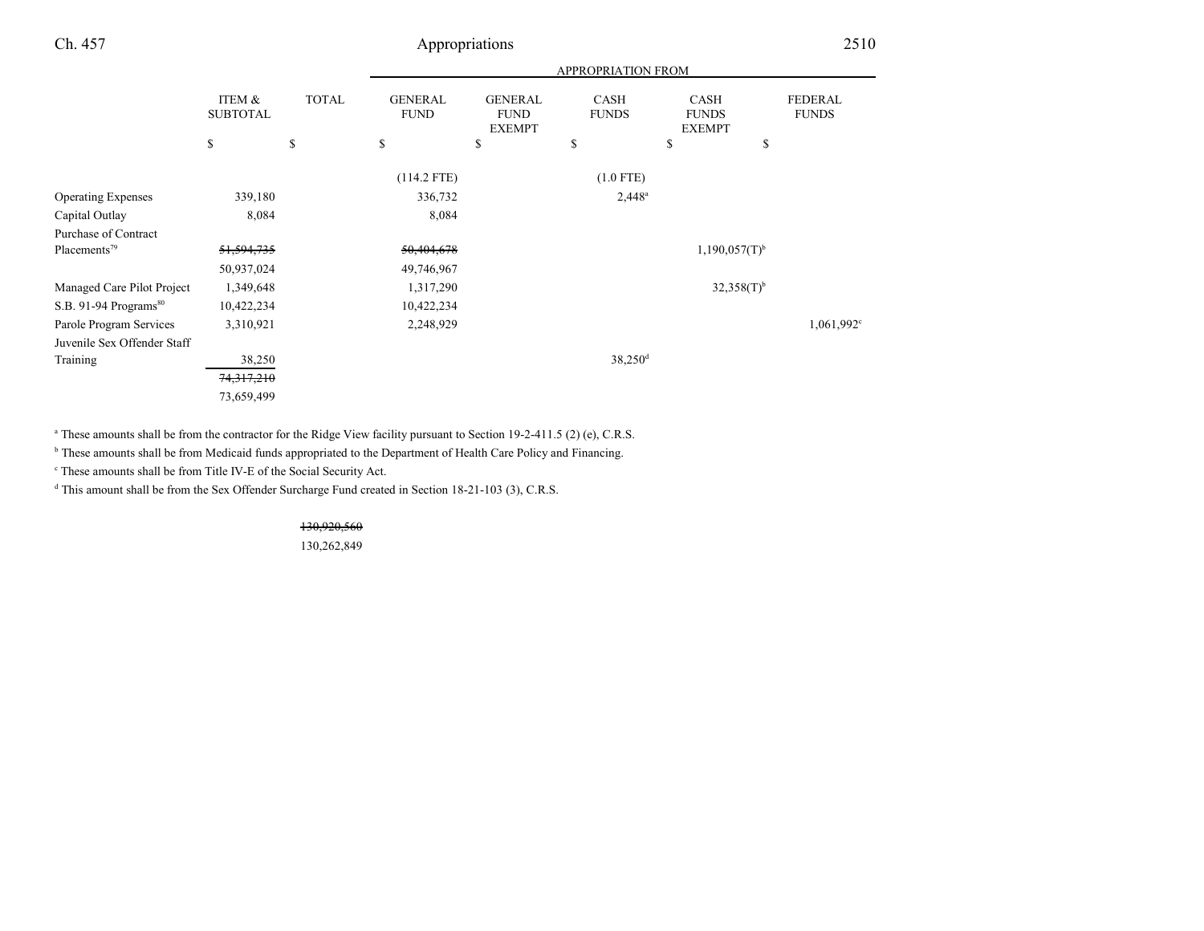| | ITEM & SUBTOTAL | TOTAL | GENERAL FUND | GENERAL FUND EXEMPT | CASH FUNDS | CASH FUNDS EXEMPT | FEDERAL FUNDS |
|---|---|---|---|---|---|---|---|
| | $ | $ | $ | $ | $ | $ | $ |
| | | | (114.2 FTE) | | (1.0 FTE) | | |
| Operating Expenses | 339,180 | | 336,732 | | 2,448[a] | | |
| Capital Outlay | 8,084 | | 8,084 | | | | |
| Purchase of Contract Placements[79] | ~~51,594,735~~ 50,937,024 | | ~~50,404,678~~ 49,746,967 | | | 1,190,057(T)[b] | |
| Managed Care Pilot Project | 1,349,648 | | 1,317,290 | | | 32,358(T)[b] | |
| S.B. 91-94 Programs[80] | 10,422,234 | | 10,422,234 | | | | |
| Parole Program Services | 3,310,921 | | 2,248,929 | | | | 1,061,992[c] |
| Juvenile Sex Offender Staff Training | 38,250 | | | | 38,250[d] | | |
| | ~~74,317,210~~ 73,659,499 | | | | | | |

[a] These amounts shall be from the contractor for the Ridge View facility pursuant to Section 19-2-411.5 (2) (e), C.R.S.

[b] These amounts shall be from Medicaid funds appropriated to the Department of Health Care Policy and Financing.

[c] These amounts shall be from Title IV-E of the Social Security Act.

[d] This amount shall be from the Sex Offender Surcharge Fund created in Section 18-21-103 (3), C.R.S.

| | ITEM & SUBTOTAL | TOTAL |
|---|---|---|
| | | ~~130,920,560~~ 130,262,849 |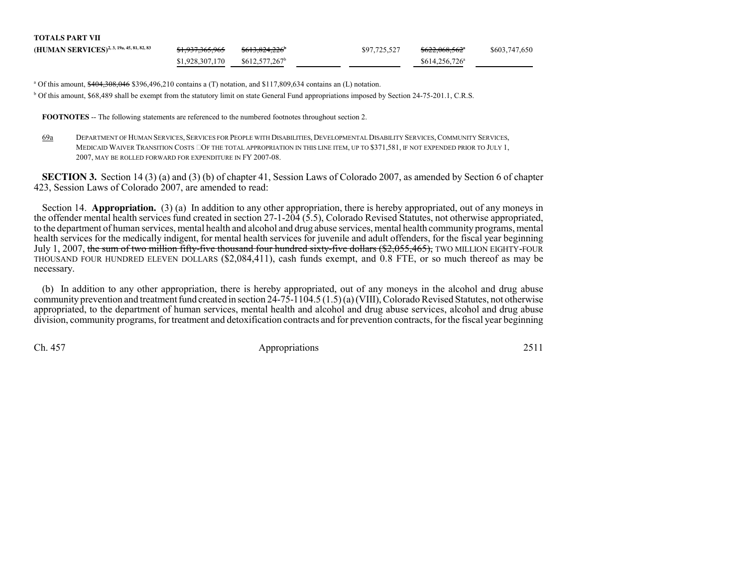| | | | | | | |
|---|---|---|---|---|---|---|
| **TOTALS PART VII (HUMAN SERVICES)**[2, 3, 19a, 45, 81, 82, 83] | ~~$1,937,365,965~~ | ~~$613,824,226~~[b] | | $97,725,527 | ~~$622,068,562~~[a] | $603,747,650 |
| | $1,928,307,170 | $612,577,267[b] | | | $614,256,726[a] | |

[a] Of this amount, ~~$404,308,046~~ $396,496,210 contains a (T) notation, and $117,809,634 contains an (L) notation.

[b] Of this amount, $68,489 shall be exempt from the statutory limit on state General Fund appropriations imposed by Section 24-75-201.1, C.R.S.

**FOOTNOTES** -- The following statements are referenced to the numbered footnotes throughout section 2.

69a DEPARTMENT OF HUMAN SERVICES, SERVICES FOR PEOPLE WITH DISABILITIES, DEVELOPMENTAL DISABILITY SERVICES, COMMUNITY SERVICES, MEDICAID WAIVER TRANSITION COSTS -- OF THE TOTAL APPROPRIATION IN THIS LINE ITEM, UP TO $371,581, IF NOT EXPENDED PRIOR TO JULY 1, 2007, MAY BE ROLLED FORWARD FOR EXPENDITURE IN FY 2007-08.

**SECTION 3.** Section 14 (3) (a) and (3) (b) of chapter 41, Session Laws of Colorado 2007, as amended by Section 6 of chapter 423, Session Laws of Colorado 2007, are amended to read:

Section 14. **Appropriation.** (3) (a) In addition to any other appropriation, there is hereby appropriated, out of any moneys in the offender mental health services fund created in section 27-1-204 (5.5), Colorado Revised Statutes, not otherwise appropriated, to the department of human services, mental health and alcohol and drug abuse services, mental health community programs, mental health services for the medically indigent, for mental health services for juvenile and adult offenders, for the fiscal year beginning July 1, 2007, ~~the sum of two million fifty-five thousand four hundred sixty-five dollars ($2,055,465),~~ TWO MILLION EIGHTY-FOUR THOUSAND FOUR HUNDRED ELEVEN DOLLARS ($2,084,411), cash funds exempt, and 0.8 FTE, or so much thereof as may be necessary.

(b) In addition to any other appropriation, there is hereby appropriated, out of any moneys in the alcohol and drug abuse community prevention and treatment fund created in section 24-75-1104.5 (1.5) (a) (VIII), Colorado Revised Statutes, not otherwise appropriated, to the department of human services, mental health and alcohol and drug abuse services, alcohol and drug abuse division, community programs, for treatment and detoxification contracts and for prevention contracts, for the fiscal year beginning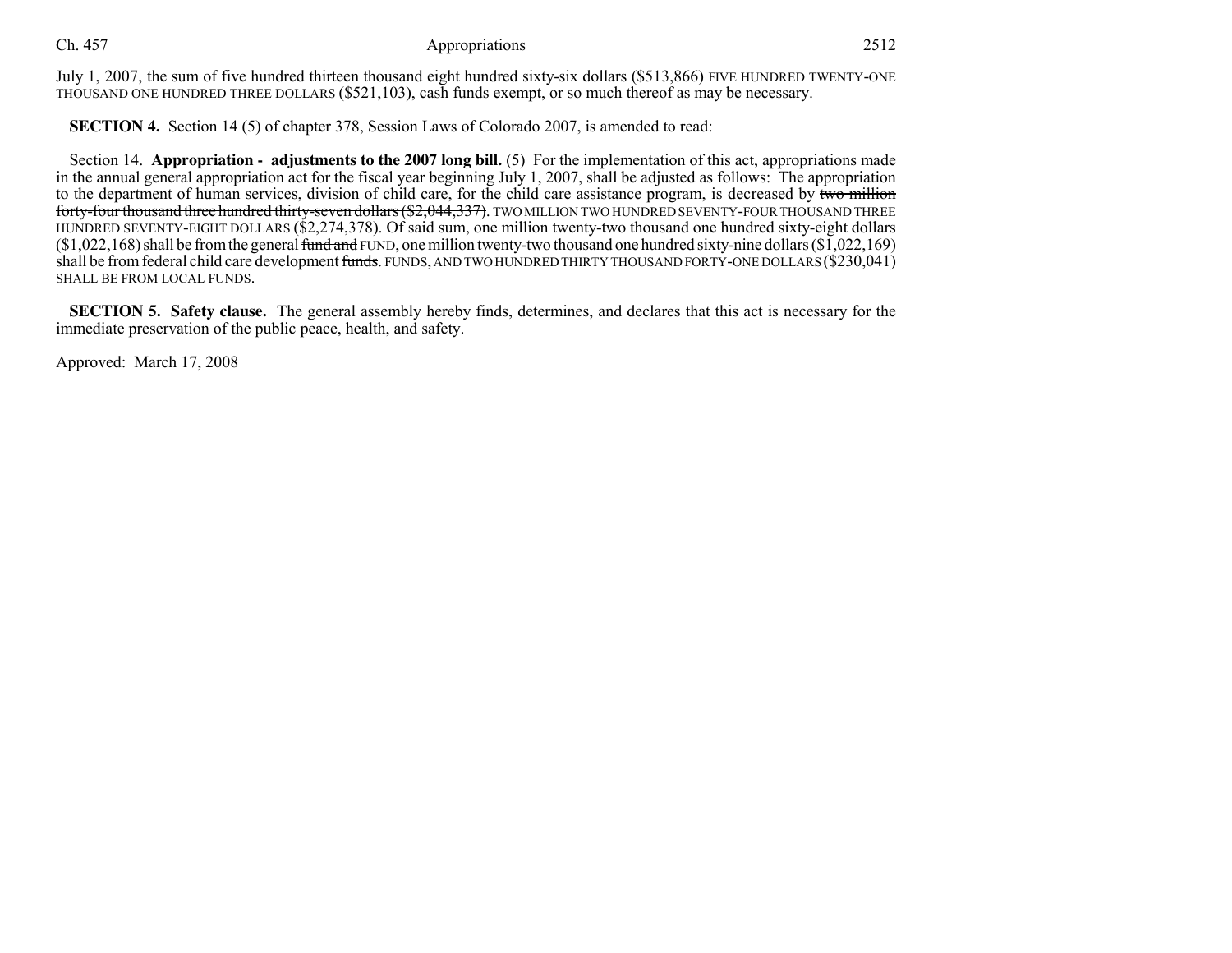July 1, 2007, the sum of ~~five hundred thirteen thousand eight hundred sixty-six dollars ($513,866)~~ FIVE HUNDRED TWENTY-ONE THOUSAND ONE HUNDRED THREE DOLLARS ($521,103), cash funds exempt, or so much thereof as may be necessary.

**SECTION 4.** Section 14 (5) of chapter 378, Session Laws of Colorado 2007, is amended to read:

Section 14. **Appropriation - adjustments to the 2007 long bill.** (5) For the implementation of this act, appropriations made in the annual general appropriation act for the fiscal year beginning July 1, 2007, shall be adjusted as follows: The appropriation to the department of human services, division of child care, for the child care assistance program, is decreased by ~~two million forty-four thousand three hundred thirty-seven dollars ($2,044,337)~~. TWO MILLION TWO HUNDRED SEVENTY-FOUR THOUSAND THREE HUNDRED SEVENTY-EIGHT DOLLARS ($2,274,378). Of said sum, one million twenty-two thousand one hundred sixty-eight dollars ($1,022,168) shall be from the general ~~fund and~~ FUND, one million twenty-two thousand one hundred sixty-nine dollars ($1,022,169) shall be from federal child care development ~~funds~~. FUNDS, AND TWO HUNDRED THIRTY THOUSAND FORTY-ONE DOLLARS ($230,041) SHALL BE FROM LOCAL FUNDS.

**SECTION 5. Safety clause.** The general assembly hereby finds, determines, and declares that this act is necessary for the immediate preservation of the public peace, health, and safety.

Approved: March 17, 2008